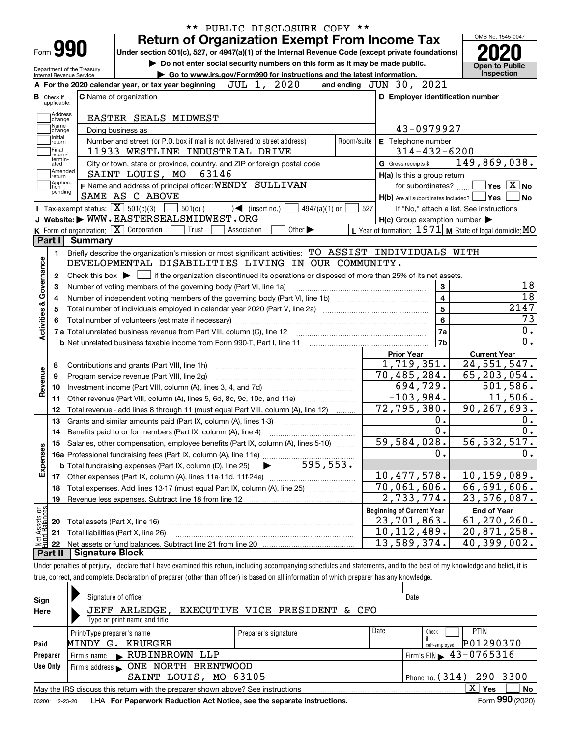** PUBLIC DISCLOSURE COPY **

# Form 990 — Return of Organization Exempt From Income Tax

Under section 501(c), 527, or 4947(a)(1) of the Internal Revenue Code (except private foundations)

▶ Do not enter social security numbers on this form as it may be made public.

▶ Go to www.irs.gov/Form990 for instructions and the latest information.

Department of the Treasury
Internal Revenue Service

OMB No. 1545-0047

**2020**

**Open to Public Inspection**

**A** For the 2020 calendar year, or tax year beginning JUL 1, 2020 and ending JUN 30, 2021

**B** Check if applicable: Address change, Name change, Initial return, Final return/terminated, Amended return, Application pending

**C** Name of organization: EASTER SEALS MIDWEST

Doing business as

Number and street (or P.O. box if mail is not delivered to street address): 11933 WESTLINE INDUSTRIAL DRIVE — Room/suite

City or town, state or province, country, and ZIP or foreign postal code: SAINT LOUIS, MO 63146

**D** Employer identification number: 43-0979927

**E** Telephone number: 314-432-6200

**G** Gross receipts $ 149,869,038.

**F** Name and address of principal officer: WENDY SULLIVAN, SAME AS C ABOVE

**H(a)** Is this a group return for subordinates? ☐ Yes ☒ No

**H(b)** Are all subordinates included? ☐ Yes ☐ No — If "No," attach a list. See instructions

**H(c)** Group exemption number ▶

**I** Tax-exempt status: ☒ 501(c)(3) ☐ 501(c) ( ) ◀ (insert no.) ☐ 4947(a)(1) or ☐ 527

**J** Website: ▶ WWW.EASTERSEALSMIDWEST.ORG

**K** Form of organization: ☒ Corporation ☐ Trust ☐ Association ☐ Other ▶

**L** Year of formation: 1971 **M** State of legal domicile: MO

## Part I Summary

**Activities & Governance**

1. Briefly describe the organization's mission or most significant activities: TO ASSIST INDIVIDUALS WITH DEVELOPMENTAL DISABILITIES LIVING IN OUR COMMUNITY.
2. Check this box ▶ ☐ if the organization discontinued its operations or disposed of more than 25% of its net assets.

| | | Line | Value |
|---|---|---|---|
| 3 | Number of voting members of the governing body (Part VI, line 1a) | 3 | 18 |
| 4 | Number of independent voting members of the governing body (Part VI, line 1b) | 4 | 18 |
| 5 | Total number of individuals employed in calendar year 2020 (Part V, line 2a) | 5 | 2147 |
| 6 | Total number of volunteers (estimate if necessary) | 6 | 73 |
| 7a | Total unrelated business revenue from Part VIII, column (C), line 12 | 7a | 0. |
| b | Net unrelated business taxable income from Form 990-T, Part I, line 11 | 7b | 0. |

**Revenue / Expenses**

| | | Prior Year | Current Year |
|---|---|---|---|
| 8 | Contributions and grants (Part VIII, line 1h) | 1,719,351. | 24,551,547. |
| 9 | Program service revenue (Part VIII, line 2g) | 70,485,284. | 65,203,054. |
| 10 | Investment income (Part VIII, column (A), lines 3, 4, and 7d) | 694,729. | 501,586. |
| 11 | Other revenue (Part VIII, column (A), lines 5, 6d, 8c, 9c, 10c, and 11e) | -103,984. | 11,506. |
| 12 | Total revenue - add lines 8 through 11 (must equal Part VIII, column (A), line 12) | 72,795,380. | 90,267,693. |
| 13 | Grants and similar amounts paid (Part IX, column (A), lines 1-3) | 0. | 0. |
| 14 | Benefits paid to or for members (Part IX, column (A), line 4) | 0. | 0. |
| 15 | Salaries, other compensation, employee benefits (Part IX, column (A), lines 5-10) | 59,584,028. | 56,532,517. |
| 16a | Professional fundraising fees (Part IX, column (A), line 11e) | 0. | 0. |
| b | Total fundraising expenses (Part IX, column (D), line 25) ▶ 595,553. | | |
| 17 | Other expenses (Part IX, column (A), lines 11a-11d, 11f-24e) | 10,477,578. | 10,159,089. |
| 18 | Total expenses. Add lines 13-17 (must equal Part IX, column (A), line 25) | 70,061,606. | 66,691,606. |
| 19 | Revenue less expenses. Subtract line 18 from line 12 | 2,733,774. | 23,576,087. |

**Net Assets or Fund Balances**

| | | Beginning of Current Year | End of Year |
|---|---|---|---|
| 20 | Total assets (Part X, line 16) | 23,701,863. | 61,270,260. |
| 21 | Total liabilities (Part X, line 26) | 10,112,489. | 20,871,258. |
| 22 | Net assets or fund balances. Subtract line 21 from line 20 | 13,589,374. | 40,399,002. |

## Part II Signature Block

Under penalties of perjury, I declare that I have examined this return, including accompanying schedules and statements, and to the best of my knowledge and belief, it is true, correct, and complete. Declaration of preparer (other than officer) is based on all information of which preparer has any knowledge.

**Sign Here**

Signature of officer — Date

JEFF ARLEDGE, EXECUTIVE VICE PRESIDENT & CFO
Type or print name and title

**Paid Preparer Use Only**

| Print/Type preparer's name | Preparer's signature | Date | Check ☐ if self-employed | PTIN |
|---|---|---|---|---|
| MINDY G. KRUEGER | | | | P01290370 |

Firm's name ▶ RUBINBROWN LLP — Firm's EIN ▶ 43-0765316

Firm's address ▶ ONE NORTH BRENTWOOD, SAINT LOUIS, MO 63105 — Phone no. (314) 290-3300

May the IRS discuss this return with the preparer shown above? See instructions ☒ Yes ☐ No

032001 12-23-20 LHA For Paperwork Reduction Act Notice, see the separate instructions. Form **990** (2020)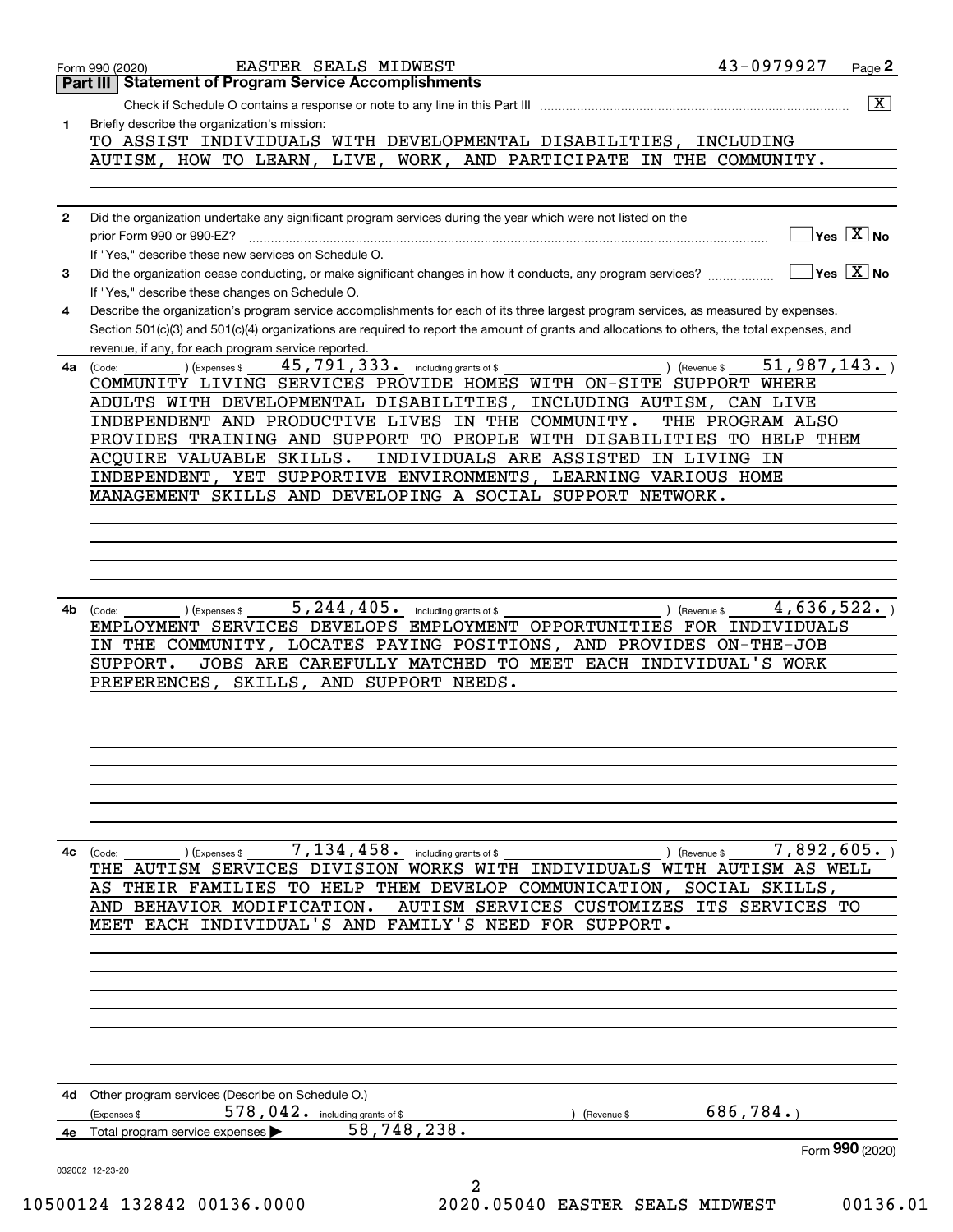Form 990 (2020) EASTER SEALS MIDWEST 43-0979927

## Part III Statement of Program Service Accomplishments

Check if Schedule O contains a response or note to any line in this Part III [X]

**1** Briefly describe the organization's mission:

TO ASSIST INDIVIDUALS WITH DEVELOPMENTAL DISABILITIES, INCLUDING AUTISM, HOW TO LEARN, LIVE, WORK, AND PARTICIPATE IN THE COMMUNITY.

**2** Did the organization undertake any significant program services during the year which were not listed on the prior Form 990 or 990-EZ? Yes [ ] No [X]

If "Yes," describe these new services on Schedule O.

**3** Did the organization cease conducting, or make significant changes in how it conducts, any program services? Yes [ ] No [X]

If "Yes," describe these changes on Schedule O.

**4** Describe the organization's program service accomplishments for each of its three largest program services, as measured by expenses. Section 501(c)(3) and 501(c)(4) organizations are required to report the amount of grants and allocations to others, the total expenses, and revenue, if any, for each program service reported.

**4a** (Code: ) (Expenses $ 45,791,333. including grants of $ ) (Revenue $ 51,987,143.)

COMMUNITY LIVING SERVICES PROVIDE HOMES WITH ON-SITE SUPPORT WHERE ADULTS WITH DEVELOPMENTAL DISABILITIES, INCLUDING AUTISM, CAN LIVE INDEPENDENT AND PRODUCTIVE LIVES IN THE COMMUNITY. THE PROGRAM ALSO PROVIDES TRAINING AND SUPPORT TO PEOPLE WITH DISABILITIES TO HELP THEM ACQUIRE VALUABLE SKILLS. INDIVIDUALS ARE ASSISTED IN LIVING IN INDEPENDENT, YET SUPPORTIVE ENVIRONMENTS, LEARNING VARIOUS HOME MANAGEMENT SKILLS AND DEVELOPING A SOCIAL SUPPORT NETWORK.

**4b** (Code: ) (Expenses $ 5,244,405. including grants of $ ) (Revenue $ 4,636,522.)

EMPLOYMENT SERVICES DEVELOPS EMPLOYMENT OPPORTUNITIES FOR INDIVIDUALS IN THE COMMUNITY, LOCATES PAYING POSITIONS, AND PROVIDES ON-THE-JOB SUPPORT. JOBS ARE CAREFULLY MATCHED TO MEET EACH INDIVIDUAL'S WORK PREFERENCES, SKILLS, AND SUPPORT NEEDS.

**4c** (Code: ) (Expenses $ 7,134,458. including grants of $ ) (Revenue $ 7,892,605.)

THE AUTISM SERVICES DIVISION WORKS WITH INDIVIDUALS WITH AUTISM AS WELL AS THEIR FAMILIES TO HELP THEM DEVELOP COMMUNICATION, SOCIAL SKILLS, AND BEHAVIOR MODIFICATION. AUTISM SERVICES CUSTOMIZES ITS SERVICES TO MEET EACH INDIVIDUAL'S AND FAMILY'S NEED FOR SUPPORT.

**4d** Other program services (Describe on Schedule O.)

(Expenses $ 578,042. including grants of $ ) (Revenue $ 686,784.)

**4e** Total program service expenses ▶ 58,748,238.

Form **990** (2020)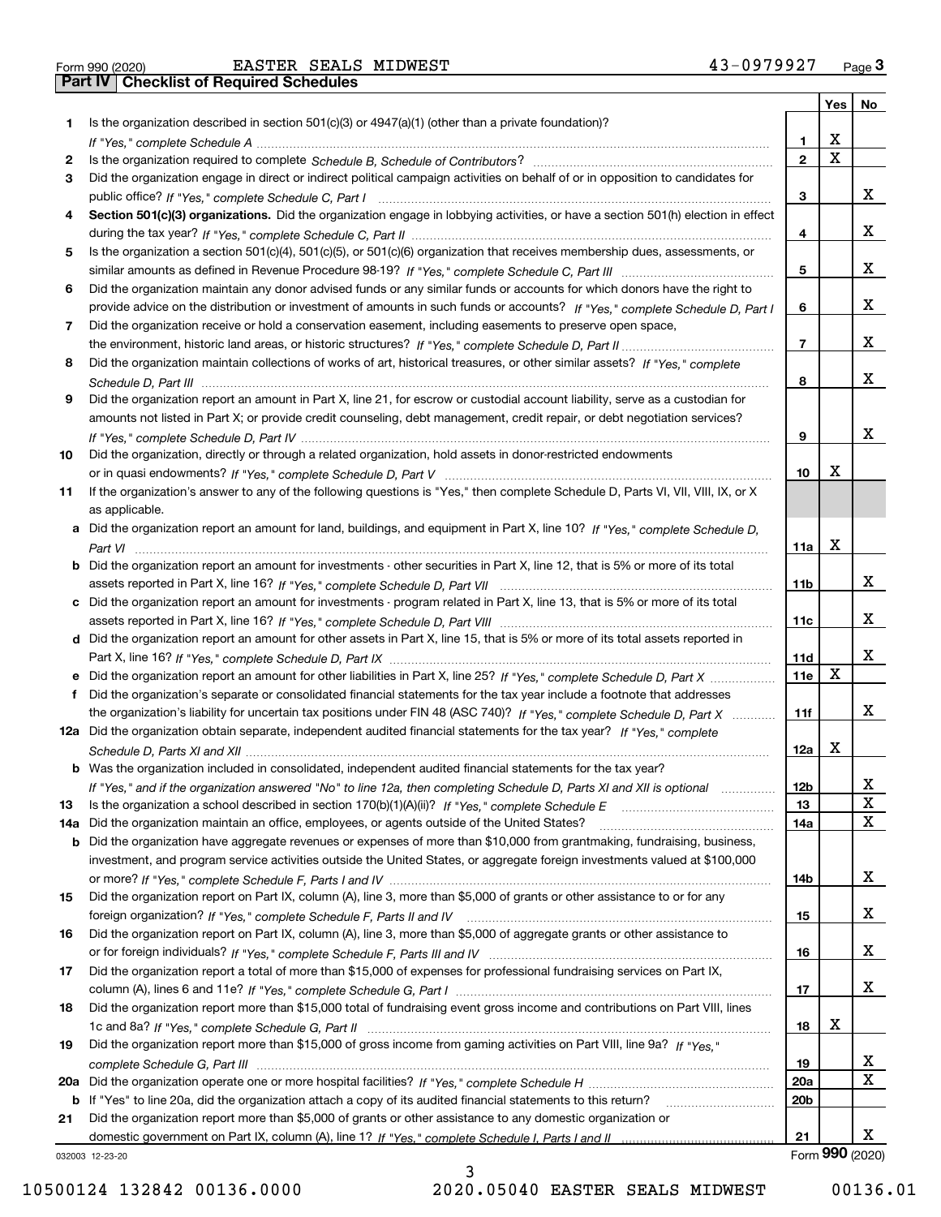Form 990 (2020) EASTER SEALS MIDWEST 43-0979927 Page 3

## Part IV Checklist of Required Schedules

| | | | Yes | No |
|---|---|---|---|---|
| 1 | Is the organization described in section 501(c)(3) or 4947(a)(1) (other than a private foundation)? *If "Yes," complete Schedule A* | 1 | X | |
| 2 | Is the organization required to complete *Schedule B, Schedule of Contributors*? | 2 | X | |
| 3 | Did the organization engage in direct or indirect political campaign activities on behalf of or in opposition to candidates for public office? *If "Yes," complete Schedule C, Part I* | 3 | | X |
| 4 | **Section 501(c)(3) organizations.** Did the organization engage in lobbying activities, or have a section 501(h) election in effect during the tax year? *If "Yes," complete Schedule C, Part II* | 4 | | X |
| 5 | Is the organization a section 501(c)(4), 501(c)(5), or 501(c)(6) organization that receives membership dues, assessments, or similar amounts as defined in Revenue Procedure 98-19? *If "Yes," complete Schedule C, Part III* | 5 | | X |
| 6 | Did the organization maintain any donor advised funds or any similar funds or accounts for which donors have the right to provide advice on the distribution or investment of amounts in such funds or accounts? *If "Yes," complete Schedule D, Part I* | 6 | | X |
| 7 | Did the organization receive or hold a conservation easement, including easements to preserve open space, the environment, historic land areas, or historic structures? *If "Yes," complete Schedule D, Part II* | 7 | | X |
| 8 | Did the organization maintain collections of works of art, historical treasures, or other similar assets? *If "Yes," complete Schedule D, Part III* | 8 | | X |
| 9 | Did the organization report an amount in Part X, line 21, for escrow or custodial account liability, serve as a custodian for amounts not listed in Part X; or provide credit counseling, debt management, credit repair, or debt negotiation services? *If "Yes," complete Schedule D, Part IV* | 9 | | X |
| 10 | Did the organization, directly or through a related organization, hold assets in donor-restricted endowments or in quasi endowments? *If "Yes," complete Schedule D, Part V* | 10 | X | |
| 11 | If the organization's answer to any of the following questions is "Yes," then complete Schedule D, Parts VI, VII, VIII, IX, or X as applicable. | | | |
| a | Did the organization report an amount for land, buildings, and equipment in Part X, line 10? *If "Yes," complete Schedule D, Part VI* | 11a | X | |
| b | Did the organization report an amount for investments - other securities in Part X, line 12, that is 5% or more of its total assets reported in Part X, line 16? *If "Yes," complete Schedule D, Part VII* | 11b | | X |
| c | Did the organization report an amount for investments - program related in Part X, line 13, that is 5% or more of its total assets reported in Part X, line 16? *If "Yes," complete Schedule D, Part VIII* | 11c | | X |
| d | Did the organization report an amount for other assets in Part X, line 15, that is 5% or more of its total assets reported in Part X, line 16? *If "Yes," complete Schedule D, Part IX* | 11d | | X |
| e | Did the organization report an amount for other liabilities in Part X, line 25? *If "Yes," complete Schedule D, Part X* | 11e | X | |
| f | Did the organization's separate or consolidated financial statements for the tax year include a footnote that addresses the organization's liability for uncertain tax positions under FIN 48 (ASC 740)? *If "Yes," complete Schedule D, Part X* | 11f | | X |
| 12a | Did the organization obtain separate, independent audited financial statements for the tax year? *If "Yes," complete Schedule D, Parts XI and XII* | 12a | X | |
| b | Was the organization included in consolidated, independent audited financial statements for the tax year? *If "Yes," and if the organization answered "No" to line 12a, then completing Schedule D, Parts XI and XII is optional* | 12b | | X |
| 13 | Is the organization a school described in section 170(b)(1)(A)(ii)? *If "Yes," complete Schedule E* | 13 | | X |
| 14a | Did the organization maintain an office, employees, or agents outside of the United States? | 14a | | X |
| b | Did the organization have aggregate revenues or expenses of more than $10,000 from grantmaking, fundraising, business, investment, and program service activities outside the United States, or aggregate foreign investments valued at $100,000 or more? *If "Yes," complete Schedule F, Parts I and IV* | 14b | | X |
| 15 | Did the organization report on Part IX, column (A), line 3, more than $5,000 of grants or other assistance to or for any foreign organization? *If "Yes," complete Schedule F, Parts II and IV* | 15 | | X |
| 16 | Did the organization report on Part IX, column (A), line 3, more than $5,000 of aggregate grants or other assistance to or for foreign individuals? *If "Yes," complete Schedule F, Parts III and IV* | 16 | | X |
| 17 | Did the organization report a total of more than $15,000 of expenses for professional fundraising services on Part IX, column (A), lines 6 and 11e? *If "Yes," complete Schedule G, Part I* | 17 | | X |
| 18 | Did the organization report more than $15,000 total of fundraising event gross income and contributions on Part VIII, lines 1c and 8a? *If "Yes," complete Schedule G, Part II* | 18 | X | |
| 19 | Did the organization report more than $15,000 of gross income from gaming activities on Part VIII, line 9a? *If "Yes," complete Schedule G, Part III* | 19 | | X |
| 20a | Did the organization operate one or more hospital facilities? *If "Yes," complete Schedule H* | 20a | | X |
| b | If "Yes" to line 20a, did the organization attach a copy of its audited financial statements to this return? | 20b | | |
| 21 | Did the organization report more than $5,000 of grants or other assistance to any domestic organization or domestic government on Part IX, column (A), line 1? *If "Yes," complete Schedule I, Parts I and II* | 21 | | X |

032003 12-23-20 Form **990** (2020)

10500124 132842 00136.0000 2020.05040 EASTER SEALS MIDWEST 00136.01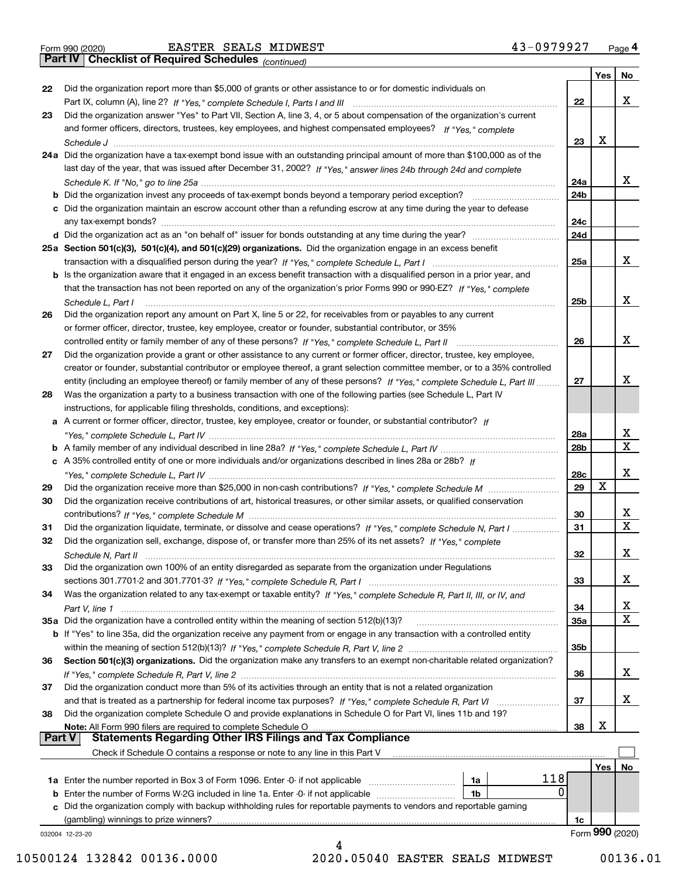Form 990 (2020) EASTER SEALS MIDWEST 43-0979927 Page 4

**Part IV | Checklist of Required Schedules** *(continued)*

| | | | Yes | No |
|---|---|---|---|---|
| 22 | Did the organization report more than $5,000 of grants or other assistance to or for domestic individuals on Part IX, column (A), line 2? *If "Yes," complete Schedule I, Parts I and III* | 22 | | X |
| 23 | Did the organization answer "Yes" to Part VII, Section A, line 3, 4, or 5 about compensation of the organization's current and former officers, directors, trustees, key employees, and highest compensated employees? *If "Yes," complete Schedule J* | 23 | X | |
| 24a | Did the organization have a tax-exempt bond issue with an outstanding principal amount of more than $100,000 as of the last day of the year, that was issued after December 31, 2002? *If "Yes," answer lines 24b through 24d and complete Schedule K. If "No," go to line 25a* | 24a | | X |
| b | Did the organization invest any proceeds of tax-exempt bonds beyond a temporary period exception? | 24b | | |
| c | Did the organization maintain an escrow account other than a refunding escrow at any time during the year to defease any tax-exempt bonds? | 24c | | |
| d | Did the organization act as an "on behalf of" issuer for bonds outstanding at any time during the year? | 24d | | |
| 25a | **Section 501(c)(3), 501(c)(4), and 501(c)(29) organizations.** Did the organization engage in an excess benefit transaction with a disqualified person during the year? *If "Yes," complete Schedule L, Part I* | 25a | | X |
| b | Is the organization aware that it engaged in an excess benefit transaction with a disqualified person in a prior year, and that the transaction has not been reported on any of the organization's prior Forms 990 or 990-EZ? *If "Yes," complete Schedule L, Part I* | 25b | | X |
| 26 | Did the organization report any amount on Part X, line 5 or 22, for receivables from or payables to any current or former officer, director, trustee, key employee, creator or founder, substantial contributor, or 35% controlled entity or family member of any of these persons? *If "Yes," complete Schedule L, Part II* | 26 | | X |
| 27 | Did the organization provide a grant or other assistance to any current or former officer, director, trustee, key employee, creator or founder, substantial contributor or employee thereof, a grant selection committee member, or to a 35% controlled entity (including an employee thereof) or family member of any of these persons? *If "Yes," complete Schedule L, Part III* | 27 | | X |
| 28 | Was the organization a party to a business transaction with one of the following parties (see Schedule L, Part IV instructions, for applicable filing thresholds, conditions, and exceptions): | | | |
| a | A current or former officer, director, trustee, key employee, creator or founder, or substantial contributor? *If "Yes," complete Schedule L, Part IV* | 28a | | X |
| b | A family member of any individual described in line 28a? *If "Yes," complete Schedule L, Part IV* | 28b | | X |
| c | A 35% controlled entity of one or more individuals and/or organizations described in lines 28a or 28b? *If "Yes," complete Schedule L, Part IV* | 28c | | X |
| 29 | Did the organization receive more than $25,000 in non-cash contributions? *If "Yes," complete Schedule M* | 29 | X | |
| 30 | Did the organization receive contributions of art, historical treasures, or other similar assets, or qualified conservation contributions? *If "Yes," complete Schedule M* | 30 | | X |
| 31 | Did the organization liquidate, terminate, or dissolve and cease operations? *If "Yes," complete Schedule N, Part I* | 31 | | X |
| 32 | Did the organization sell, exchange, dispose of, or transfer more than 25% of its net assets? *If "Yes," complete Schedule N, Part II* | 32 | | X |
| 33 | Did the organization own 100% of an entity disregarded as separate from the organization under Regulations sections 301.7701-2 and 301.7701-3? *If "Yes," complete Schedule R, Part I* | 33 | | X |
| 34 | Was the organization related to any tax-exempt or taxable entity? *If "Yes," complete Schedule R, Part II, III, or IV, and Part V, line 1* | 34 | | X |
| 35a | Did the organization have a controlled entity within the meaning of section 512(b)(13)? | 35a | | X |
| b | If "Yes" to line 35a, did the organization receive any payment from or engage in any transaction with a controlled entity within the meaning of section 512(b)(13)? *If "Yes," complete Schedule R, Part V, line 2* | 35b | | |
| 36 | **Section 501(c)(3) organizations.** Did the organization make any transfers to an exempt non-charitable related organization? *If "Yes," complete Schedule R, Part V, line 2* | 36 | | X |
| 37 | Did the organization conduct more than 5% of its activities through an entity that is not a related organization and that is treated as a partnership for federal income tax purposes? *If "Yes," complete Schedule R, Part VI* | 37 | | X |
| 38 | Did the organization complete Schedule O and provide explanations in Schedule O for Part VI, lines 11b and 19? **Note:** All Form 990 filers are required to complete Schedule O | 38 | X | |

**Part V | Statements Regarding Other IRS Filings and Tax Compliance**

Check if Schedule O contains a response or note to any line in this Part V ☐

| | | | | | Yes | No |
|---|---|---|---|---|---|---|
| 1a | Enter the number reported in Box 3 of Form 1096. Enter -0- if not applicable | 1a | 118 | | | |
| b | Enter the number of Forms W-2G included in line 1a. Enter -0- if not applicable | 1b | 0 | | | |
| c | Did the organization comply with backup withholding rules for reportable payments to vendors and reportable gaming (gambling) winnings to prize winners? | | | 1c | | |

032004 12-23-20 Form **990** (2020)

10500124 132842 00136.0000 2020.05040 EASTER SEALS MIDWEST 00136.01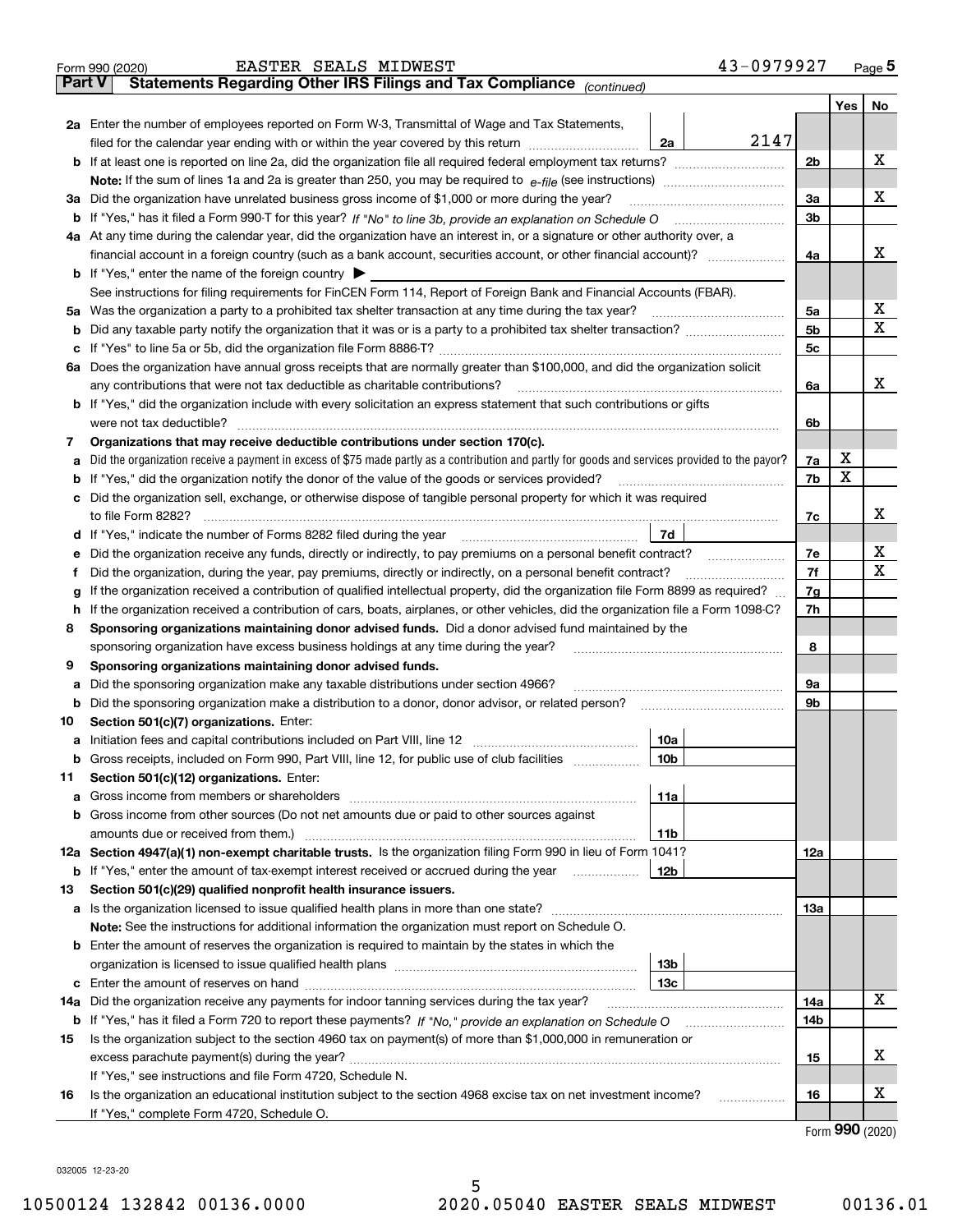Form 990 (2020) EASTER SEALS MIDWEST 43-0979927

## Part V Statements Regarding Other IRS Filings and Tax Compliance *(continued)*

| | | | | | Yes | No |
|---|---|---|---|---|---|---|
| **2a** | Enter the number of employees reported on Form W-3, Transmittal of Wage and Tax Statements, filed for the calendar year ending with or within the year covered by this return | 2a | 2147 | | | |
| **b** | If at least one is reported on line 2a, did the organization file all required federal employment tax returns? | | | 2b | | X |
| | **Note:** If the sum of lines 1a and 2a is greater than 250, you may be required to *e-file* (see instructions) | | | | | |
| **3a** | Did the organization have unrelated business gross income of $1,000 or more during the year? | | | 3a | | X |
| **b** | If "Yes," has it filed a Form 990-T for this year? *If "No" to line 3b, provide an explanation on Schedule O* | | | 3b | | |
| **4a** | At any time during the calendar year, did the organization have an interest in, or a signature or other authority over, a financial account in a foreign country (such as a bank account, securities account, or other financial account)? | | | 4a | | X |
| **b** | If "Yes," enter the name of the foreign country ▶ | | | | | |
| | See instructions for filing requirements for FinCEN Form 114, Report of Foreign Bank and Financial Accounts (FBAR). | | | | | |
| **5a** | Was the organization a party to a prohibited tax shelter transaction at any time during the tax year? | | | 5a | | X |
| **b** | Did any taxable party notify the organization that it was or is a party to a prohibited tax shelter transaction? | | | 5b | | X |
| **c** | If "Yes" to line 5a or 5b, did the organization file Form 8886-T? | | | 5c | | |
| **6a** | Does the organization have annual gross receipts that are normally greater than $100,000, and did the organization solicit any contributions that were not tax deductible as charitable contributions? | | | 6a | | X |
| **b** | If "Yes," did the organization include with every solicitation an express statement that such contributions or gifts were not tax deductible? | | | 6b | | |
| **7** | **Organizations that may receive deductible contributions under section 170(c).** | | | | | |
| **a** | Did the organization receive a payment in excess of $75 made partly as a contribution and partly for goods and services provided to the payor? | | | 7a | X | |
| **b** | If "Yes," did the organization notify the donor of the value of the goods or services provided? | | | 7b | X | |
| **c** | Did the organization sell, exchange, or otherwise dispose of tangible personal property for which it was required to file Form 8282? | | | 7c | | X |
| **d** | If "Yes," indicate the number of Forms 8282 filed during the year | 7d | | | | |
| **e** | Did the organization receive any funds, directly or indirectly, to pay premiums on a personal benefit contract? | | | 7e | | X |
| **f** | Did the organization, during the year, pay premiums, directly or indirectly, on a personal benefit contract? | | | 7f | | X |
| **g** | If the organization received a contribution of qualified intellectual property, did the organization file Form 8899 as required? | | | 7g | | |
| **h** | If the organization received a contribution of cars, boats, airplanes, or other vehicles, did the organization file a Form 1098-C? | | | 7h | | |
| **8** | **Sponsoring organizations maintaining donor advised funds.** Did a donor advised fund maintained by the sponsoring organization have excess business holdings at any time during the year? | | | 8 | | |
| **9** | **Sponsoring organizations maintaining donor advised funds.** | | | | | |
| **a** | Did the sponsoring organization make any taxable distributions under section 4966? | | | 9a | | |
| **b** | Did the sponsoring organization make a distribution to a donor, donor advisor, or related person? | | | 9b | | |
| **10** | **Section 501(c)(7) organizations.** Enter: | | | | | |
| **a** | Initiation fees and capital contributions included on Part VIII, line 12 | 10a | | | | |
| **b** | Gross receipts, included on Form 990, Part VIII, line 12, for public use of club facilities | 10b | | | | |
| **11** | **Section 501(c)(12) organizations.** Enter: | | | | | |
| **a** | Gross income from members or shareholders | 11a | | | | |
| **b** | Gross income from other sources (Do not net amounts due or paid to other sources against amounts due or received from them.) | 11b | | | | |
| **12a** | **Section 4947(a)(1) non-exempt charitable trusts.** Is the organization filing Form 990 in lieu of Form 1041? | | | 12a | | |
| **b** | If "Yes," enter the amount of tax-exempt interest received or accrued during the year | 12b | | | | |
| **13** | **Section 501(c)(29) qualified nonprofit health insurance issuers.** | | | | | |
| **a** | Is the organization licensed to issue qualified health plans in more than one state? | | | 13a | | |
| | **Note:** See the instructions for additional information the organization must report on Schedule O. | | | | | |
| **b** | Enter the amount of reserves the organization is required to maintain by the states in which the organization is licensed to issue qualified health plans | 13b | | | | |
| **c** | Enter the amount of reserves on hand | 13c | | | | |
| **14a** | Did the organization receive any payments for indoor tanning services during the tax year? | | | 14a | | X |
| **b** | If "Yes," has it filed a Form 720 to report these payments? *If "No," provide an explanation on Schedule O* | | | 14b | | |
| **15** | Is the organization subject to the section 4960 tax on payment(s) of more than $1,000,000 in remuneration or excess parachute payment(s) during the year? | | | 15 | | X |
| | If "Yes," see instructions and file Form 4720, Schedule N. | | | | | |
| **16** | Is the organization an educational institution subject to the section 4968 excise tax on net investment income? | | | 16 | | X |
| | If "Yes," complete Form 4720, Schedule O. | | | | | |

Form **990** (2020)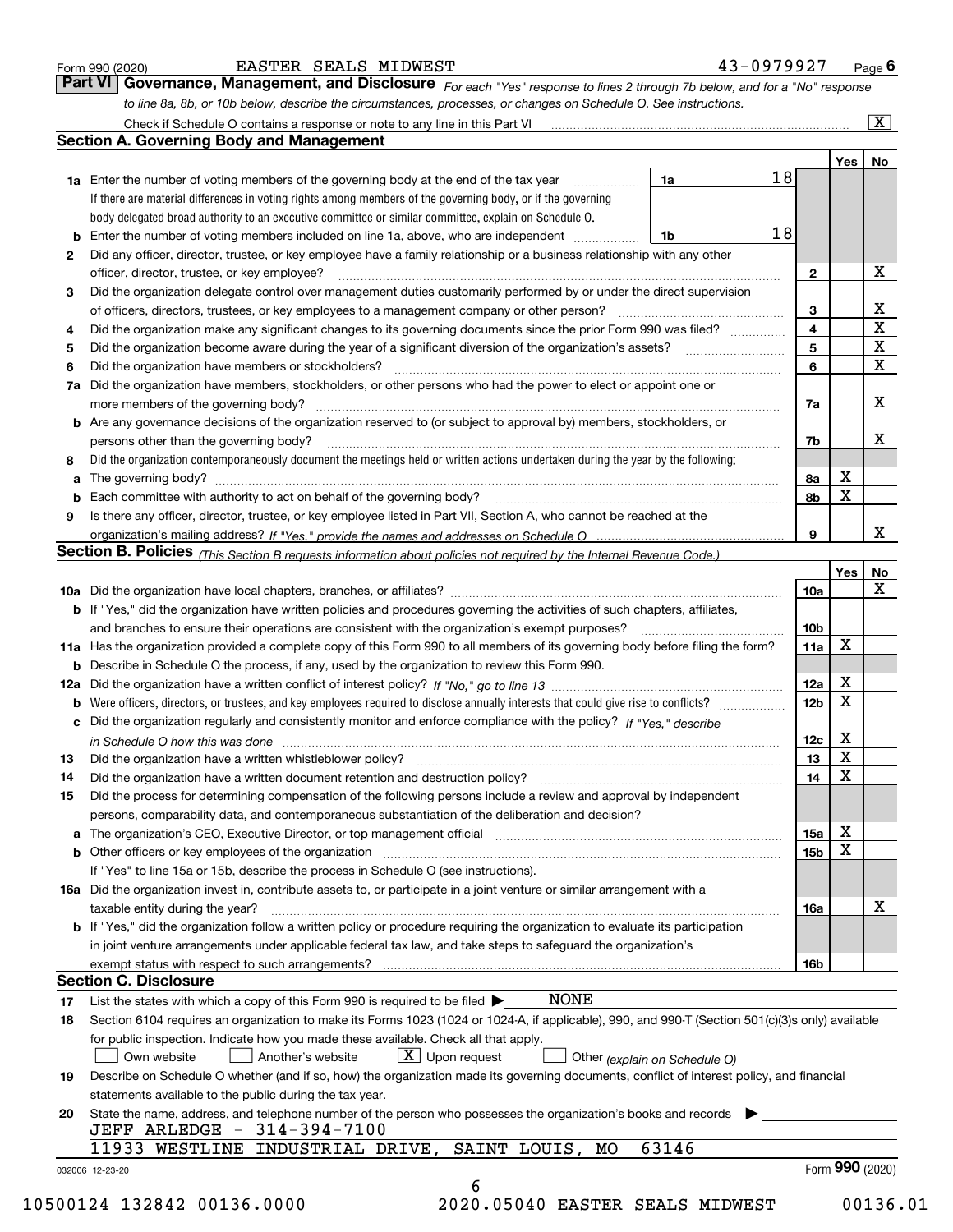Form 990 (2020) EASTER SEALS MIDWEST 43-0979927 Page 6

## Part VI Governance, Management, and Disclosure

*For each "Yes" response to lines 2 through 7b below, and for a "No" response to line 8a, 8b, or 10b below, describe the circumstances, processes, or changes on Schedule O. See instructions.*

Check if Schedule O contains a response or note to any line in this Part VI [X]

### Section A. Governing Body and Management

| | | | | Yes | No |
|---|---|---|---|---|---|
| **1a** | Enter the number of voting members of the governing body at the end of the tax year | 1a | 18 | | |
| | If there are material differences in voting rights among members of the governing body, or if the governing body delegated broad authority to an executive committee or similar committee, explain on Schedule O. | | | | |
| **b** | Enter the number of voting members included on line 1a, above, who are independent | 1b | 18 | | |
| **2** | Did any officer, director, trustee, or key employee have a family relationship or a business relationship with any other officer, director, trustee, or key employee? | 2 | | | X |
| **3** | Did the organization delegate control over management duties customarily performed by or under the direct supervision of officers, directors, trustees, or key employees to a management company or other person? | 3 | | | X |
| **4** | Did the organization make any significant changes to its governing documents since the prior Form 990 was filed? | 4 | | | X |
| **5** | Did the organization become aware during the year of a significant diversion of the organization's assets? | 5 | | | X |
| **6** | Did the organization have members or stockholders? | 6 | | | X |
| **7a** | Did the organization have members, stockholders, or other persons who had the power to elect or appoint one or more members of the governing body? | 7a | | | X |
| **b** | Are any governance decisions of the organization reserved to (or subject to approval by) members, stockholders, or persons other than the governing body? | 7b | | | X |
| **8** | Did the organization contemporaneously document the meetings held or written actions undertaken during the year by the following: | | | | |
| **a** | The governing body? | 8a | | X | |
| **b** | Each committee with authority to act on behalf of the governing body? | 8b | | X | |
| **9** | Is there any officer, director, trustee, or key employee listed in Part VII, Section A, who cannot be reached at the organization's mailing address? *If "Yes," provide the names and addresses on Schedule O* | 9 | | | X |

### Section B. Policies *(This Section B requests information about policies not required by the Internal Revenue Code.)*

| | | | Yes | No |
|---|---|---|---|---|
| **10a** | Did the organization have local chapters, branches, or affiliates? | 10a | | X |
| **b** | If "Yes," did the organization have written policies and procedures governing the activities of such chapters, affiliates, and branches to ensure their operations are consistent with the organization's exempt purposes? | 10b | | |
| **11a** | Has the organization provided a complete copy of this Form 990 to all members of its governing body before filing the form? | 11a | X | |
| **b** | Describe in Schedule O the process, if any, used by the organization to review this Form 990. | | | |
| **12a** | Did the organization have a written conflict of interest policy? *If "No," go to line 13* | 12a | X | |
| **b** | Were officers, directors, or trustees, and key employees required to disclose annually interests that could give rise to conflicts? | 12b | X | |
| **c** | Did the organization regularly and consistently monitor and enforce compliance with the policy? *If "Yes," describe in Schedule O how this was done* | 12c | X | |
| **13** | Did the organization have a written whistleblower policy? | 13 | X | |
| **14** | Did the organization have a written document retention and destruction policy? | 14 | X | |
| **15** | Did the process for determining compensation of the following persons include a review and approval by independent persons, comparability data, and contemporaneous substantiation of the deliberation and decision? | | | |
| **a** | The organization's CEO, Executive Director, or top management official | 15a | X | |
| **b** | Other officers or key employees of the organization | 15b | X | |
| | If "Yes" to line 15a or 15b, describe the process in Schedule O (see instructions). | | | |
| **16a** | Did the organization invest in, contribute assets to, or participate in a joint venture or similar arrangement with a taxable entity during the year? | 16a | | X |
| **b** | If "Yes," did the organization follow a written policy or procedure requiring the organization to evaluate its participation in joint venture arrangements under applicable federal tax law, and take steps to safeguard the organization's exempt status with respect to such arrangements? | 16b | | |

### Section C. Disclosure

**17** List the states with which a copy of this Form 990 is required to be filed ▶ NONE

**18** Section 6104 requires an organization to make its Forms 1023 (1024 or 1024-A, if applicable), 990, and 990-T (Section 501(c)(3)s only) available for public inspection. Indicate how you made these available. Check all that apply.

[ ] Own website [ ] Another's website [X] Upon request [ ] Other *(explain on Schedule O)*

**19** Describe on Schedule O whether (and if so, how) the organization made its governing documents, conflict of interest policy, and financial statements available to the public during the tax year.

**20** State the name, address, and telephone number of the person who possesses the organization's books and records ▶

JEFF ARLEDGE - 314-394-7100
11933 WESTLINE INDUSTRIAL DRIVE, SAINT LOUIS, MO 63146

032006 12-23-20 Form 990 (2020)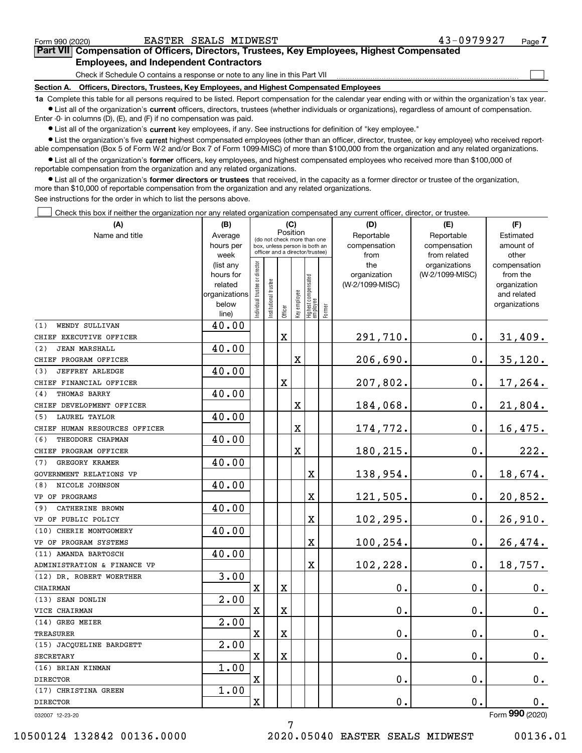Form 990 (2020) EASTER SEALS MIDWEST 43-0979927 Page 7

## Part VII Compensation of Officers, Directors, Trustees, Key Employees, Highest Compensated Employees, and Independent Contractors

Check if Schedule O contains a response or note to any line in this Part VII ☐

**Section A. Officers, Directors, Trustees, Key Employees, and Highest Compensated Employees**

**1a** Complete this table for all persons required to be listed. Report compensation for the calendar year ending with or within the organization's tax year.

- List all of the organization's **current** officers, directors, trustees (whether individuals or organizations), regardless of amount of compensation. Enter -0- in columns (D), (E), and (F) if no compensation was paid.
- List all of the organization's **current** key employees, if any. See instructions for definition of "key employee."
- List the organization's five **current** highest compensated employees (other than an officer, director, trustee, or key employee) who received reportable compensation (Box 5 of Form W-2 and/or Box 7 of Form 1099-MISC) of more than $100,000 from the organization and any related organizations.
- List all of the organization's **former** officers, key employees, and highest compensated employees who received more than $100,000 of reportable compensation from the organization and any related organizations.
- List all of the organization's **former directors or trustees** that received, in the capacity as a former director or trustee of the organization, more than $10,000 of reportable compensation from the organization and any related organizations.

See instructions for the order in which to list the persons above.

☐ Check this box if neither the organization nor any related organization compensated any current officer, director, or trustee.

| (A) Name and title | (B) Average hours per week (list any hours for related organizations below line) | (C) Position (do not check more than one box, unless person is both an officer and a director/trustee) | | | | | | (D) Reportable compensation from the organization (W-2/1099-MISC) | (E) Reportable compensation from related organizations (W-2/1099-MISC) | (F) Estimated amount of other compensation from the organization and related organizations |
|---|---|---|---|---|---|---|---|---|---|---|
| | | Individual trustee or director | Institutional trustee | Officer | Key employee | Highest compensated employee | Former | | | |
| (1) WENDY SULLIVAN<br>CHIEF EXECUTIVE OFFICER | 40.00 | | | X | | | | 291,710. | 0. | 31,409. |
| (2) JEAN MARSHALL<br>CHIEF PROGRAM OFFICER | 40.00 | | | | X | | | 206,690. | 0. | 35,120. |
| (3) JEFFREY ARLEDGE<br>CHIEF FINANCIAL OFFICER | 40.00 | | | X | | | | 207,802. | 0. | 17,264. |
| (4) THOMAS BARRY<br>CHIEF DEVELOPMENT OFFICER | 40.00 | | | | X | | | 184,068. | 0. | 21,804. |
| (5) LAUREL TAYLOR<br>CHIEF HUMAN RESOURCES OFFICER | 40.00 | | | | X | | | 174,772. | 0. | 16,475. |
| (6) THEODORE CHAPMAN<br>CHIEF PROGRAM OFFICER | 40.00 | | | | X | | | 180,215. | 0. | 222. |
| (7) GREGORY KRAMER<br>GOVERNMENT RELATIONS VP | 40.00 | | | | | X | | 138,954. | 0. | 18,674. |
| (8) NICOLE JOHNSON<br>VP OF PROGRAMS | 40.00 | | | | | X | | 121,505. | 0. | 20,852. |
| (9) CATHERINE BROWN<br>VP OF PUBLIC POLICY | 40.00 | | | | | X | | 102,295. | 0. | 26,910. |
| (10) CHERIE MONTGOMERY<br>VP OF PROGRAM SYSTEMS | 40.00 | | | | | X | | 100,254. | 0. | 26,474. |
| (11) AMANDA BARTOSCH<br>ADMINISTRATION & FINANCE VP | 40.00 | | | | | X | | 102,228. | 0. | 18,757. |
| (12) DR. ROBERT WOERTHER<br>CHAIRMAN | 3.00 | X | | X | | | | 0. | 0. | 0. |
| (13) SEAN DONLIN<br>VICE CHAIRMAN | 2.00 | X | | X | | | | 0. | 0. | 0. |
| (14) GREG MEIER<br>TREASURER | 2.00 | X | | X | | | | 0. | 0. | 0. |
| (15) JACQUELINE BARDGETT<br>SECRETARY | 2.00 | X | | X | | | | 0. | 0. | 0. |
| (16) BRIAN KINMAN<br>DIRECTOR | 1.00 | X | | | | | | 0. | 0. | 0. |
| (17) CHRISTINA GREEN<br>DIRECTOR | 1.00 | X | | | | | | 0. | 0. | 0. |

032007 12-23-20 Form 990 (2020)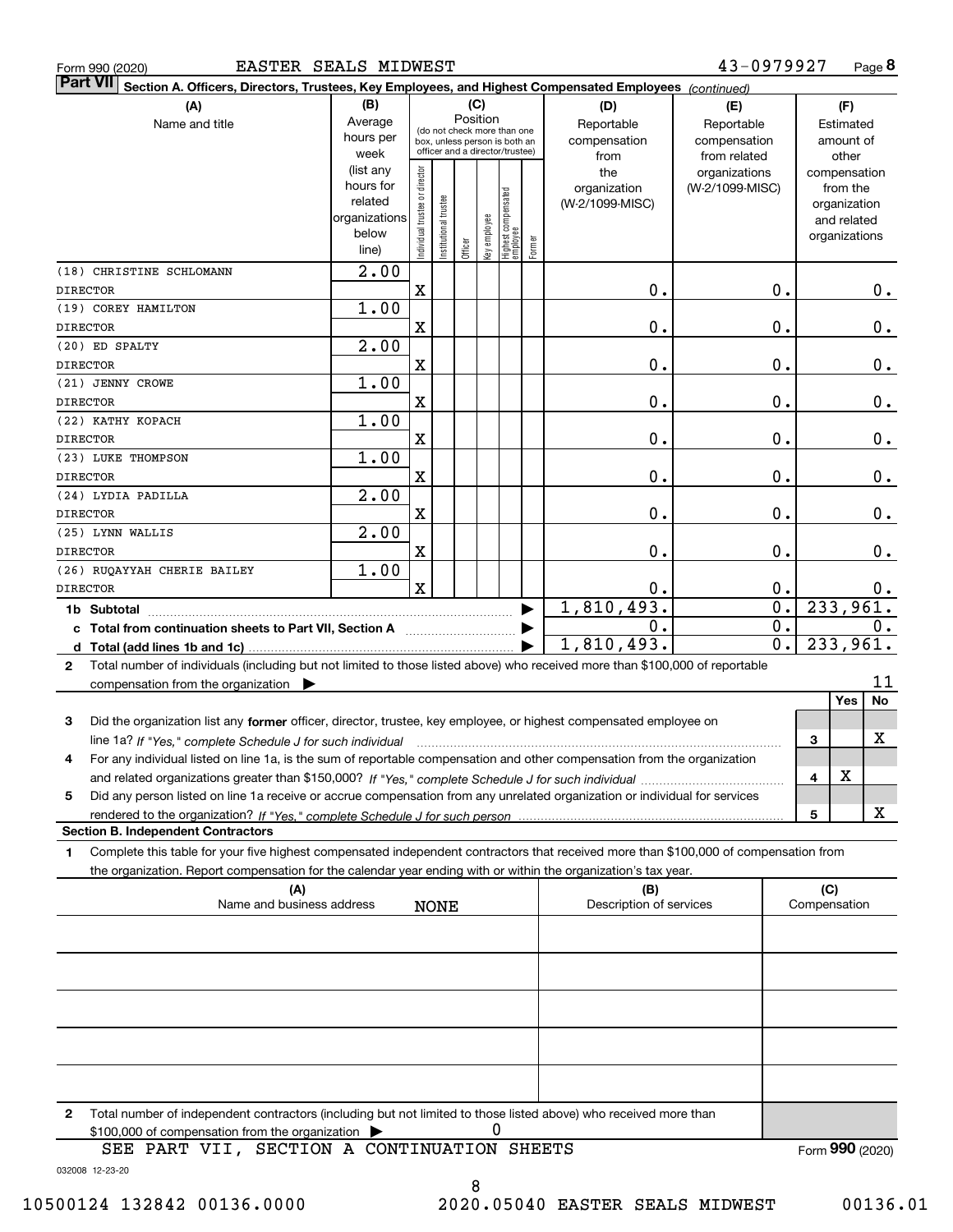Form 990 (2020) EASTER SEALS MIDWEST 43-0979927 Page 8

## Part VII Section A. Officers, Directors, Trustees, Key Employees, and Highest Compensated Employees *(continued)*

| (A) Name and title | (B) Average hours per week (list any hours for related organizations below line) | (C) Position: Individual trustee or director | Institutional trustee | Officer | Key employee | Highest compensated employee | Former | (D) Reportable compensation from the organization (W-2/1099-MISC) | (E) Reportable compensation from related organizations (W-2/1099-MISC) | (F) Estimated amount of other compensation from the organization and related organizations |
|---|---|---|---|---|---|---|---|---|---|---|
| (18) CHRISTINE SCHLOMANN<br>DIRECTOR | 2.00 | X | | | | | | 0. | 0. | 0. |
| (19) COREY HAMILTON<br>DIRECTOR | 1.00 | X | | | | | | 0. | 0. | 0. |
| (20) ED SPALTY<br>DIRECTOR | 2.00 | X | | | | | | 0. | 0. | 0. |
| (21) JENNY CROWE<br>DIRECTOR | 1.00 | X | | | | | | 0. | 0. | 0. |
| (22) KATHY KOPACH<br>DIRECTOR | 1.00 | X | | | | | | 0. | 0. | 0. |
| (23) LUKE THOMPSON<br>DIRECTOR | 1.00 | X | | | | | | 0. | 0. | 0. |
| (24) LYDIA PADILLA<br>DIRECTOR | 2.00 | X | | | | | | 0. | 0. | 0. |
| (25) LYNN WALLIS<br>DIRECTOR | 2.00 | X | | | | | | 0. | 0. | 0. |
| (26) RUQAYYAH CHERIE BAILEY<br>DIRECTOR | 1.00 | X | | | | | | 0. | 0. | 0. |
| **1b Subtotal** | | | | | | | | 1,810,493. | 0. | 233,961. |
| **c Total from continuation sheets to Part VII, Section A** | | | | | | | | 0. | 0. | 0. |
| **d Total (add lines 1b and 1c)** | | | | | | | | 1,810,493. | 0. | 233,961. |

**2** Total number of individuals (including but not limited to those listed above) who received more than $100,000 of reportable compensation from the organization ▶ 11

| | | Yes | No |
|---|---|---|---|
| **3** Did the organization list any **former** officer, director, trustee, key employee, or highest compensated employee on line 1a? *If "Yes," complete Schedule J for such individual* | 3 | | X |
| **4** For any individual listed on line 1a, is the sum of reportable compensation and other compensation from the organization and related organizations greater than $150,000? *If "Yes," complete Schedule J for such individual* | 4 | X | |
| **5** Did any person listed on line 1a receive or accrue compensation from any unrelated organization or individual for services rendered to the organization? *If "Yes," complete Schedule J for such person* | 5 | | X |

### Section B. Independent Contractors

**1** Complete this table for your five highest compensated independent contractors that received more than $100,000 of compensation from the organization. Report compensation for the calendar year ending with or within the organization's tax year.

| (A) Name and business address | (B) Description of services | (C) Compensation |
|---|---|---|
| NONE | | |
| | | |
| | | |
| | | |
| | | |

**2** Total number of independent contractors (including but not limited to those listed above) who received more than $100,000 of compensation from the organization ▶ 0

SEE PART VII, SECTION A CONTINUATION SHEETS

Form **990** (2020)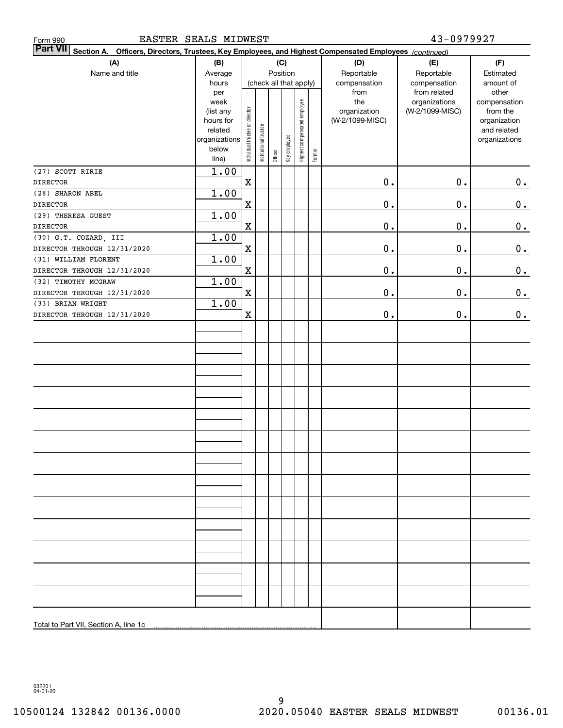Form 990 EASTER SEALS MIDWEST 43-0979927

**Part VII** **Section A. Officers, Directors, Trustees, Key Employees, and Highest Compensated Employees** *(continued)*

| (A) Name and title | (B) Average hours per week (list any hours for related organizations below line) | (C) Position (check all that apply): Individual trustee or director | Institutional trustee | Officer | Key employee | Highest compensated employee | Former | (D) Reportable compensation from the organization (W-2/1099-MISC) | (E) Reportable compensation from related organizations (W-2/1099-MISC) | (F) Estimated amount of other compensation from the organization and related organizations |
|---|---|---|---|---|---|---|---|---|---|---|
| (27) SCOTT RIRIE<br>DIRECTOR | 1.00 | X | | | | | | 0. | 0. | 0. |
| (28) SHARON ABEL<br>DIRECTOR | 1.00 | X | | | | | | 0. | 0. | 0. |
| (29) THERESA GUEST<br>DIRECTOR | 1.00 | X | | | | | | 0. | 0. | 0. |
| (30) G.T. COZARD, III<br>DIRECTOR THROUGH 12/31/2020 | 1.00 | X | | | | | | 0. | 0. | 0. |
| (31) WILLIAM FLORENT<br>DIRECTOR THROUGH 12/31/2020 | 1.00 | X | | | | | | 0. | 0. | 0. |
| (32) TIMOTHY MCGRAW<br>DIRECTOR THROUGH 12/31/2020 | 1.00 | X | | | | | | 0. | 0. | 0. |
| (33) BRIAN WRIGHT<br>DIRECTOR THROUGH 12/31/2020 | 1.00 | X | | | | | | 0. | 0. | 0. |
| Total to Part VII, Section A, line 1c | | | | | | | | | | |

032201 04-01-20

10500124 132842 00136.0000 2020.05040 EASTER SEALS MIDWEST 00136.01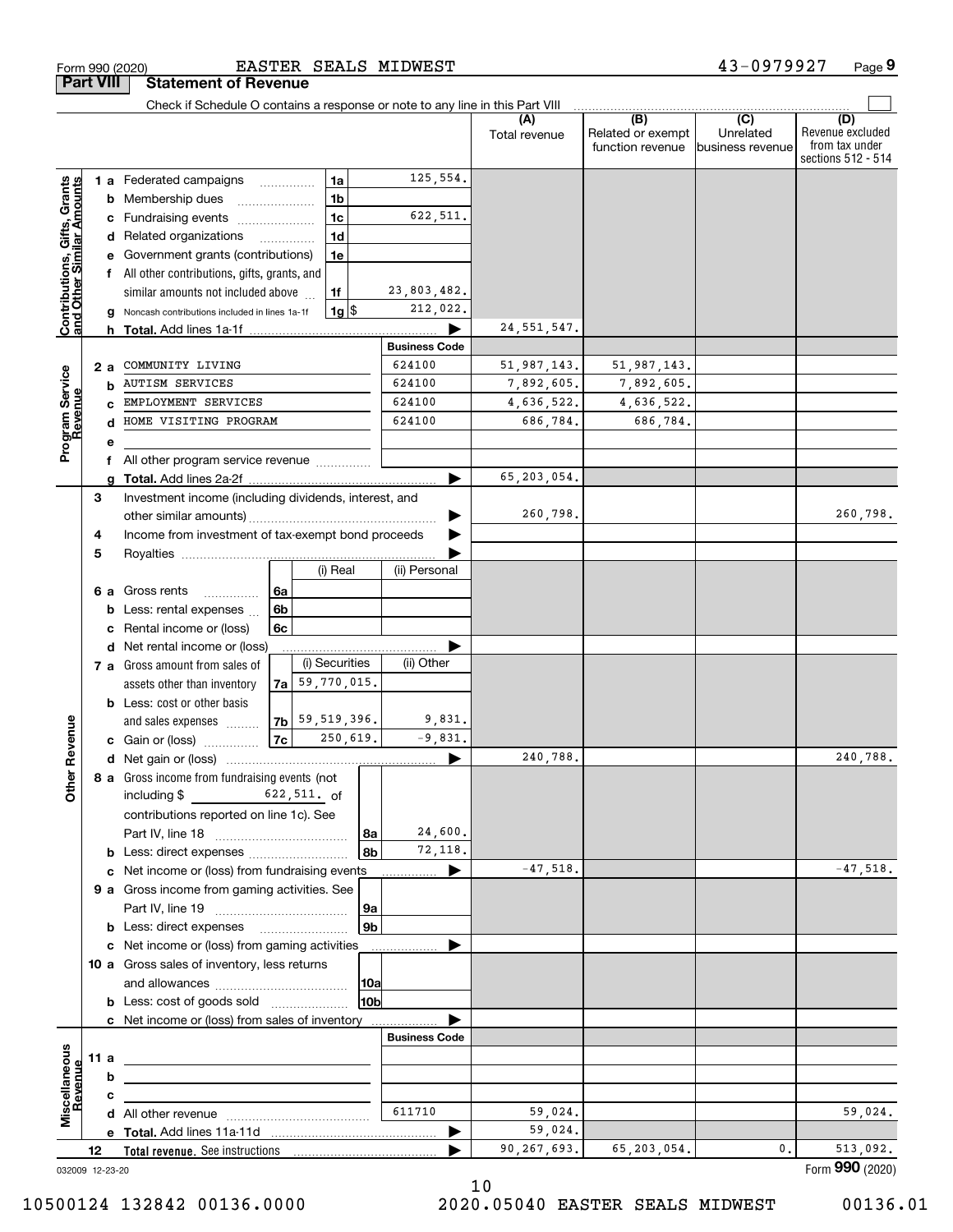Form 990 (2020) EASTER SEALS MIDWEST 43-0979927

## Part VIII Statement of Revenue

Check if Schedule O contains a response or note to any line in this Part VIII

| | | | | (A) Total revenue | (B) Related or exempt function revenue | (C) Unrelated business revenue | (D) Revenue excluded from tax under sections 512 - 514 |
|---|---|---|---|---|---|---|---|
| **Contributions, Gifts, Grants and Other Similar Amounts** | 1 a Federated campaigns | 1a | 125,554. | | | | |
| | b Membership dues | 1b | | | | | |
| | c Fundraising events | 1c | 622,511. | | | | |
| | d Related organizations | 1d | | | | | |
| | e Government grants (contributions) | 1e | | | | | |
| | f All other contributions, gifts, grants, and similar amounts not included above | 1f | 23,803,482. | | | | |
| | g Noncash contributions included in lines 1a-1f | 1g $ | 212,022. | | | | |
| | h **Total.** Add lines 1a-1f | | ▶ | 24,551,547. | | | |
| **Program Service Revenue** | | | **Business Code** | | | | |
| | 2 a COMMUNITY LIVING | | 624100 | 51,987,143. | 51,987,143. | | |
| | b AUTISM SERVICES | | 624100 | 7,892,605. | 7,892,605. | | |
| | c EMPLOYMENT SERVICES | | 624100 | 4,636,522. | 4,636,522. | | |
| | d HOME VISITING PROGRAM | | 624100 | 686,784. | 686,784. | | |
| | e | | | | | | |
| | f All other program service revenue | | | | | | |
| | g **Total.** Add lines 2a-2f | | ▶ | 65,203,054. | | | |
| **Other Revenue** | 3 Investment income (including dividends, interest, and other similar amounts) | | ▶ | 260,798. | | | 260,798. |
| | 4 Income from investment of tax-exempt bond proceeds | | ▶ | | | | |
| | 5 Royalties | | ▶ | | | | |
| | | (i) Real | (ii) Personal | | | | |
| | 6 a Gross rents (6a) | | | | | | |
| | b Less: rental expenses (6b) | | | | | | |
| | c Rental income or (loss) (6c) | | | | | | |
| | d Net rental income or (loss) | | ▶ | | | | |
| | | (i) Securities | (ii) Other | | | | |
| | 7 a Gross amount from sales of assets other than inventory (7a) | 59,770,015. | | | | | |
| | b Less: cost or other basis and sales expenses (7b) | 59,519,396. | 9,831. | | | | |
| | c Gain or (loss) (7c) | 250,619. | -9,831. | | | | |
| | d Net gain or (loss) | | ▶ | 240,788. | | | 240,788. |
| | 8 a Gross income from fundraising events (not including $ 622,511. of contributions reported on line 1c). See Part IV, line 18 | 8a | 24,600. | | | | |
| | b Less: direct expenses | 8b | 72,118. | | | | |
| | c Net income or (loss) from fundraising events | | ▶ | -47,518. | | | -47,518. |
| | 9 a Gross income from gaming activities. See Part IV, line 19 | 9a | | | | | |
| | b Less: direct expenses | 9b | | | | | |
| | c Net income or (loss) from gaming activities | | ▶ | | | | |
| | 10 a Gross sales of inventory, less returns and allowances | 10a | | | | | |
| | b Less: cost of goods sold | 10b | | | | | |
| | c Net income or (loss) from sales of inventory | | ▶ | | | | |
| **Miscellaneous Revenue** | | | **Business Code** | | | | |
| | 11 a | | | | | | |
| | b | | | | | | |
| | c | | | | | | |
| | d All other revenue | | 611710 | 59,024. | | | 59,024. |
| | e **Total.** Add lines 11a-11d | | ▶ | 59,024. | | | |
| | 12 **Total revenue.** See instructions | | ▶ | 90,267,693. | 65,203,054. | 0. | 513,092. |

032009 12-23-20 Form **990** (2020)

10500124 132842 00136.0000 2020.05040 EASTER SEALS MIDWEST 00136.01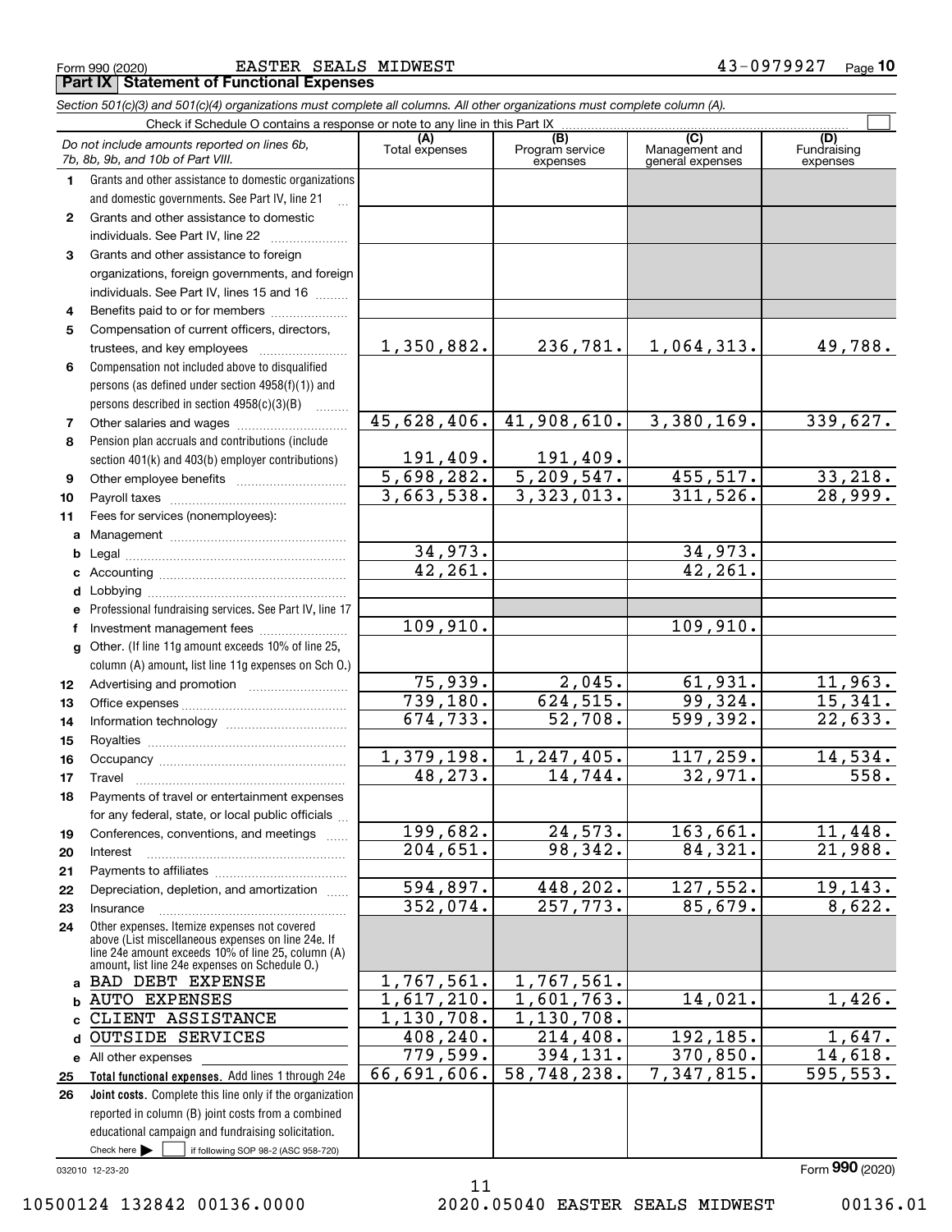Form 990 (2020) EASTER SEALS MIDWEST 43-0979927

## Part IX Statement of Functional Expenses

*Section 501(c)(3) and 501(c)(4) organizations must complete all columns. All other organizations must complete column (A).*

Check if Schedule O contains a response or note to any line in this Part IX ☐

| *Do not include amounts reported on lines 6b, 7b, 8b, 9b, and 10b of Part VIII.* | (A) Total expenses | (B) Program service expenses | (C) Management and general expenses | (D) Fundraising expenses |
|---|---|---|---|---|
| 1 Grants and other assistance to domestic organizations and domestic governments. See Part IV, line 21 | | | | |
| 2 Grants and other assistance to domestic individuals. See Part IV, line 22 | | | | |
| 3 Grants and other assistance to foreign organizations, foreign governments, and foreign individuals. See Part IV, lines 15 and 16 | | | | |
| 4 Benefits paid to or for members | | | | |
| 5 Compensation of current officers, directors, trustees, and key employees | 1,350,882. | 236,781. | 1,064,313. | 49,788. |
| 6 Compensation not included above to disqualified persons (as defined under section 4958(f)(1)) and persons described in section 4958(c)(3)(B) | | | | |
| 7 Other salaries and wages | 45,628,406. | 41,908,610. | 3,380,169. | 339,627. |
| 8 Pension plan accruals and contributions (include section 401(k) and 403(b) employer contributions) | 191,409. | 191,409. | | |
| 9 Other employee benefits | 5,698,282. | 5,209,547. | 455,517. | 33,218. |
| 10 Payroll taxes | 3,663,538. | 3,323,013. | 311,526. | 28,999. |
| 11 Fees for services (nonemployees): | | | | |
| a Management | | | | |
| b Legal | 34,973. | | 34,973. | |
| c Accounting | 42,261. | | 42,261. | |
| d Lobbying | | | | |
| e Professional fundraising services. See Part IV, line 17 | | | | |
| f Investment management fees | 109,910. | | 109,910. | |
| g Other. (If line 11g amount exceeds 10% of line 25, column (A) amount, list line 11g expenses on Sch O.) | | | | |
| 12 Advertising and promotion | 75,939. | 2,045. | 61,931. | 11,963. |
| 13 Office expenses | 739,180. | 624,515. | 99,324. | 15,341. |
| 14 Information technology | 674,733. | 52,708. | 599,392. | 22,633. |
| 15 Royalties | | | | |
| 16 Occupancy | 1,379,198. | 1,247,405. | 117,259. | 14,534. |
| 17 Travel | 48,273. | 14,744. | 32,971. | 558. |
| 18 Payments of travel or entertainment expenses for any federal, state, or local public officials | | | | |
| 19 Conferences, conventions, and meetings | 199,682. | 24,573. | 163,661. | 11,448. |
| 20 Interest | 204,651. | 98,342. | 84,321. | 21,988. |
| 21 Payments to affiliates | | | | |
| 22 Depreciation, depletion, and amortization | 594,897. | 448,202. | 127,552. | 19,143. |
| 23 Insurance | 352,074. | 257,773. | 85,679. | 8,622. |
| 24 Other expenses. Itemize expenses not covered above (List miscellaneous expenses on line 24e. If line 24e amount exceeds 10% of line 25, column (A) amount, list line 24e expenses on Schedule O.) | | | | |
| a BAD DEBT EXPENSE | 1,767,561. | 1,767,561. | | |
| b AUTO EXPENSES | 1,617,210. | 1,601,763. | 14,021. | 1,426. |
| c CLIENT ASSISTANCE | 1,130,708. | 1,130,708. | | |
| d OUTSIDE SERVICES | 408,240. | 214,408. | 192,185. | 1,647. |
| e All other expenses | 779,599. | 394,131. | 370,850. | 14,618. |
| 25 **Total functional expenses.** Add lines 1 through 24e | 66,691,606. | 58,748,238. | 7,347,815. | 595,553. |
| 26 **Joint costs.** Complete this line only if the organization reported in column (B) joint costs from a combined educational campaign and fundraising solicitation. Check here ☐ if following SOP 98-2 (ASC 958-720) | | | | |

032010 12-23-20 Form **990** (2020)

10500124 132842 00136.0000 2020.05040 EASTER SEALS MIDWEST 00136.01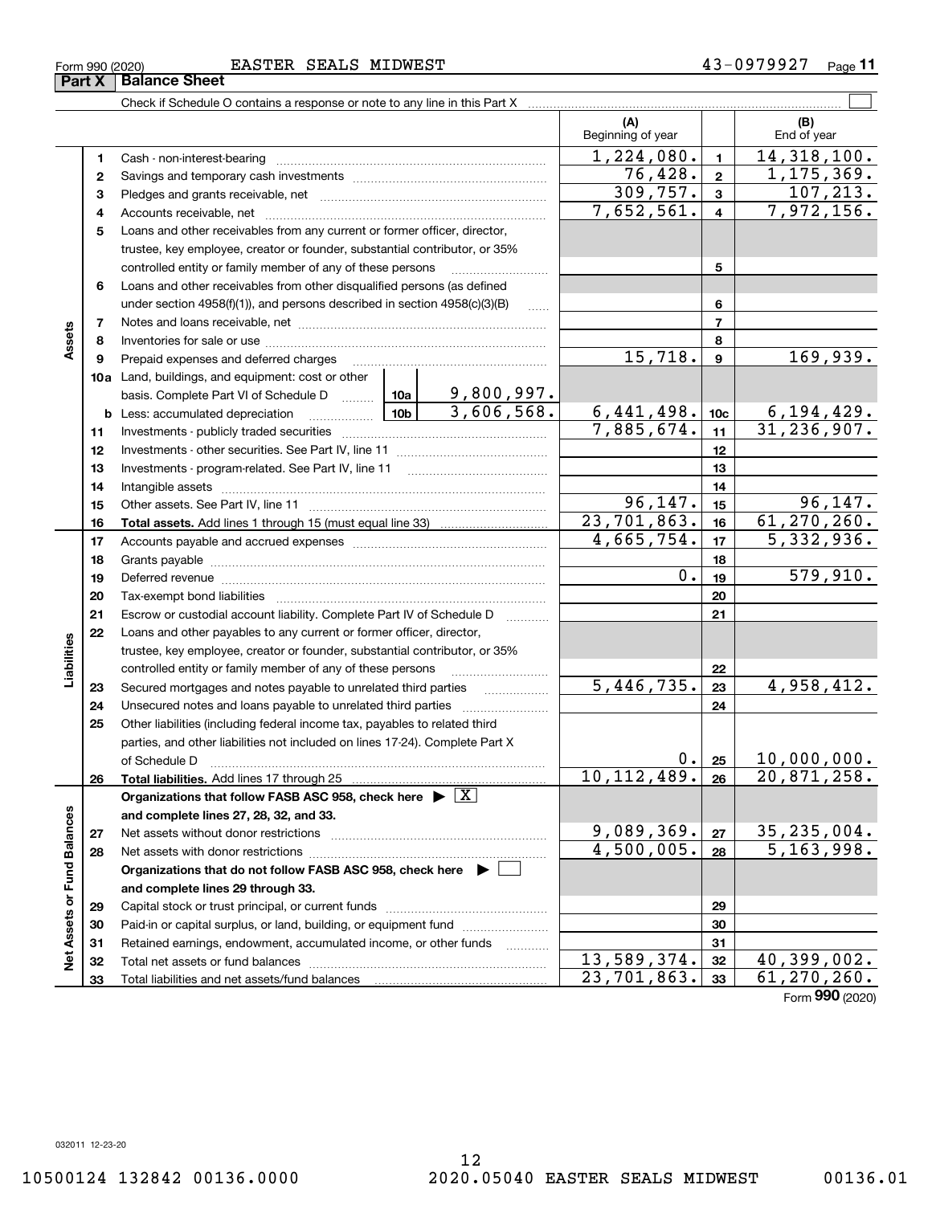Form 990 (2020) EASTER SEALS MIDWEST 43-0979927 Page 11

## Part X Balance Sheet

Check if Schedule O contains a response or note to any line in this Part X ☐

| | | | | | (A) Beginning of year | | (B) End of year |
|---|---|---|---|---|---|---|---|
| Assets | 1 | Cash - non-interest-bearing | | | 1,224,080. | 1 | 14,318,100. |
| | 2 | Savings and temporary cash investments | | | 76,428. | 2 | 1,175,369. |
| | 3 | Pledges and grants receivable, net | | | 309,757. | 3 | 107,213. |
| | 4 | Accounts receivable, net | | | 7,652,561. | 4 | 7,972,156. |
| | 5 | Loans and other receivables from any current or former officer, director, trustee, key employee, creator or founder, substantial contributor, or 35% controlled entity or family member of any of these persons | | | | 5 | |
| | 6 | Loans and other receivables from other disqualified persons (as defined under section 4958(f)(1)), and persons described in section 4958(c)(3)(B) | | | | 6 | |
| | 7 | Notes and loans receivable, net | | | | 7 | |
| | 8 | Inventories for sale or use | | | | 8 | |
| | 9 | Prepaid expenses and deferred charges | | | 15,718. | 9 | 169,939. |
| | 10a | Land, buildings, and equipment: cost or other basis. Complete Part VI of Schedule D | 10a | 9,800,997. | | | |
| | b | Less: accumulated depreciation | 10b | 3,606,568. | 6,441,498. | 10c | 6,194,429. |
| | 11 | Investments - publicly traded securities | | | 7,885,674. | 11 | 31,236,907. |
| | 12 | Investments - other securities. See Part IV, line 11 | | | | 12 | |
| | 13 | Investments - program-related. See Part IV, line 11 | | | | 13 | |
| | 14 | Intangible assets | | | | 14 | |
| | 15 | Other assets. See Part IV, line 11 | | | 96,147. | 15 | 96,147. |
| | 16 | **Total assets.** Add lines 1 through 15 (must equal line 33) | | | 23,701,863. | 16 | 61,270,260. |
| Liabilities | 17 | Accounts payable and accrued expenses | | | 4,665,754. | 17 | 5,332,936. |
| | 18 | Grants payable | | | | 18 | |
| | 19 | Deferred revenue | | | 0. | 19 | 579,910. |
| | 20 | Tax-exempt bond liabilities | | | | 20 | |
| | 21 | Escrow or custodial account liability. Complete Part IV of Schedule D | | | | 21 | |
| | 22 | Loans and other payables to any current or former officer, director, trustee, key employee, creator or founder, substantial contributor, or 35% controlled entity or family member of any of these persons | | | | 22 | |
| | 23 | Secured mortgages and notes payable to unrelated third parties | | | 5,446,735. | 23 | 4,958,412. |
| | 24 | Unsecured notes and loans payable to unrelated third parties | | | | 24 | |
| | 25 | Other liabilities (including federal income tax, payables to related third parties, and other liabilities not included on lines 17-24). Complete Part X of Schedule D | | | 0. | 25 | 10,000,000. |
| | 26 | **Total liabilities.** Add lines 17 through 25 | | | 10,112,489. | 26 | 20,871,258. |
| Net Assets or Fund Balances | | **Organizations that follow FASB ASC 958, check here** ☒ **and complete lines 27, 28, 32, and 33.** | | | | | |
| | 27 | Net assets without donor restrictions | | | 9,089,369. | 27 | 35,235,004. |
| | 28 | Net assets with donor restrictions | | | 4,500,005. | 28 | 5,163,998. |
| | | **Organizations that do not follow FASB ASC 958, check here** ☐ **and complete lines 29 through 33.** | | | | | |
| | 29 | Capital stock or trust principal, or current funds | | | | 29 | |
| | 30 | Paid-in or capital surplus, or land, building, or equipment fund | | | | 30 | |
| | 31 | Retained earnings, endowment, accumulated income, or other funds | | | | 31 | |
| | 32 | Total net assets or fund balances | | | 13,589,374. | 32 | 40,399,002. |
| | 33 | Total liabilities and net assets/fund balances | | | 23,701,863. | 33 | 61,270,260. |

Form **990** (2020)

032011 12-23-20

10500124 132842 00136.0000 2020.05040 EASTER SEALS MIDWEST 00136.01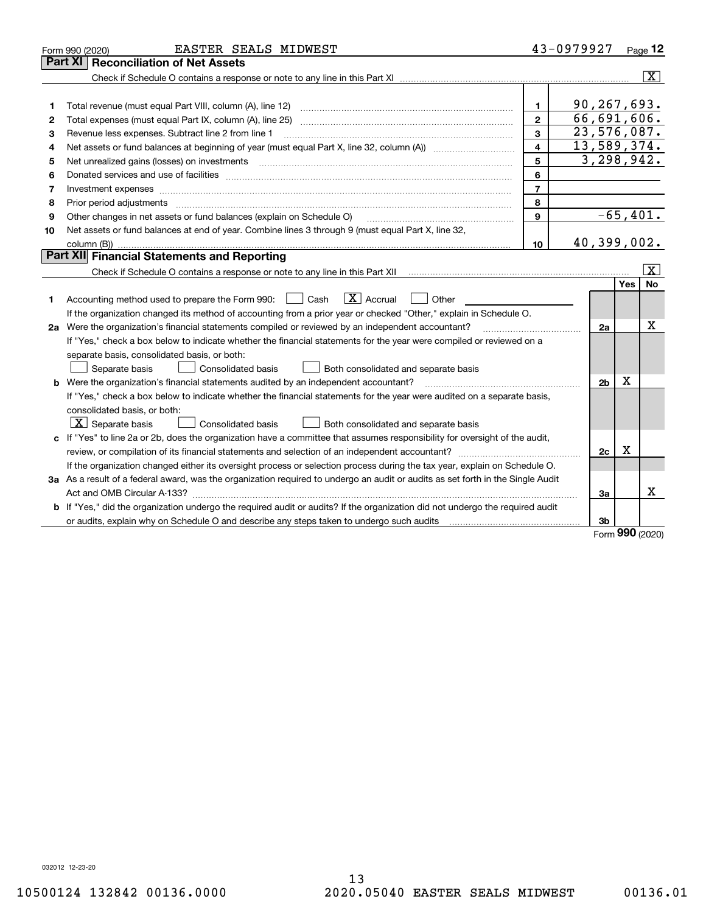Form 990 (2020) EASTER SEALS MIDWEST 43-0979927

## Part XI Reconciliation of Net Assets

Check if Schedule O contains a response or note to any line in this Part XI .......... [X]

| | | | |
|---|---|---|---|
| 1 | Total revenue (must equal Part VIII, column (A), line 12) | 1 | 90,267,693. |
| 2 | Total expenses (must equal Part IX, column (A), line 25) | 2 | 66,691,606. |
| 3 | Revenue less expenses. Subtract line 2 from line 1 | 3 | 23,576,087. |
| 4 | Net assets or fund balances at beginning of year (must equal Part X, line 32, column (A)) | 4 | 13,589,374. |
| 5 | Net unrealized gains (losses) on investments | 5 | 3,298,942. |
| 6 | Donated services and use of facilities | 6 | |
| 7 | Investment expenses | 7 | |
| 8 | Prior period adjustments | 8 | |
| 9 | Other changes in net assets or fund balances (explain on Schedule O) | 9 | -65,401. |
| 10 | Net assets or fund balances at end of year. Combine lines 3 through 9 (must equal Part X, line 32, column (B)) | 10 | 40,399,002. |

## Part XII Financial Statements and Reporting

Check if Schedule O contains a response or note to any line in this Part XII .......... [X]

| | | | Yes | No |
|---|---|---|---|---|
| 1 | Accounting method used to prepare the Form 990: [ ] Cash [X] Accrual [ ] Other<br>If the organization changed its method of accounting from a prior year or checked "Other," explain in Schedule O. | | | |
| 2a | Were the organization's financial statements compiled or reviewed by an independent accountant?<br>If "Yes," check a box below to indicate whether the financial statements for the year were compiled or reviewed on a separate basis, consolidated basis, or both:<br>[ ] Separate basis [ ] Consolidated basis [ ] Both consolidated and separate basis | 2a | | X |
| b | Were the organization's financial statements audited by an independent accountant?<br>If "Yes," check a box below to indicate whether the financial statements for the year were audited on a separate basis, consolidated basis, or both:<br>[X] Separate basis [ ] Consolidated basis [ ] Both consolidated and separate basis | 2b | X | |
| c | If "Yes" to line 2a or 2b, does the organization have a committee that assumes responsibility for oversight of the audit, review, or compilation of its financial statements and selection of an independent accountant?<br>If the organization changed either its oversight process or selection process during the tax year, explain on Schedule O. | 2c | X | |
| 3a | As a result of a federal award, was the organization required to undergo an audit or audits as set forth in the Single Audit Act and OMB Circular A-133? | 3a | | X |
| b | If "Yes," did the organization undergo the required audit or audits? If the organization did not undergo the required audit or audits, explain why on Schedule O and describe any steps taken to undergo such audits | 3b | | |

Form **990** (2020)

032012 12-23-20

10500124 132842 00136.0000 2020.05040 EASTER SEALS MIDWEST 00136.01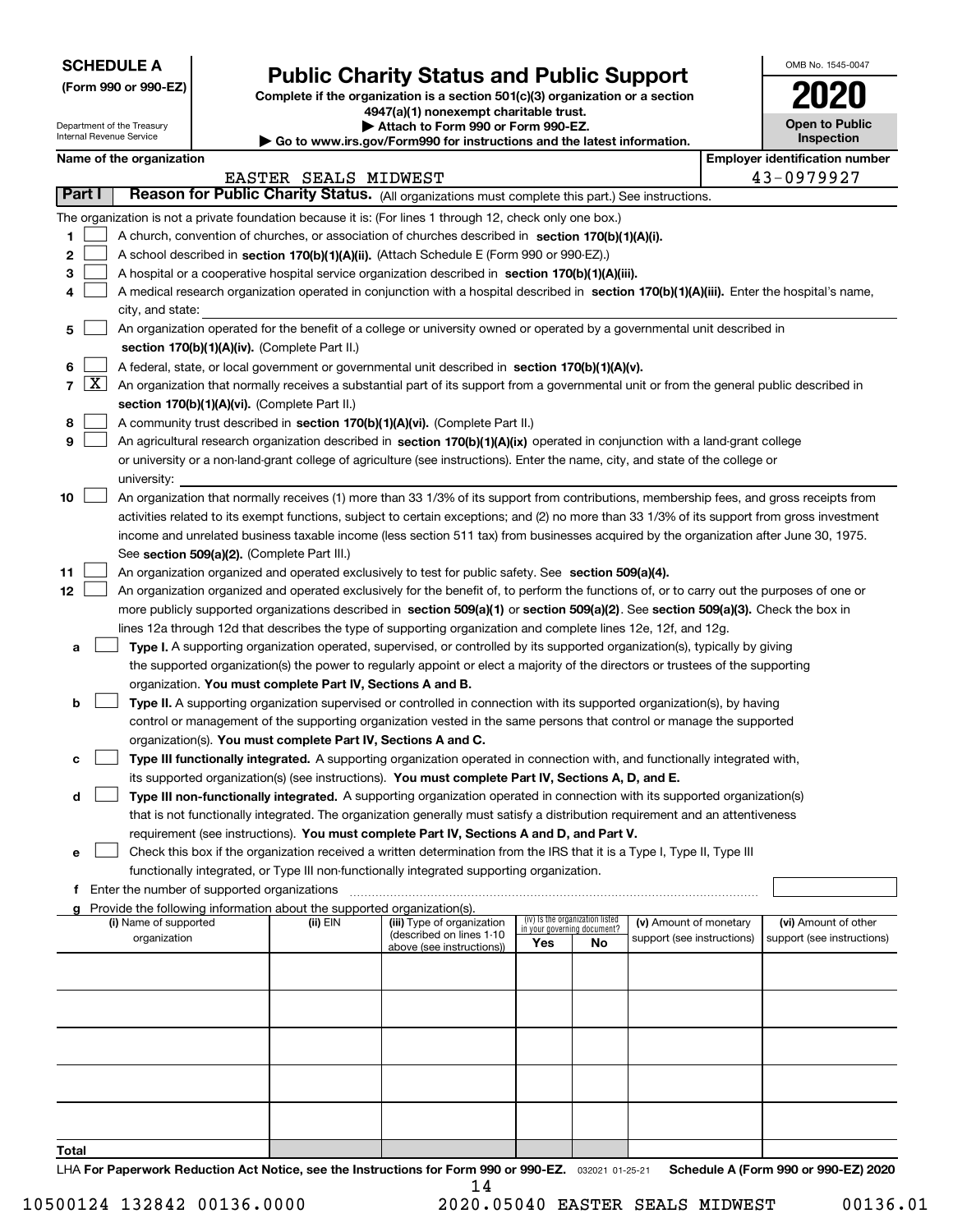**SCHEDULE A**
**(Form 990 or 990-EZ)**

Department of the Treasury
Internal Revenue Service

# Public Charity Status and Public Support

**Complete if the organization is a section 501(c)(3) organization or a section 4947(a)(1) nonexempt charitable trust.**
**▶ Attach to Form 990 or Form 990-EZ.**
**▶ Go to www.irs.gov/Form990 for instructions and the latest information.**

OMB No. 1545-0047

**2020**

**Open to Public Inspection**

**Name of the organization**: EASTER SEALS MIDWEST
**Employer identification number**: 43-0979927

**Part I** **Reason for Public Charity Status.** (All organizations must complete this part.) See instructions.

The organization is not a private foundation because it is: (For lines 1 through 12, check only one box.)

1 [ ] A church, convention of churches, or association of churches described in **section 170(b)(1)(A)(i).**

2 [ ] A school described in **section 170(b)(1)(A)(ii).** (Attach Schedule E (Form 990 or 990-EZ).)

3 [ ] A hospital or a cooperative hospital service organization described in **section 170(b)(1)(A)(iii).**

4 [ ] A medical research organization operated in conjunction with a hospital described in **section 170(b)(1)(A)(iii).** Enter the hospital's name, city, and state:

5 [ ] An organization operated for the benefit of a college or university owned or operated by a governmental unit described in **section 170(b)(1)(A)(iv).** (Complete Part II.)

6 [ ] A federal, state, or local government or governmental unit described in **section 170(b)(1)(A)(v).**

7 [X] An organization that normally receives a substantial part of its support from a governmental unit or from the general public described in **section 170(b)(1)(A)(vi).** (Complete Part II.)

8 [ ] A community trust described in **section 170(b)(1)(A)(vi).** (Complete Part II.)

9 [ ] An agricultural research organization described in **section 170(b)(1)(A)(ix)** operated in conjunction with a land-grant college or university or a non-land-grant college of agriculture (see instructions). Enter the name, city, and state of the college or university:

10 [ ] An organization that normally receives (1) more than 33 1/3% of its support from contributions, membership fees, and gross receipts from activities related to its exempt functions, subject to certain exceptions; and (2) no more than 33 1/3% of its support from gross investment income and unrelated business taxable income (less section 511 tax) from businesses acquired by the organization after June 30, 1975. See **section 509(a)(2).** (Complete Part III.)

11 [ ] An organization organized and operated exclusively to test for public safety. See **section 509(a)(4).**

12 [ ] An organization organized and operated exclusively for the benefit of, to perform the functions of, or to carry out the purposes of one or more publicly supported organizations described in **section 509(a)(1)** or **section 509(a)(2)**. See **section 509(a)(3).** Check the box in lines 12a through 12d that describes the type of supporting organization and complete lines 12e, 12f, and 12g.

a [ ] **Type I.** A supporting organization operated, supervised, or controlled by its supported organization(s), typically by giving the supported organization(s) the power to regularly appoint or elect a majority of the directors or trustees of the supporting organization. **You must complete Part IV, Sections A and B.**

b [ ] **Type II.** A supporting organization supervised or controlled in connection with its supported organization(s), by having control or management of the supporting organization vested in the same persons that control or manage the supported organization(s). **You must complete Part IV, Sections A and C.**

c [ ] **Type III functionally integrated.** A supporting organization operated in connection with, and functionally integrated with, its supported organization(s) (see instructions). **You must complete Part IV, Sections A, D, and E.**

d [ ] **Type III non-functionally integrated.** A supporting organization operated in connection with its supported organization(s) that is not functionally integrated. The organization generally must satisfy a distribution requirement and an attentiveness requirement (see instructions). **You must complete Part IV, Sections A and D, and Part V.**

e [ ] Check this box if the organization received a written determination from the IRS that it is a Type I, Type II, Type III functionally integrated, or Type III non-functionally integrated supporting organization.

f Enter the number of supported organizations

g Provide the following information about the supported organization(s).

| (i) Name of supported organization | (ii) EIN | (iii) Type of organization (described on lines 1-10 above (see instructions)) | (iv) Is the organization listed in your governing document? Yes | No | (v) Amount of monetary support (see instructions) | (vi) Amount of other support (see instructions) |
|---|---|---|---|---|---|---|
| | | | | | | |
| | | | | | | |
| | | | | | | |
| | | | | | | |
| | | | | | | |
| **Total** | | | | | | |

LHA **For Paperwork Reduction Act Notice, see the Instructions for Form 990 or 990-EZ.** 032021 01-25-21 **Schedule A (Form 990 or 990-EZ) 2020**

10500124 132842 00136.0000 2020.05040 EASTER SEALS MIDWEST 00136.01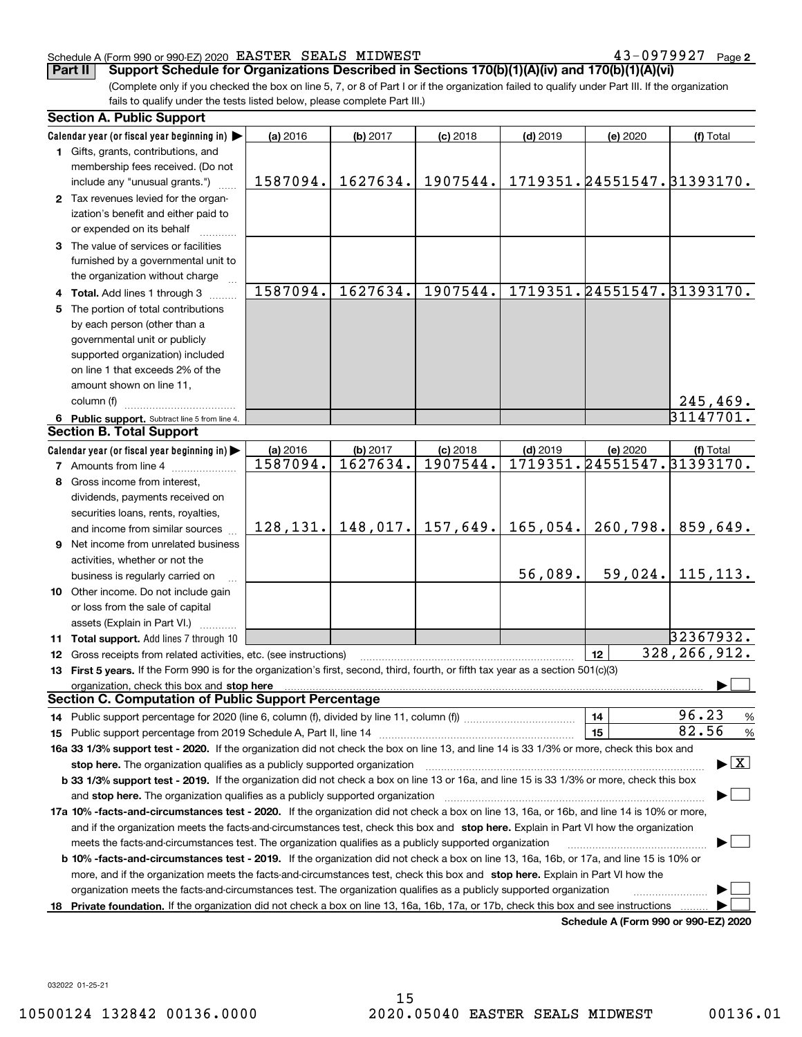Schedule A (Form 990 or 990-EZ) 2020 EASTER SEALS MIDWEST 43-0979927 Page 2

**Part II Support Schedule for Organizations Described in Sections 170(b)(1)(A)(iv) and 170(b)(1)(A)(vi)**

(Complete only if you checked the box on line 5, 7, or 8 of Part I or if the organization failed to qualify under Part III. If the organization fails to qualify under the tests listed below, please complete Part III.)

**Section A. Public Support**

| Calendar year (or fiscal year beginning in) ▶ | (a) 2016 | (b) 2017 | (c) 2018 | (d) 2019 | (e) 2020 | (f) Total |
|---|---|---|---|---|---|---|
| **1** Gifts, grants, contributions, and membership fees received. (Do not include any "unusual grants.") | 1587094. | 1627634. | 1907544. | 1719351. | 24551547. | 31393170. |
| **2** Tax revenues levied for the organization's benefit and either paid to or expended on its behalf | | | | | | |
| **3** The value of services or facilities furnished by a governmental unit to the organization without charge | | | | | | |
| **4 Total.** Add lines 1 through 3 | 1587094. | 1627634. | 1907544. | 1719351. | 24551547. | 31393170. |
| **5** The portion of total contributions by each person (other than a governmental unit or publicly supported organization) included on line 1 that exceeds 2% of the amount shown on line 11, column (f) | | | | | | 245,469. |
| **6 Public support.** Subtract line 5 from line 4. | | | | | | 31147701. |

**Section B. Total Support**

| Calendar year (or fiscal year beginning in) ▶ | (a) 2016 | (b) 2017 | (c) 2018 | (d) 2019 | (e) 2020 | (f) Total |
|---|---|---|---|---|---|---|
| **7** Amounts from line 4 | 1587094. | 1627634. | 1907544. | 1719351. | 24551547. | 31393170. |
| **8** Gross income from interest, dividends, payments received on securities loans, rents, royalties, and income from similar sources | 128,131. | 148,017. | 157,649. | 165,054. | 260,798. | 859,649. |
| **9** Net income from unrelated business activities, whether or not the business is regularly carried on | | | | 56,089. | 59,024. | 115,113. |
| **10** Other income. Do not include gain or loss from the sale of capital assets (Explain in Part VI.) | | | | | | |
| **11 Total support.** Add lines 7 through 10 | | | | | | 32367932. |

**12** Gross receipts from related activities, etc. (see instructions) ..... **12** 328,266,912.

**13 First 5 years.** If the Form 990 is for the organization's first, second, third, fourth, or fifth tax year as a section 501(c)(3) organization, check this box and **stop here** ▶ ☐

**Section C. Computation of Public Support Percentage**

**14** Public support percentage for 2020 (line 6, column (f), divided by line 11, column (f)) ..... **14** 96.23 %

**15** Public support percentage from 2019 Schedule A, Part II, line 14 ..... **15** 82.56 %

**16a 33 1/3% support test - 2020.** If the organization did not check the box on line 13, and line 14 is 33 1/3% or more, check this box and **stop here.** The organization qualifies as a publicly supported organization ▶ ☒

**b 33 1/3% support test - 2019.** If the organization did not check a box on line 13 or 16a, and line 15 is 33 1/3% or more, check this box and **stop here.** The organization qualifies as a publicly supported organization ▶ ☐

**17a 10% -facts-and-circumstances test - 2020.** If the organization did not check a box on line 13, 16a, or 16b, and line 14 is 10% or more, and if the organization meets the facts-and-circumstances test, check this box and **stop here.** Explain in Part VI how the organization meets the facts-and-circumstances test. The organization qualifies as a publicly supported organization ▶ ☐

**b 10% -facts-and-circumstances test - 2019.** If the organization did not check a box on line 13, 16a, 16b, or 17a, and line 15 is 10% or more, and if the organization meets the facts-and-circumstances test, check this box and **stop here.** Explain in Part VI how the organization meets the facts-and-circumstances test. The organization qualifies as a publicly supported organization ▶ ☐

**18 Private foundation.** If the organization did not check a box on line 13, 16a, 16b, 17a, or 17b, check this box and see instructions ▶ ☐

**Schedule A (Form 990 or 990-EZ) 2020**

032022 01-25-21

10500124 132842 00136.0000 2020.05040 EASTER SEALS MIDWEST 00136.01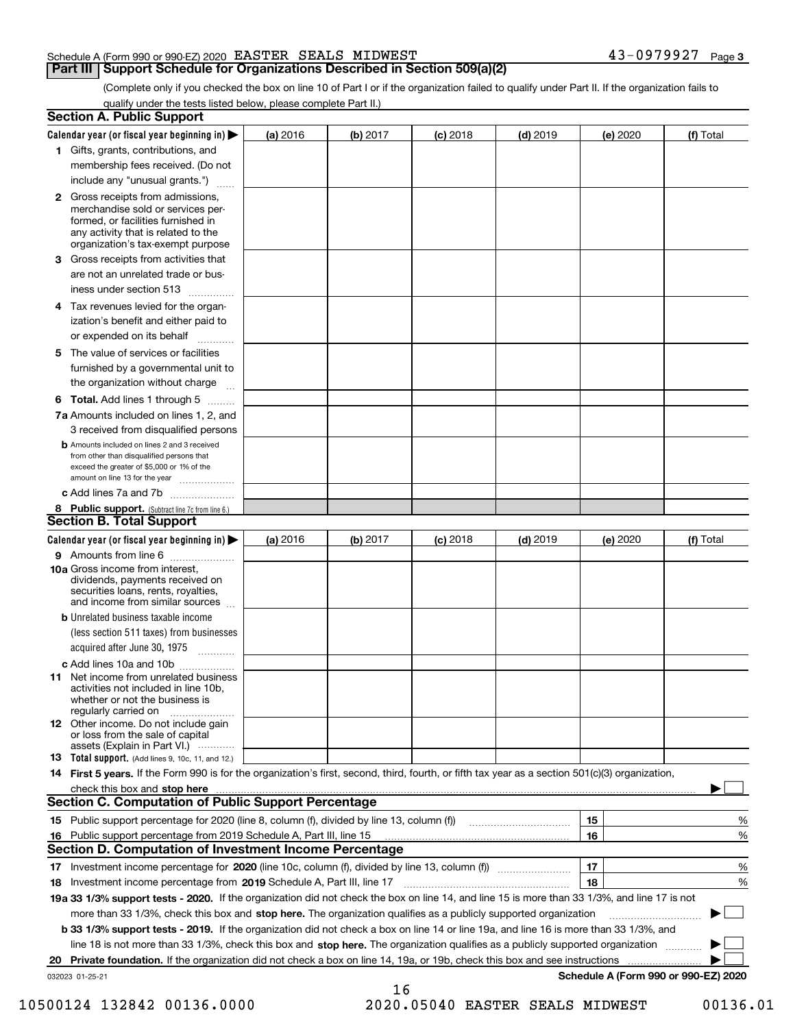Schedule A (Form 990 or 990-EZ) 2020 EASTER SEALS MIDWEST 43-0979927 Page 3

## Part III Support Schedule for Organizations Described in Section 509(a)(2)

(Complete only if you checked the box on line 10 of Part I or if the organization failed to qualify under Part II. If the organization fails to qualify under the tests listed below, please complete Part II.)

### Section A. Public Support

| Calendar year (or fiscal year beginning in) ▶ | (a) 2016 | (b) 2017 | (c) 2018 | (d) 2019 | (e) 2020 | (f) Total |
|---|---|---|---|---|---|---|
| **1** Gifts, grants, contributions, and membership fees received. (Do not include any "unusual grants.") | | | | | | |
| **2** Gross receipts from admissions, merchandise sold or services performed, or facilities furnished in any activity that is related to the organization's tax-exempt purpose | | | | | | |
| **3** Gross receipts from activities that are not an unrelated trade or business under section 513 | | | | | | |
| **4** Tax revenues levied for the organization's benefit and either paid to or expended on its behalf | | | | | | |
| **5** The value of services or facilities furnished by a governmental unit to the organization without charge | | | | | | |
| **6 Total.** Add lines 1 through 5 | | | | | | |
| **7a** Amounts included on lines 1, 2, and 3 received from disqualified persons | | | | | | |
| **b** Amounts included on lines 2 and 3 received from other than disqualified persons that exceed the greater of $5,000 or 1% of the amount on line 13 for the year | | | | | | |
| **c** Add lines 7a and 7b | | | | | | |
| **8 Public support.** (Subtract line 7c from line 6.) | | | | | | |

### Section B. Total Support

| Calendar year (or fiscal year beginning in) ▶ | (a) 2016 | (b) 2017 | (c) 2018 | (d) 2019 | (e) 2020 | (f) Total |
|---|---|---|---|---|---|---|
| **9** Amounts from line 6 | | | | | | |
| **10a** Gross income from interest, dividends, payments received on securities loans, rents, royalties, and income from similar sources | | | | | | |
| **b** Unrelated business taxable income (less section 511 taxes) from businesses acquired after June 30, 1975 | | | | | | |
| **c** Add lines 10a and 10b | | | | | | |
| **11** Net income from unrelated business activities not included in line 10b, whether or not the business is regularly carried on | | | | | | |
| **12** Other income. Do not include gain or loss from the sale of capital assets (Explain in Part VI.) | | | | | | |
| **13 Total support.** (Add lines 9, 10c, 11, and 12.) | | | | | | |

**14 First 5 years.** If the Form 990 is for the organization's first, second, third, fourth, or fifth tax year as a section 501(c)(3) organization, check this box and **stop here** ▶ ☐

### Section C. Computation of Public Support Percentage

| | | | |
|---|---|---|---|
| **15** Public support percentage for 2020 (line 8, column (f), divided by line 13, column (f)) | 15 | | % |
| **16** Public support percentage from 2019 Schedule A, Part III, line 15 | 16 | | % |

### Section D. Computation of Investment Income Percentage

| | | | |
|---|---|---|---|
| **17** Investment income percentage for **2020** (line 10c, column (f), divided by line 13, column (f)) | 17 | | % |
| **18** Investment income percentage from **2019** Schedule A, Part III, line 17 | 18 | | % |

**19a 33 1/3% support tests - 2020.** If the organization did not check the box on line 14, and line 15 is more than 33 1/3%, and line 17 is not more than 33 1/3%, check this box and **stop here.** The organization qualifies as a publicly supported organization ▶ ☐

**b 33 1/3% support tests - 2019.** If the organization did not check a box on line 14 or line 19a, and line 16 is more than 33 1/3%, and line 18 is not more than 33 1/3%, check this box and **stop here.** The organization qualifies as a publicly supported organization ▶ ☐

**20 Private foundation.** If the organization did not check a box on line 14, 19a, or 19b, check this box and see instructions ▶ ☐

032023 01-25-21 **Schedule A (Form 990 or 990-EZ) 2020**

10500124 132842 00136.0000 2020.05040 EASTER SEALS MIDWEST 00136.01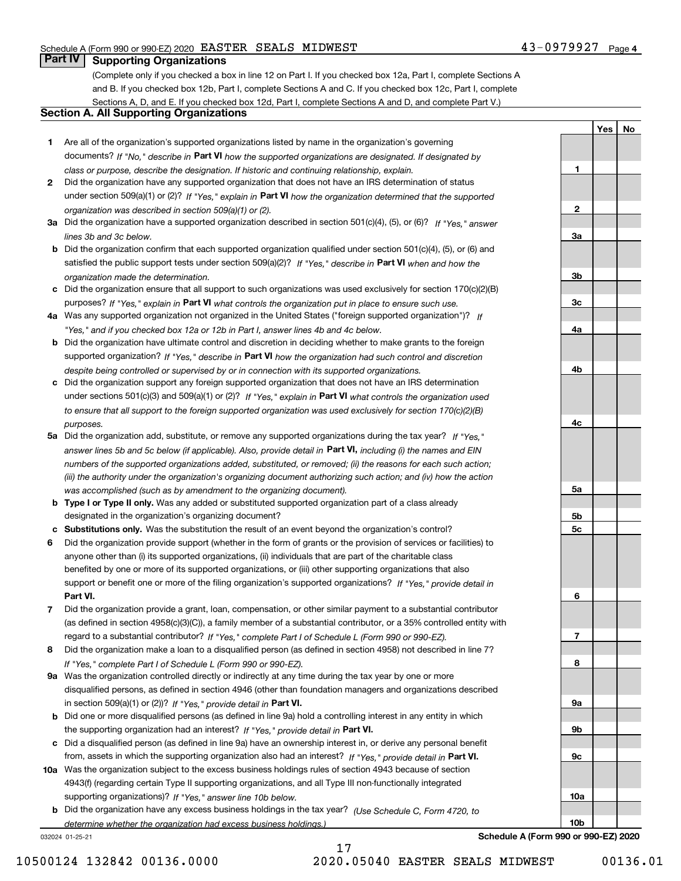## Part IV Supporting Organizations

(Complete only if you checked a box in line 12 on Part I. If you checked box 12a, Part I, complete Sections A and B. If you checked box 12b, Part I, complete Sections A and C. If you checked box 12c, Part I, complete Sections A, D, and E. If you checked box 12d, Part I, complete Sections A and D, and complete Part V.)

### Section A. All Supporting Organizations

| | | Line | Yes | No |
|---|---|---|---|---|
| **1** | Are all of the organization's supported organizations listed by name in the organization's governing documents? *If "No," describe in* **Part VI** *how the supported organizations are designated. If designated by class or purpose, describe the designation. If historic and continuing relationship, explain.* | **1** | | |
| **2** | Did the organization have any supported organization that does not have an IRS determination of status under section 509(a)(1) or (2)? *If "Yes," explain in* **Part VI** *how the organization determined that the supported organization was described in section 509(a)(1) or (2).* | **2** | | |
| **3a** | Did the organization have a supported organization described in section 501(c)(4), (5), or (6)? *If "Yes," answer lines 3b and 3c below.* | **3a** | | |
| **b** | Did the organization confirm that each supported organization qualified under section 501(c)(4), (5), or (6) and satisfied the public support tests under section 509(a)(2)? *If "Yes," describe in* **Part VI** *when and how the organization made the determination.* | **3b** | | |
| **c** | Did the organization ensure that all support to such organizations was used exclusively for section 170(c)(2)(B) purposes? *If "Yes," explain in* **Part VI** *what controls the organization put in place to ensure such use.* | **3c** | | |
| **4a** | Was any supported organization not organized in the United States ("foreign supported organization")? *If "Yes," and if you checked box 12a or 12b in Part I, answer lines 4b and 4c below.* | **4a** | | |
| **b** | Did the organization have ultimate control and discretion in deciding whether to make grants to the foreign supported organization? *If "Yes," describe in* **Part VI** *how the organization had such control and discretion despite being controlled or supervised by or in connection with its supported organizations.* | **4b** | | |
| **c** | Did the organization support any foreign supported organization that does not have an IRS determination under sections 501(c)(3) and 509(a)(1) or (2)? *If "Yes," explain in* **Part VI** *what controls the organization used to ensure that all support to the foreign supported organization was used exclusively for section 170(c)(2)(B) purposes.* | **4c** | | |
| **5a** | Did the organization add, substitute, or remove any supported organizations during the tax year? *If "Yes," answer lines 5b and 5c below (if applicable). Also, provide detail in* **Part VI,** *including (i) the names and EIN numbers of the supported organizations added, substituted, or removed; (ii) the reasons for each such action; (iii) the authority under the organization's organizing document authorizing such action; and (iv) how the action was accomplished (such as by amendment to the organizing document).* | **5a** | | |
| **b** | **Type I or Type II only.** Was any added or substituted supported organization part of a class already designated in the organization's organizing document? | **5b** | | |
| **c** | **Substitutions only.** Was the substitution the result of an event beyond the organization's control? | **5c** | | |
| **6** | Did the organization provide support (whether in the form of grants or the provision of services or facilities) to anyone other than (i) its supported organizations, (ii) individuals that are part of the charitable class benefited by one or more of its supported organizations, or (iii) other supporting organizations that also support or benefit one or more of the filing organization's supported organizations? *If "Yes," provide detail in* **Part VI.** | **6** | | |
| **7** | Did the organization provide a grant, loan, compensation, or other similar payment to a substantial contributor (as defined in section 4958(c)(3)(C)), a family member of a substantial contributor, or a 35% controlled entity with regard to a substantial contributor? *If "Yes," complete Part I of Schedule L (Form 990 or 990-EZ).* | **7** | | |
| **8** | Did the organization make a loan to a disqualified person (as defined in section 4958) not described in line 7? *If "Yes," complete Part I of Schedule L (Form 990 or 990-EZ).* | **8** | | |
| **9a** | Was the organization controlled directly or indirectly at any time during the tax year by one or more disqualified persons, as defined in section 4946 (other than foundation managers and organizations described in section 509(a)(1) or (2))? *If "Yes," provide detail in* **Part VI.** | **9a** | | |
| **b** | Did one or more disqualified persons (as defined in line 9a) hold a controlling interest in any entity in which the supporting organization had an interest? *If "Yes," provide detail in* **Part VI.** | **9b** | | |
| **c** | Did a disqualified person (as defined in line 9a) have an ownership interest in, or derive any personal benefit from, assets in which the supporting organization also had an interest? *If "Yes," provide detail in* **Part VI.** | **9c** | | |
| **10a** | Was the organization subject to the excess business holdings rules of section 4943 because of section 4943(f) (regarding certain Type II supporting organizations, and all Type III non-functionally integrated supporting organizations)? *If "Yes," answer line 10b below.* | **10a** | | |
| **b** | Did the organization have any excess business holdings in the tax year? *(Use Schedule C, Form 4720, to determine whether the organization had excess business holdings.)* | **10b** | | |

032024 01-25-21 **Schedule A (Form 990 or 990-EZ) 2020**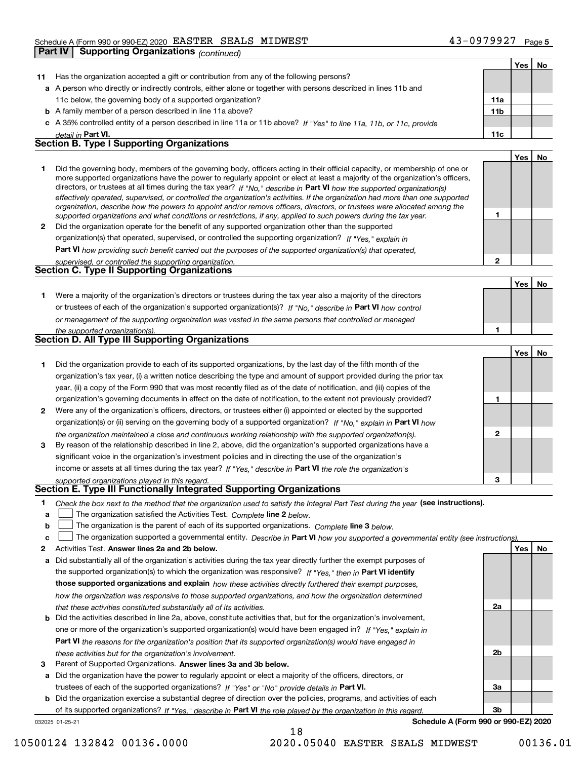Schedule A (Form 990 or 990-EZ) 2020 EASTER SEALS MIDWEST 43-0979927 Page 5

## Part IV Supporting Organizations *(continued)*

| | | | Yes | No |
|---|---|---|---|---|
| **11** | Has the organization accepted a gift or contribution from any of the following persons? | | | |
| **a** | A person who directly or indirectly controls, either alone or together with persons described in lines 11b and 11c below, the governing body of a supported organization? | 11a | | |
| **b** | A family member of a person described in line 11a above? | 11b | | |
| **c** | A 35% controlled entity of a person described in line 11a or 11b above? *If "Yes" to line 11a, 11b, or 11c, provide detail in* **Part VI.** | 11c | | |

### Section B. Type I Supporting Organizations

| | | | Yes | No |
|---|---|---|---|---|
| **1** | Did the governing body, members of the governing body, officers acting in their official capacity, or membership of one or more supported organizations have the power to regularly appoint or elect at least a majority of the organization's officers, directors, or trustees at all times during the tax year? *If "No," describe in* **Part VI** *how the supported organization(s) effectively operated, supervised, or controlled the organization's activities. If the organization had more than one supported organization, describe how the powers to appoint and/or remove officers, directors, or trustees were allocated among the supported organizations and what conditions or restrictions, if any, applied to such powers during the tax year.* | 1 | | |
| **2** | Did the organization operate for the benefit of any supported organization other than the supported organization(s) that operated, supervised, or controlled the supporting organization? *If "Yes," explain in* **Part VI** *how providing such benefit carried out the purposes of the supported organization(s) that operated, supervised, or controlled the supporting organization.* | 2 | | |

### Section C. Type II Supporting Organizations

| | | | Yes | No |
|---|---|---|---|---|
| **1** | Were a majority of the organization's directors or trustees during the tax year also a majority of the directors or trustees of each of the organization's supported organization(s)? *If "No," describe in* **Part VI** *how control or management of the supporting organization was vested in the same persons that controlled or managed the supported organization(s).* | 1 | | |

### Section D. All Type III Supporting Organizations

| | | | Yes | No |
|---|---|---|---|---|
| **1** | Did the organization provide to each of its supported organizations, by the last day of the fifth month of the organization's tax year, (i) a written notice describing the type and amount of support provided during the prior tax year, (ii) a copy of the Form 990 that was most recently filed as of the date of notification, and (iii) copies of the organization's governing documents in effect on the date of notification, to the extent not previously provided? | 1 | | |
| **2** | Were any of the organization's officers, directors, or trustees either (i) appointed or elected by the supported organization(s) or (ii) serving on the governing body of a supported organization? *If "No," explain in* **Part VI** *how the organization maintained a close and continuous working relationship with the supported organization(s).* | 2 | | |
| **3** | By reason of the relationship described in line 2, above, did the organization's supported organizations have a significant voice in the organization's investment policies and in directing the use of the organization's income or assets at all times during the tax year? *If "Yes," describe in* **Part VI** *the role the organization's supported organizations played in this regard.* | 3 | | |

### Section E. Type III Functionally Integrated Supporting Organizations

**1** *Check the box next to the method that the organization used to satisfy the Integral Part Test during the year* **(see instructions).**

- **a** ☐ The organization satisfied the Activities Test. *Complete* **line 2** *below.*
- **b** ☐ The organization is the parent of each of its supported organizations. *Complete* **line 3** *below.*
- **c** ☐ The organization supported a governmental entity. *Describe in* **Part VI** *how you supported a governmental entity (see instructions).*

| | | | Yes | No |
|---|---|---|---|---|
| **2** | Activities Test. **Answer lines 2a and 2b below.** | | | |
| **a** | Did substantially all of the organization's activities during the tax year directly further the exempt purposes of the supported organization(s) to which the organization was responsive? *If "Yes," then in* **Part VI identify those supported organizations and explain** *how these activities directly furthered their exempt purposes, how the organization was responsive to those supported organizations, and how the organization determined that these activities constituted substantially all of its activities.* | 2a | | |
| **b** | Did the activities described in line 2a, above, constitute activities that, but for the organization's involvement, one or more of the organization's supported organization(s) would have been engaged in? *If "Yes," explain in* **Part VI** *the reasons for the organization's position that its supported organization(s) would have engaged in these activities but for the organization's involvement.* | 2b | | |
| **3** | Parent of Supported Organizations. **Answer lines 3a and 3b below.** | | | |
| **a** | Did the organization have the power to regularly appoint or elect a majority of the officers, directors, or trustees of each of the supported organizations? *If "Yes" or "No" provide details in* **Part VI.** | 3a | | |
| **b** | Did the organization exercise a substantial degree of direction over the policies, programs, and activities of each of its supported organizations? *If "Yes," describe in* **Part VI** *the role played by the organization in this regard.* | 3b | | |

032025 01-25-21 **Schedule A (Form 990 or 990-EZ) 2020**

10500124 132842 00136.0000 2020.05040 EASTER SEALS MIDWEST 00136.01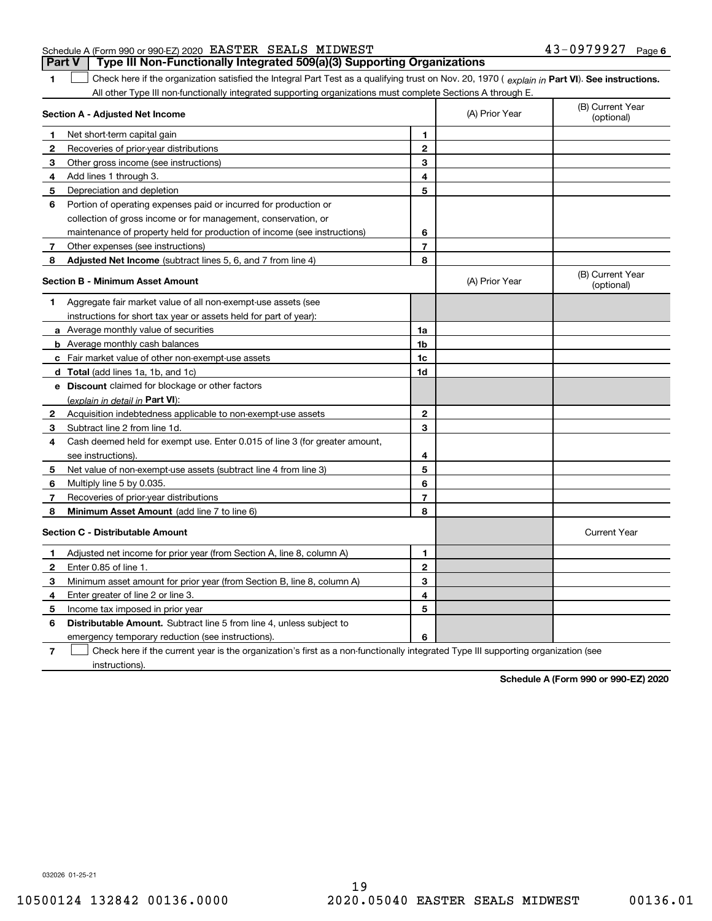Schedule A (Form 990 or 990-EZ) 2020 EASTER SEALS MIDWEST 43-0979927 Page 6

## Part V Type III Non-Functionally Integrated 509(a)(3) Supporting Organizations

**1** ☐ Check here if the organization satisfied the Integral Part Test as a qualifying trust on Nov. 20, 1970 ( *explain in* **Part VI**). **See instructions.** All other Type III non-functionally integrated supporting organizations must complete Sections A through E.

| Section A - Adjusted Net Income | | | (A) Prior Year | (B) Current Year (optional) |
|---|---|---|---|---|
| 1 | Net short-term capital gain | 1 | | |
| 2 | Recoveries of prior-year distributions | 2 | | |
| 3 | Other gross income (see instructions) | 3 | | |
| 4 | Add lines 1 through 3. | 4 | | |
| 5 | Depreciation and depletion | 5 | | |
| 6 | Portion of operating expenses paid or incurred for production or collection of gross income or for management, conservation, or maintenance of property held for production of income (see instructions) | 6 | | |
| 7 | Other expenses (see instructions) | 7 | | |
| 8 | **Adjusted Net Income** (subtract lines 5, 6, and 7 from line 4) | 8 | | |

| Section B - Minimum Asset Amount | | | (A) Prior Year | (B) Current Year (optional) |
|---|---|---|---|---|
| 1 | Aggregate fair market value of all non-exempt-use assets (see instructions for short tax year or assets held for part of year): | | | |
| a | Average monthly value of securities | 1a | | |
| b | Average monthly cash balances | 1b | | |
| c | Fair market value of other non-exempt-use assets | 1c | | |
| d | **Total** (add lines 1a, 1b, and 1c) | 1d | | |
| e | **Discount** claimed for blockage or other factors (*explain in detail in* **Part VI**): | | | |
| 2 | Acquisition indebtedness applicable to non-exempt-use assets | 2 | | |
| 3 | Subtract line 2 from line 1d. | 3 | | |
| 4 | Cash deemed held for exempt use. Enter 0.015 of line 3 (for greater amount, see instructions). | 4 | | |
| 5 | Net value of non-exempt-use assets (subtract line 4 from line 3) | 5 | | |
| 6 | Multiply line 5 by 0.035. | 6 | | |
| 7 | Recoveries of prior-year distributions | 7 | | |
| 8 | **Minimum Asset Amount** (add line 7 to line 6) | 8 | | |

| Section C - Distributable Amount | | | | Current Year |
|---|---|---|---|---|
| 1 | Adjusted net income for prior year (from Section A, line 8, column A) | 1 | | |
| 2 | Enter 0.85 of line 1. | 2 | | |
| 3 | Minimum asset amount for prior year (from Section B, line 8, column A) | 3 | | |
| 4 | Enter greater of line 2 or line 3. | 4 | | |
| 5 | Income tax imposed in prior year | 5 | | |
| 6 | **Distributable Amount.** Subtract line 5 from line 4, unless subject to emergency temporary reduction (see instructions). | 6 | | |

**7** ☐ Check here if the current year is the organization's first as a non-functionally integrated Type III supporting organization (see instructions).

**Schedule A (Form 990 or 990-EZ) 2020**

032026 01-25-21

10500124 132842 00136.0000 2020.05040 EASTER SEALS MIDWEST 00136.01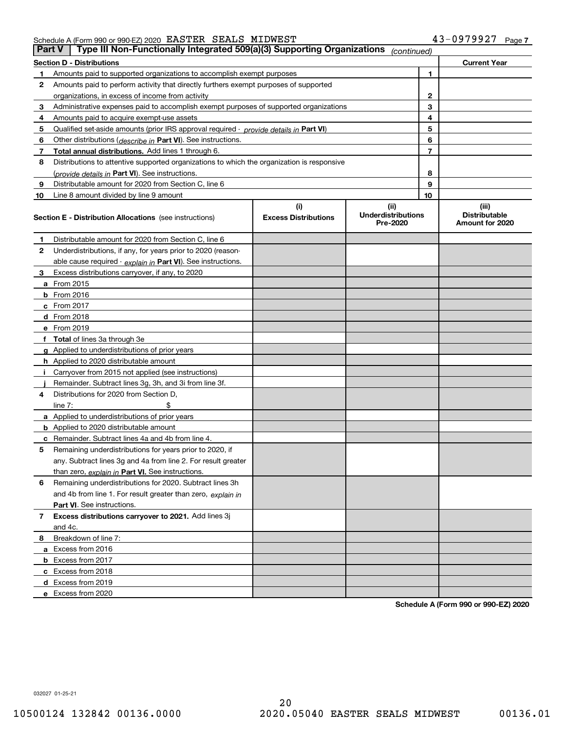Schedule A (Form 990 or 990-EZ) 2020 EASTER SEALS MIDWEST 43-0979927 Page 7

**Part V | Type III Non-Functionally Integrated 509(a)(3) Supporting Organizations** *(continued)*

| **Section D - Distributions** | | | **Current Year** |
|---|---|---|---|
| 1 | Amounts paid to supported organizations to accomplish exempt purposes | 1 | |
| 2 | Amounts paid to perform activity that directly furthers exempt purposes of supported organizations, in excess of income from activity | 2 | |
| 3 | Administrative expenses paid to accomplish exempt purposes of supported organizations | 3 | |
| 4 | Amounts paid to acquire exempt-use assets | 4 | |
| 5 | Qualified set-aside amounts (prior IRS approval required - *provide details in* **Part VI**) | 5 | |
| 6 | Other distributions (*describe in* **Part VI**). See instructions. | 6 | |
| 7 | **Total annual distributions.** Add lines 1 through 6. | 7 | |
| 8 | Distributions to attentive supported organizations to which the organization is responsive (*provide details in* **Part VI**). See instructions. | 8 | |
| 9 | Distributable amount for 2020 from Section C, line 6 | 9 | |
| 10 | Line 8 amount divided by line 9 amount | 10 | |

| **Section E - Distribution Allocations** (see instructions) | (i) **Excess Distributions** | (ii) **Underdistributions Pre-2020** | (iii) **Distributable Amount for 2020** |
|---|---|---|---|
| **1** Distributable amount for 2020 from Section C, line 6 | | | |
| **2** Underdistributions, if any, for years prior to 2020 (reasonable cause required - *explain in* **Part VI**). See instructions. | | | |
| **3** Excess distributions carryover, if any, to 2020 | | | |
| **a** From 2015 | | | |
| **b** From 2016 | | | |
| **c** From 2017 | | | |
| **d** From 2018 | | | |
| **e** From 2019 | | | |
| **f Total** of lines 3a through 3e | | | |
| **g** Applied to underdistributions of prior years | | | |
| **h** Applied to 2020 distributable amount | | | |
| **i** Carryover from 2015 not applied (see instructions) | | | |
| **j** Remainder. Subtract lines 3g, 3h, and 3i from line 3f. | | | |
| **4** Distributions for 2020 from Section D, line 7: $ | | | |
| **a** Applied to underdistributions of prior years | | | |
| **b** Applied to 2020 distributable amount | | | |
| **c** Remainder. Subtract lines 4a and 4b from line 4. | | | |
| **5** Remaining underdistributions for years prior to 2020, if any. Subtract lines 3g and 4a from line 2. For result greater than zero, *explain in* **Part VI.** See instructions. | | | |
| **6** Remaining underdistributions for 2020. Subtract lines 3h and 4b from line 1. For result greater than zero, *explain in* **Part VI**. See instructions. | | | |
| **7 Excess distributions carryover to 2021.** Add lines 3j and 4c. | | | |
| **8** Breakdown of line 7: | | | |
| **a** Excess from 2016 | | | |
| **b** Excess from 2017 | | | |
| **c** Excess from 2018 | | | |
| **d** Excess from 2019 | | | |
| **e** Excess from 2020 | | | |

**Schedule A (Form 990 or 990-EZ) 2020**

032027 01-25-21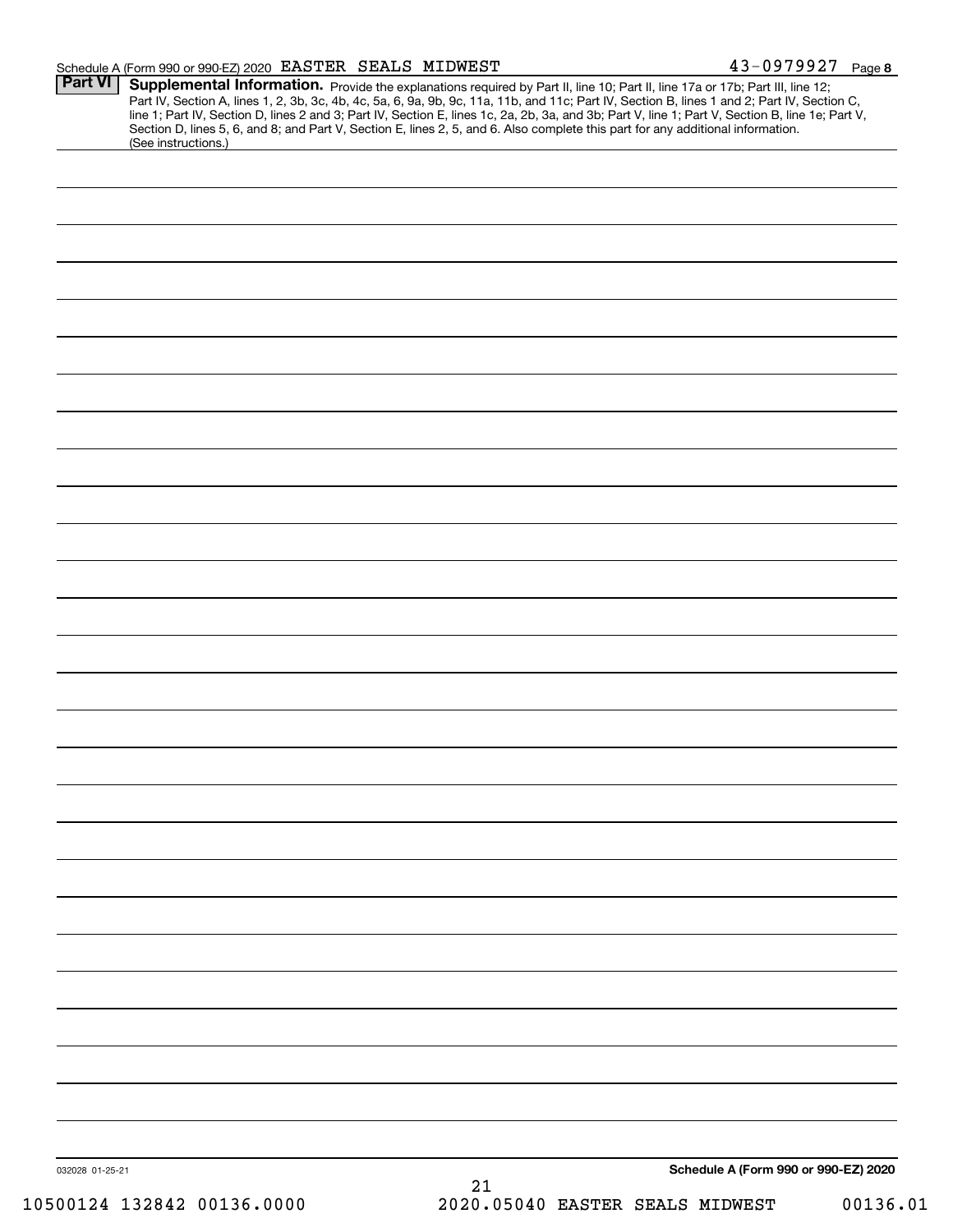Schedule A (Form 990 or 990-EZ) 2020 EASTER SEALS MIDWEST 43-0979927 Page 8

**Part VI** **Supplemental Information.** Provide the explanations required by Part II, line 10; Part II, line 17a or 17b; Part III, line 12; Part IV, Section A, lines 1, 2, 3b, 3c, 4b, 4c, 5a, 6, 9a, 9b, 9c, 11a, 11b, and 11c; Part IV, Section B, lines 1 and 2; Part IV, Section C, line 1; Part IV, Section D, lines 2 and 3; Part IV, Section E, lines 1c, 2a, 2b, 3a, and 3b; Part V, line 1; Part V, Section B, line 1e; Part V, Section D, lines 5, 6, and 8; and Part V, Section E, lines 2, 5, and 6. Also complete this part for any additional information. (See instructions.)

032028 01-25-21

**Schedule A (Form 990 or 990-EZ) 2020**

10500124 132842 00136.0000 2020.05040 EASTER SEALS MIDWEST 00136.01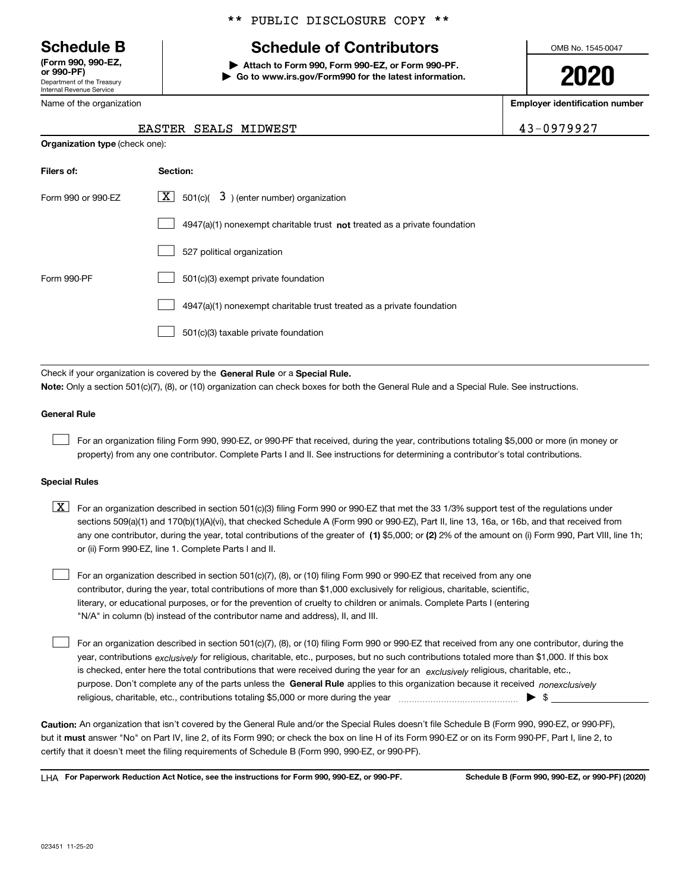\*\* PUBLIC DISCLOSURE COPY \*\*

# Schedule B

**(Form 990, 990-EZ, or 990-PF)**
Department of the Treasury
Internal Revenue Service

## Schedule of Contributors

▶ **Attach to Form 990, Form 990-EZ, or Form 990-PF.**
▶ **Go to www.irs.gov/Form990 for the latest information.**

OMB No. 1545-0047

**2020**

Name of the organization: EASTER SEALS MIDWEST

**Employer identification number:** 43-0979927

**Organization type** (check one):

| **Filers of:** | **Section:** |
|---|---|
| Form 990 or 990-EZ | [X] 501(c)( 3 ) (enter number) organization |
| | [ ] 4947(a)(1) nonexempt charitable trust **not** treated as a private foundation |
| | [ ] 527 political organization |
| Form 990-PF | [ ] 501(c)(3) exempt private foundation |
| | [ ] 4947(a)(1) nonexempt charitable trust treated as a private foundation |
| | [ ] 501(c)(3) taxable private foundation |

Check if your organization is covered by the **General Rule** or a **Special Rule.**

**Note:** Only a section 501(c)(7), (8), or (10) organization can check boxes for both the General Rule and a Special Rule. See instructions.

### General Rule

[ ] For an organization filing Form 990, 990-EZ, or 990-PF that received, during the year, contributions totaling $5,000 or more (in money or property) from any one contributor. Complete Parts I and II. See instructions for determining a contributor's total contributions.

### Special Rules

[X] For an organization described in section 501(c)(3) filing Form 990 or 990-EZ that met the 33 1/3% support test of the regulations under sections 509(a)(1) and 170(b)(1)(A)(vi), that checked Schedule A (Form 990 or 990-EZ), Part II, line 13, 16a, or 16b, and that received from any one contributor, during the year, total contributions of the greater of **(1)** $5,000; or **(2)** 2% of the amount on (i) Form 990, Part VIII, line 1h; or (ii) Form 990-EZ, line 1. Complete Parts I and II.

[ ] For an organization described in section 501(c)(7), (8), or (10) filing Form 990 or 990-EZ that received from any one contributor, during the year, total contributions of more than $1,000 exclusively for religious, charitable, scientific, literary, or educational purposes, or for the prevention of cruelty to children or animals. Complete Parts I (entering "N/A" in column (b) instead of the contributor name and address), II, and III.

[ ] For an organization described in section 501(c)(7), (8), or (10) filing Form 990 or 990-EZ that received from any one contributor, during the year, contributions *exclusively* for religious, charitable, etc., purposes, but no such contributions totaled more than $1,000. If this box is checked, enter here the total contributions that were received during the year for an *exclusively* religious, charitable, etc., purpose. Don't complete any of the parts unless the **General Rule** applies to this organization because it received *nonexclusively* religious, charitable, etc., contributions totaling $5,000 or more during the year ▶ $

**Caution:** An organization that isn't covered by the General Rule and/or the Special Rules doesn't file Schedule B (Form 990, 990-EZ, or 990-PF), but it **must** answer "No" on Part IV, line 2, of its Form 990; or check the box on line H of its Form 990-EZ or on its Form 990-PF, Part I, line 2, to certify that it doesn't meet the filing requirements of Schedule B (Form 990, 990-EZ, or 990-PF).

LHA **For Paperwork Reduction Act Notice, see the instructions for Form 990, 990-EZ, or 990-PF.** **Schedule B (Form 990, 990-EZ, or 990-PF) (2020)**

023451 11-25-20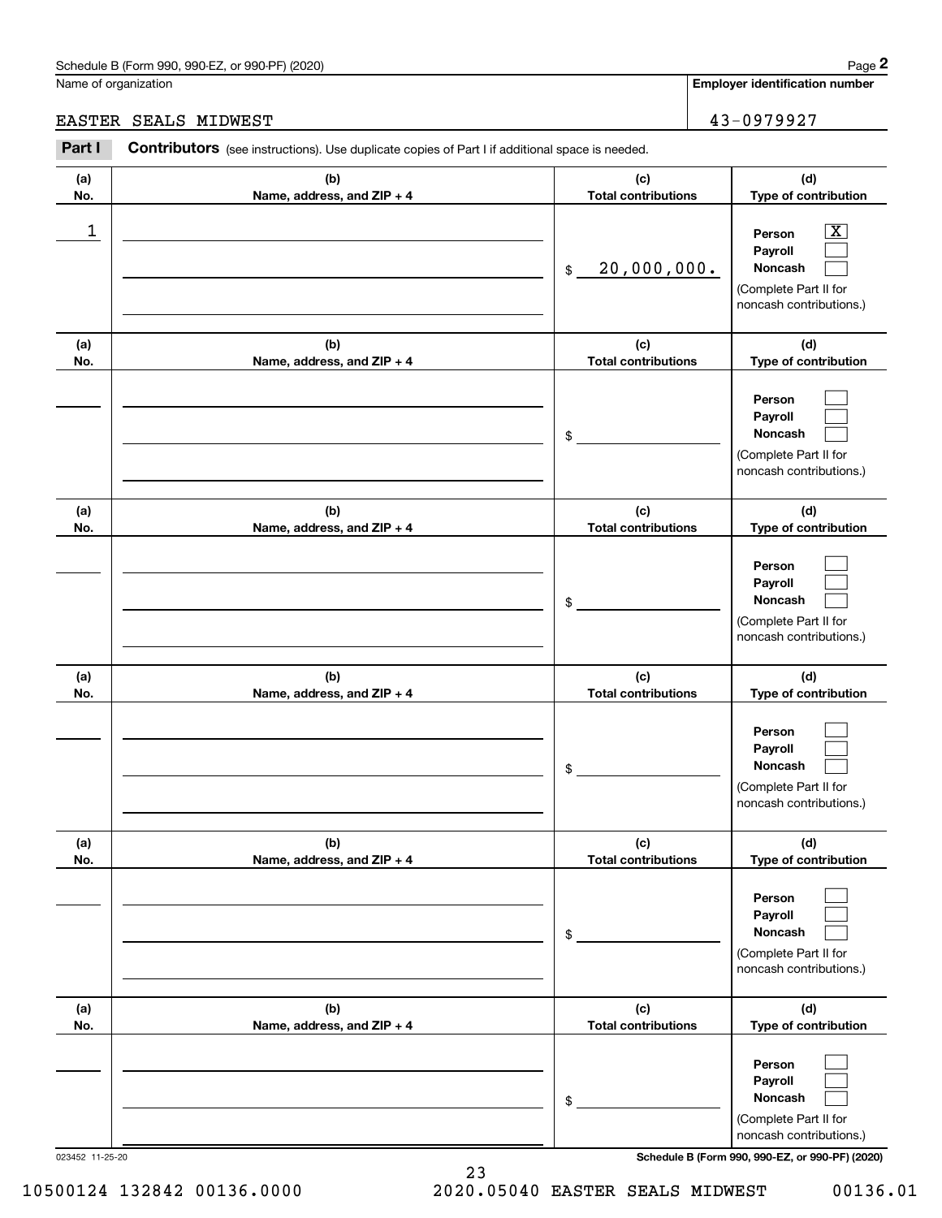Schedule B (Form 990, 990-EZ, or 990-PF) (2020) Page **2**

Name of organization: EASTER SEALS MIDWEST

**Employer identification number**: 43-0979927

**Part I** **Contributors** (see instructions). Use duplicate copies of Part I if additional space is needed.

| (a) No. | (b) Name, address, and ZIP + 4 | (c) Total contributions | (d) Type of contribution |
|---|---|---|---|
| 1 | | $ 20,000,000. | Person [X] Payroll [ ] Noncash [ ] (Complete Part II for noncash contributions.) |
| | | $ | Person [ ] Payroll [ ] Noncash [ ] (Complete Part II for noncash contributions.) |
| | | $ | Person [ ] Payroll [ ] Noncash [ ] (Complete Part II for noncash contributions.) |
| | | $ | Person [ ] Payroll [ ] Noncash [ ] (Complete Part II for noncash contributions.) |
| | | $ | Person [ ] Payroll [ ] Noncash [ ] (Complete Part II for noncash contributions.) |
| | | $ | Person [ ] Payroll [ ] Noncash [ ] (Complete Part II for noncash contributions.) |

023452 11-25-20 **Schedule B (Form 990, 990-EZ, or 990-PF) (2020)**

10500124 132842 00136.0000 2020.05040 EASTER SEALS MIDWEST 00136.01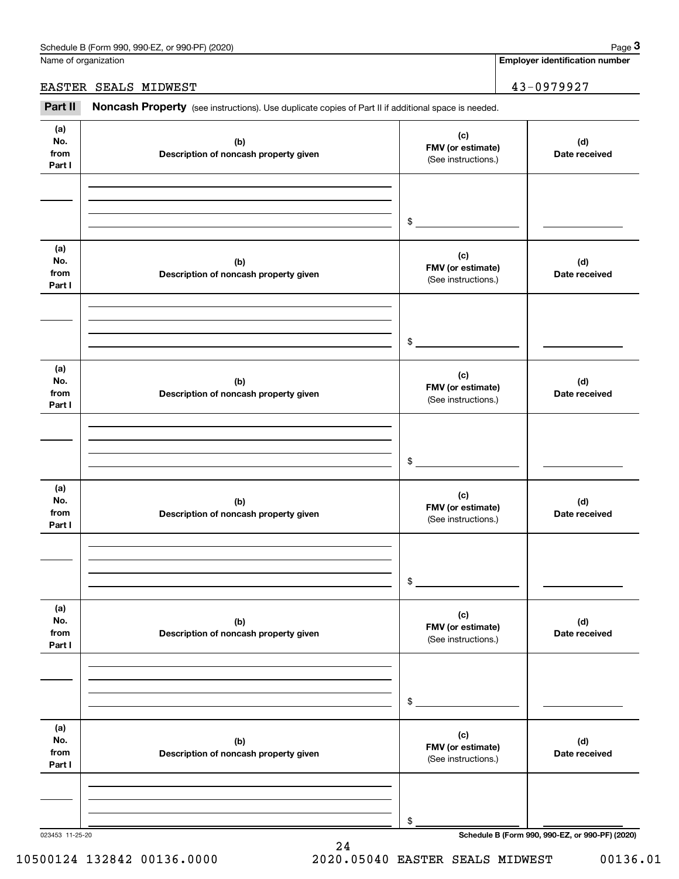Name of organization

EASTER SEALS MIDWEST

**Employer identification number**

43-0979927

**Part II** **Noncash Property** (see instructions). Use duplicate copies of Part II if additional space is needed.

| (a) No. from Part I | (b) Description of noncash property given | (c) FMV (or estimate) (See instructions.) | (d) Date received |
|---|---|---|---|
| | | $ | |

| (a) No. from Part I | (b) Description of noncash property given | (c) FMV (or estimate) (See instructions.) | (d) Date received |
|---|---|---|---|
| | | $ | |

| (a) No. from Part I | (b) Description of noncash property given | (c) FMV (or estimate) (See instructions.) | (d) Date received |
|---|---|---|---|
| | | $ | |

| (a) No. from Part I | (b) Description of noncash property given | (c) FMV (or estimate) (See instructions.) | (d) Date received |
|---|---|---|---|
| | | $ | |

| (a) No. from Part I | (b) Description of noncash property given | (c) FMV (or estimate) (See instructions.) | (d) Date received |
|---|---|---|---|
| | | $ | |

| (a) No. from Part I | (b) Description of noncash property given | (c) FMV (or estimate) (See instructions.) | (d) Date received |
|---|---|---|---|
| | | $ | |

023453 11-25-20

**Schedule B (Form 990, 990-EZ, or 990-PF) (2020)**

10500124 132842 00136.0000 2020.05040 EASTER SEALS MIDWEST 00136.01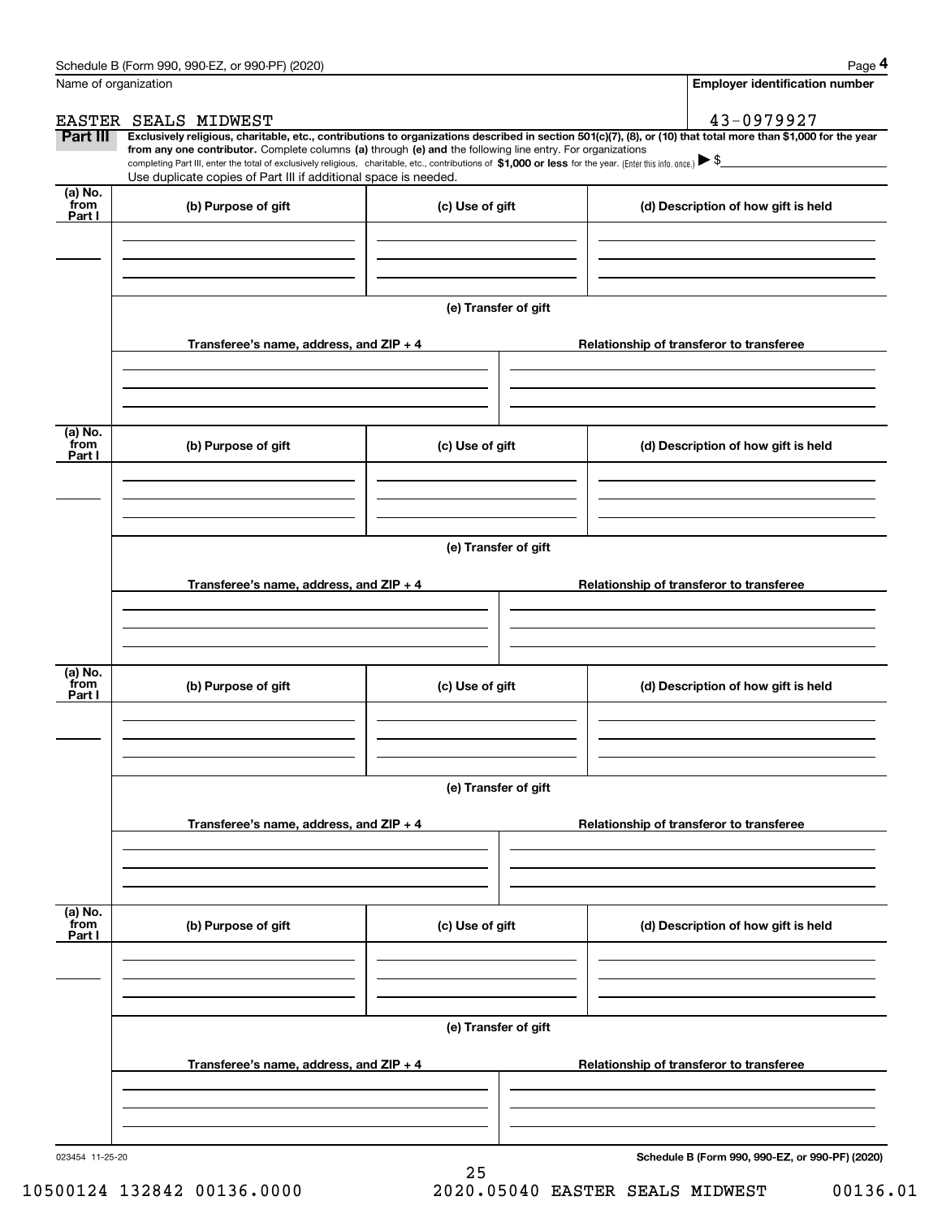Name of organization

EASTER SEALS MIDWEST

**Employer identification number**

43-0979927

**Part III** **Exclusively religious, charitable, etc., contributions to organizations described in section 501(c)(7), (8), or (10) that total more than $1,000 for the year from any one contributor.** Complete columns **(a)** through **(e) and** the following line entry. For organizations completing Part III, enter the total of exclusively religious, charitable, etc., contributions of **$1,000 or less** for the year. (Enter this info. once.) ▶ $

Use duplicate copies of Part III if additional space is needed.

| (a) No. from Part I | (b) Purpose of gift | (c) Use of gift | (d) Description of how gift is held |
|---|---|---|---|
| | | | |

(e) Transfer of gift

| Transferee's name, address, and ZIP + 4 | Relationship of transferor to transferee |
|---|---|
| | |

| (a) No. from Part I | (b) Purpose of gift | (c) Use of gift | (d) Description of how gift is held |
|---|---|---|---|
| | | | |

(e) Transfer of gift

| Transferee's name, address, and ZIP + 4 | Relationship of transferor to transferee |
|---|---|
| | |

| (a) No. from Part I | (b) Purpose of gift | (c) Use of gift | (d) Description of how gift is held |
|---|---|---|---|
| | | | |

(e) Transfer of gift

| Transferee's name, address, and ZIP + 4 | Relationship of transferor to transferee |
|---|---|
| | |

| (a) No. from Part I | (b) Purpose of gift | (c) Use of gift | (d) Description of how gift is held |
|---|---|---|---|
| | | | |

(e) Transfer of gift

| Transferee's name, address, and ZIP + 4 | Relationship of transferor to transferee |
|---|---|
| | |

023454 11-25-20

**Schedule B (Form 990, 990-EZ, or 990-PF) (2020)**

10500124 132842 00136.0000 2020.05040 EASTER SEALS MIDWEST 00136.01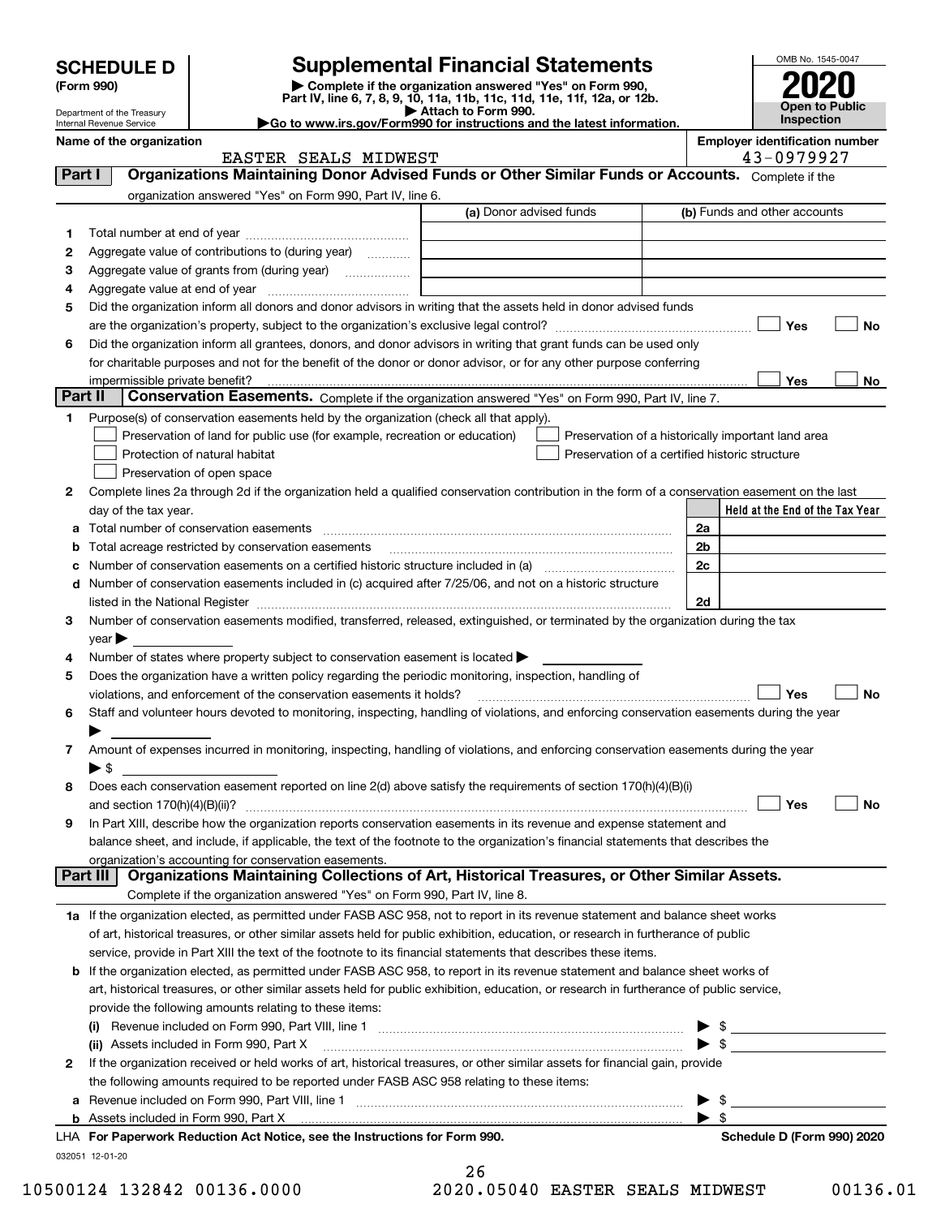# SCHEDULE D (Form 990)

Department of the Treasury
Internal Revenue Service

## Supplemental Financial Statements

▶ Complete if the organization answered "Yes" on Form 990, Part IV, line 6, 7, 8, 9, 10, 11a, 11b, 11c, 11d, 11e, 11f, 12a, or 12b.
▶ Attach to Form 990.
▶Go to www.irs.gov/Form990 for instructions and the latest information.

OMB No. 1545-0047

**2020**

**Open to Public Inspection**

Name of the organization: EASTER SEALS MIDWEST

Employer identification number: 43-0979927

## Part I Organizations Maintaining Donor Advised Funds or Other Similar Funds or Accounts.

Complete if the organization answered "Yes" on Form 990, Part IV, line 6.

| | | (a) Donor advised funds | (b) Funds and other accounts |
|---|---|---|---|
| 1 | Total number at end of year | | |
| 2 | Aggregate value of contributions to (during year) | | |
| 3 | Aggregate value of grants from (during year) | | |
| 4 | Aggregate value at end of year | | |

5 Did the organization inform all donors and donor advisors in writing that the assets held in donor advised funds are the organization's property, subject to the organization's exclusive legal control? ☐ Yes ☐ No

6 Did the organization inform all grantees, donors, and donor advisors in writing that grant funds can be used only for charitable purposes and not for the benefit of the donor or donor advisor, or for any other purpose conferring impermissible private benefit? ☐ Yes ☐ No

## Part II Conservation Easements.

Complete if the organization answered "Yes" on Form 990, Part IV, line 7.

1 Purpose(s) of conservation easements held by the organization (check all that apply).

- ☐ Preservation of land for public use (for example, recreation or education)
- ☐ Protection of natural habitat
- ☐ Preservation of open space
- ☐ Preservation of a historically important land area
- ☐ Preservation of a certified historic structure

2 Complete lines 2a through 2d if the organization held a qualified conservation contribution in the form of a conservation easement on the last day of the tax year.

| | | | Held at the End of the Tax Year |
|---|---|---|---|
| a | Total number of conservation easements | 2a | |
| b | Total acreage restricted by conservation easements | 2b | |
| c | Number of conservation easements on a certified historic structure included in (a) | 2c | |
| d | Number of conservation easements included in (c) acquired after 7/25/06, and not on a historic structure listed in the National Register | 2d | |

3 Number of conservation easements modified, transferred, released, extinguished, or terminated by the organization during the tax year ▶

4 Number of states where property subject to conservation easement is located ▶

5 Does the organization have a written policy regarding the periodic monitoring, inspection, handling of violations, and enforcement of the conservation easements it holds? ☐ Yes ☐ No

6 Staff and volunteer hours devoted to monitoring, inspecting, handling of violations, and enforcing conservation easements during the year ▶

7 Amount of expenses incurred in monitoring, inspecting, handling of violations, and enforcing conservation easements during the year ▶ $

8 Does each conservation easement reported on line 2(d) above satisfy the requirements of section 170(h)(4)(B)(i) and section 170(h)(4)(B)(ii)? ☐ Yes ☐ No

9 In Part XIII, describe how the organization reports conservation easements in its revenue and expense statement and balance sheet, and include, if applicable, the text of the footnote to the organization's financial statements that describes the organization's accounting for conservation easements.

## Part III Organizations Maintaining Collections of Art, Historical Treasures, or Other Similar Assets.

Complete if the organization answered "Yes" on Form 990, Part IV, line 8.

1a If the organization elected, as permitted under FASB ASC 958, not to report in its revenue statement and balance sheet works of art, historical treasures, or other similar assets held for public exhibition, education, or research in furtherance of public service, provide in Part XIII the text of the footnote to its financial statements that describes these items.

b If the organization elected, as permitted under FASB ASC 958, to report in its revenue statement and balance sheet works of art, historical treasures, or other similar assets held for public exhibition, education, or research in furtherance of public service, provide the following amounts relating to these items:

(i) Revenue included on Form 990, Part VIII, line 1 ▶ $

(ii) Assets included in Form 990, Part X ▶ $

2 If the organization received or held works of art, historical treasures, or other similar assets for financial gain, provide the following amounts required to be reported under FASB ASC 958 relating to these items:

a Revenue included on Form 990, Part VIII, line 1 ▶ $

b Assets included in Form 990, Part X ▶ $

LHA For Paperwork Reduction Act Notice, see the Instructions for Form 990. Schedule D (Form 990) 2020

032051 12-01-20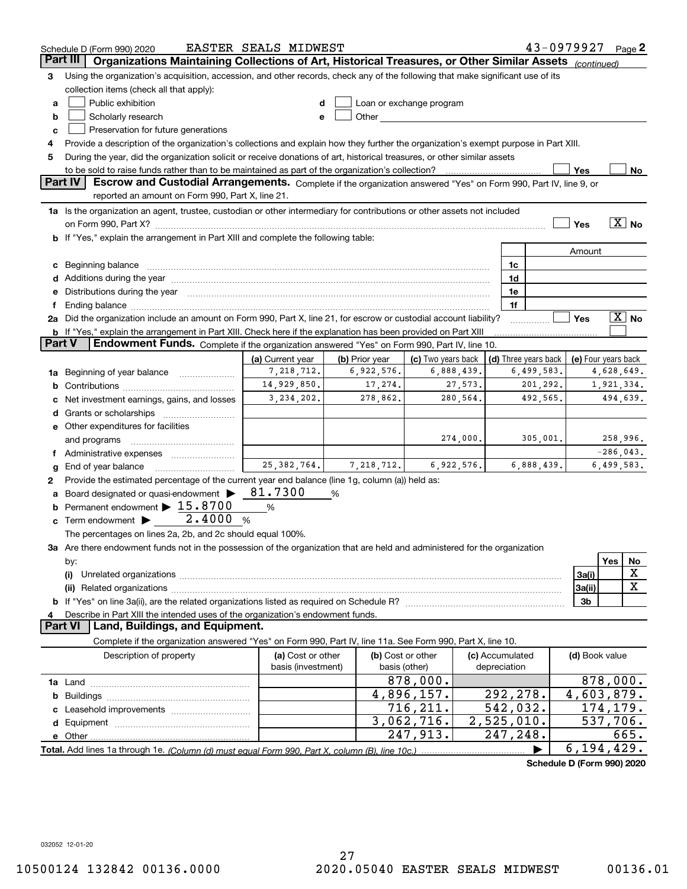Schedule D (Form 990) 2020 EASTER SEALS MIDWEST 43-0979927 Page 2

## Part III Organizations Maintaining Collections of Art, Historical Treasures, or Other Similar Assets *(continued)*

3 Using the organization's acquisition, accession, and other records, check any of the following that make significant use of its collection items (check all that apply):

- a ☐ Public exhibition
- b ☐ Scholarly research
- c ☐ Preservation for future generations
- d ☐ Loan or exchange program
- e ☐ Other

4 Provide a description of the organization's collections and explain how they further the organization's exempt purpose in Part XIII.

5 During the year, did the organization solicit or receive donations of art, historical treasures, or other similar assets to be sold to raise funds rather than to be maintained as part of the organization's collection? ☐ Yes ☐ No

## Part IV Escrow and Custodial Arrangements.

Complete if the organization answered "Yes" on Form 990, Part IV, line 9, or reported an amount on Form 990, Part X, line 21.

1a Is the organization an agent, trustee, custodian or other intermediary for contributions or other assets not included on Form 990, Part X? ☐ Yes ☒ No

b If "Yes," explain the arrangement in Part XIII and complete the following table:

| | | Amount |
|---|---|---|
| c Beginning balance | 1c | |
| d Additions during the year | 1d | |
| e Distributions during the year | 1e | |
| f Ending balance | 1f | |

2a Did the organization include an amount on Form 990, Part X, line 21, for escrow or custodial account liability? ☐ Yes ☒ No

b If "Yes," explain the arrangement in Part XIII. Check here if the explanation has been provided on Part XIII ☐

## Part V Endowment Funds.

Complete if the organization answered "Yes" on Form 990, Part IV, line 10.

| | (a) Current year | (b) Prior year | (c) Two years back | (d) Three years back | (e) Four years back |
|---|---|---|---|---|---|
| 1a Beginning of year balance | 7,218,712. | 6,922,576. | 6,888,439. | 6,499,583. | 4,628,649. |
| b Contributions | 14,929,850. | 17,274. | 27,573. | 201,292. | 1,921,334. |
| c Net investment earnings, gains, and losses | 3,234,202. | 278,862. | 280,564. | 492,565. | 494,639. |
| d Grants or scholarships | | | | | |
| e Other expenditures for facilities and programs | | | 274,000. | 305,001. | 258,996. |
| f Administrative expenses | | | | | -286,043. |
| g End of year balance | 25,382,764. | 7,218,712. | 6,922,576. | 6,888,439. | 6,499,583. |

2 Provide the estimated percentage of the current year end balance (line 1g, column (a)) held as:

- a Board designated or quasi-endowment ▶ 81.7300 %
- b Permanent endowment ▶ 15.8700 %
- c Term endowment ▶ 2.4000 %

The percentages on lines 2a, 2b, and 2c should equal 100%.

3a Are there endowment funds not in the possession of the organization that are held and administered for the organization by:

| | | Yes | No |
|---|---|---|---|
| (i) Unrelated organizations | 3a(i) | | X |
| (ii) Related organizations | 3a(ii) | | X |
| b If "Yes" on line 3a(ii), are the related organizations listed as required on Schedule R? | 3b | | |

4 Describe in Part XIII the intended uses of the organization's endowment funds.

## Part VI Land, Buildings, and Equipment.

Complete if the organization answered "Yes" on Form 990, Part IV, line 11a. See Form 990, Part X, line 10.

| Description of property | (a) Cost or other basis (investment) | (b) Cost or other basis (other) | (c) Accumulated depreciation | (d) Book value |
|---|---|---|---|---|
| 1a Land | | 878,000. | | 878,000. |
| b Buildings | | 4,896,157. | 292,278. | 4,603,879. |
| c Leasehold improvements | | 716,211. | 542,032. | 174,179. |
| d Equipment | | 3,062,716. | 2,525,010. | 537,706. |
| e Other | | 247,913. | 247,248. | 665. |
| **Total.** Add lines 1a through 1e. *(Column (d) must equal Form 990, Part X, column (B), line 10c.)* ▶ | | | | 6,194,429. |

Schedule D (Form 990) 2020

032052 12-01-20

10500124 132842 00136.0000 2020.05040 EASTER SEALS MIDWEST 00136.01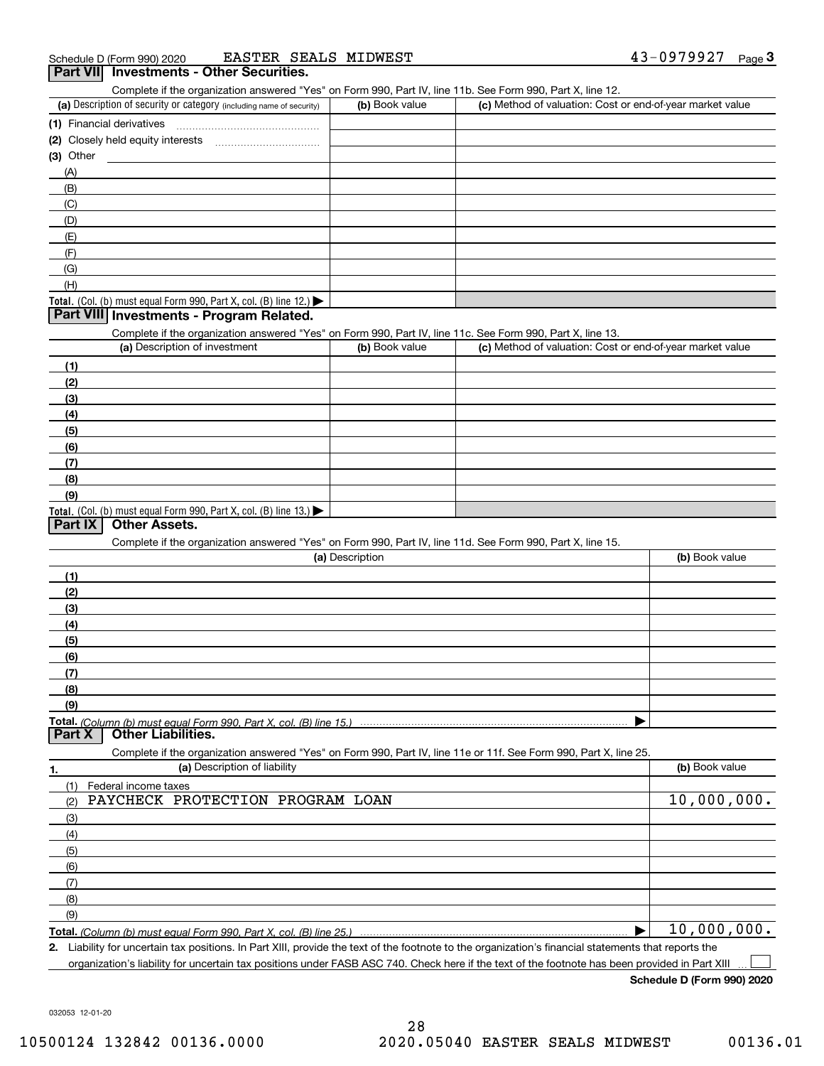Schedule D (Form 990) 2020 EASTER SEALS MIDWEST 43-0979927 Page 3

## Part VII Investments - Other Securities.

Complete if the organization answered "Yes" on Form 990, Part IV, line 11b. See Form 990, Part X, line 12.

| (a) Description of security or category (including name of security) | (b) Book value | (c) Method of valuation: Cost or end-of-year market value |
|---|---|---|
| (1) Financial derivatives | | |
| (2) Closely held equity interests | | |
| (3) Other | | |
| (A) | | |
| (B) | | |
| (C) | | |
| (D) | | |
| (E) | | |
| (F) | | |
| (G) | | |
| (H) | | |
| **Total.** (Col. (b) must equal Form 990, Part X, col. (B) line 12.) ▶ | | |

## Part VIII Investments - Program Related.

Complete if the organization answered "Yes" on Form 990, Part IV, line 11c. See Form 990, Part X, line 13.

| (a) Description of investment | (b) Book value | (c) Method of valuation: Cost or end-of-year market value |
|---|---|---|
| (1) | | |
| (2) | | |
| (3) | | |
| (4) | | |
| (5) | | |
| (6) | | |
| (7) | | |
| (8) | | |
| (9) | | |
| **Total.** (Col. (b) must equal Form 990, Part X, col. (B) line 13.) ▶ | | |

## Part IX Other Assets.

Complete if the organization answered "Yes" on Form 990, Part IV, line 11d. See Form 990, Part X, line 15.

| (a) Description | (b) Book value |
|---|---|
| (1) | |
| (2) | |
| (3) | |
| (4) | |
| (5) | |
| (6) | |
| (7) | |
| (8) | |
| (9) | |
| **Total.** *(Column (b) must equal Form 990, Part X, col. (B) line 15.)* ▶ | |

## Part X Other Liabilities.

Complete if the organization answered "Yes" on Form 990, Part IV, line 11e or 11f. See Form 990, Part X, line 25.

| 1. (a) Description of liability | (b) Book value |
|---|---|
| (1) Federal income taxes | |
| (2) PAYCHECK PROTECTION PROGRAM LOAN | 10,000,000. |
| (3) | |
| (4) | |
| (5) | |
| (6) | |
| (7) | |
| (8) | |
| (9) | |
| **Total.** *(Column (b) must equal Form 990, Part X, col. (B) line 25.)* ▶ | 10,000,000. |

**2.** Liability for uncertain tax positions. In Part XIII, provide the text of the footnote to the organization's financial statements that reports the organization's liability for uncertain tax positions under FASB ASC 740. Check here if the text of the footnote has been provided in Part XIII ☐

**Schedule D (Form 990) 2020**

032053 12-01-20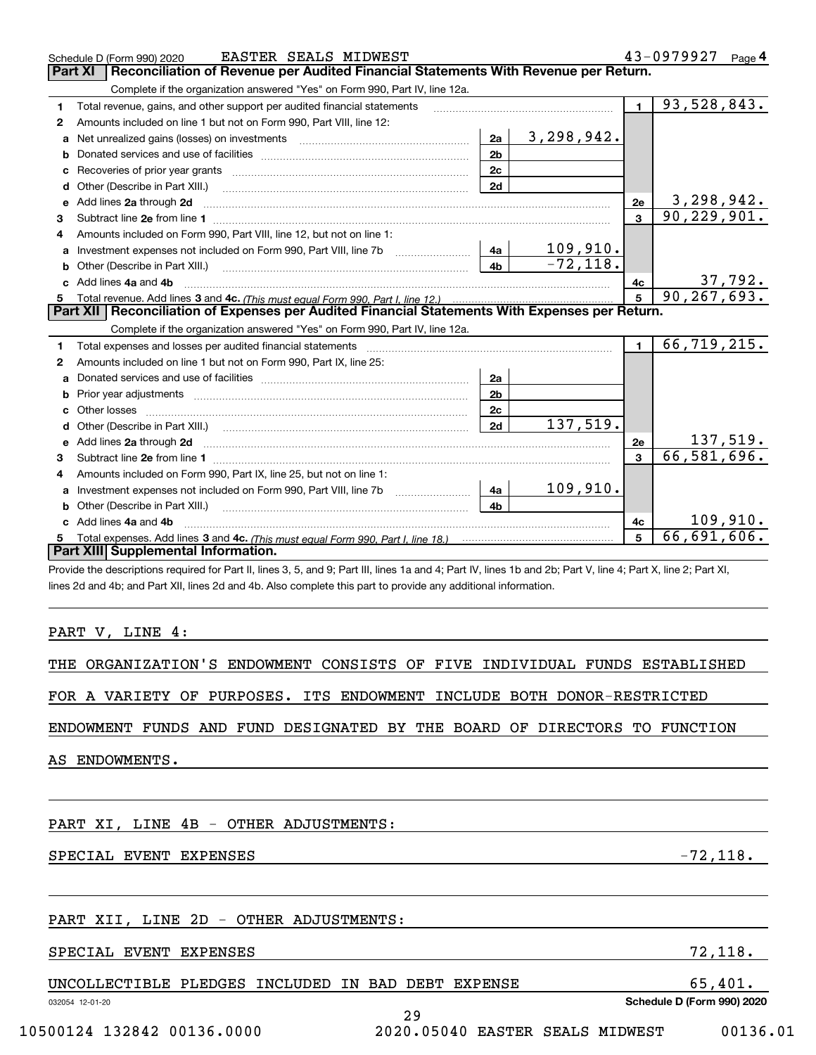Schedule D (Form 990) 2020 EASTER SEALS MIDWEST 43-0979927 Page 4

## Part XI Reconciliation of Revenue per Audited Financial Statements With Revenue per Return.

Complete if the organization answered "Yes" on Form 990, Part IV, line 12a.

| | | | | | |
|---|---|---|---|---|---|
| 1 | Total revenue, gains, and other support per audited financial statements | | | 1 | 93,528,843. |
| 2 | Amounts included on line 1 but not on Form 990, Part VIII, line 12: | | | | |
| a | Net unrealized gains (losses) on investments | 2a | 3,298,942. | | |
| b | Donated services and use of facilities | 2b | | | |
| c | Recoveries of prior year grants | 2c | | | |
| d | Other (Describe in Part XIII.) | 2d | | | |
| e | Add lines 2a through 2d | | | 2e | 3,298,942. |
| 3 | Subtract line 2e from line 1 | | | 3 | 90,229,901. |
| 4 | Amounts included on Form 990, Part VIII, line 12, but not on line 1: | | | | |
| a | Investment expenses not included on Form 990, Part VIII, line 7b | 4a | 109,910. | | |
| b | Other (Describe in Part XIII.) | 4b | -72,118. | | |
| c | Add lines 4a and 4b | | | 4c | 37,792. |
| 5 | Total revenue. Add lines 3 and 4c. *(This must equal Form 990, Part I, line 12.)* | | | 5 | 90,267,693. |

## Part XII Reconciliation of Expenses per Audited Financial Statements With Expenses per Return.

Complete if the organization answered "Yes" on Form 990, Part IV, line 12a.

| | | | | | |
|---|---|---|---|---|---|
| 1 | Total expenses and losses per audited financial statements | | | 1 | 66,719,215. |
| 2 | Amounts included on line 1 but not on Form 990, Part IX, line 25: | | | | |
| a | Donated services and use of facilities | 2a | | | |
| b | Prior year adjustments | 2b | | | |
| c | Other losses | 2c | | | |
| d | Other (Describe in Part XIII.) | 2d | 137,519. | | |
| e | Add lines 2a through 2d | | | 2e | 137,519. |
| 3 | Subtract line 2e from line 1 | | | 3 | 66,581,696. |
| 4 | Amounts included on Form 990, Part IX, line 25, but not on line 1: | | | | |
| a | Investment expenses not included on Form 990, Part VIII, line 7b | 4a | 109,910. | | |
| b | Other (Describe in Part XIII.) | 4b | | | |
| c | Add lines 4a and 4b | | | 4c | 109,910. |
| 5 | Total expenses. Add lines 3 and 4c. *(This must equal Form 990, Part I, line 18.)* | | | 5 | 66,691,606. |

## Part XIII Supplemental Information.

Provide the descriptions required for Part II, lines 3, 5, and 9; Part III, lines 1a and 4; Part IV, lines 1b and 2b; Part V, line 4; Part X, line 2; Part XI, lines 2d and 4b; and Part XII, lines 2d and 4b. Also complete this part to provide any additional information.

PART V, LINE 4:

THE ORGANIZATION'S ENDOWMENT CONSISTS OF FIVE INDIVIDUAL FUNDS ESTABLISHED FOR A VARIETY OF PURPOSES. ITS ENDOWMENT INCLUDE BOTH DONOR-RESTRICTED ENDOWMENT FUNDS AND FUND DESIGNATED BY THE BOARD OF DIRECTORS TO FUNCTION AS ENDOWMENTS.

PART XI, LINE 4B - OTHER ADJUSTMENTS:

| | |
|---|---|
| SPECIAL EVENT EXPENSES | -72,118. |

PART XII, LINE 2D - OTHER ADJUSTMENTS:

| | |
|---|---|
| SPECIAL EVENT EXPENSES | 72,118. |
| UNCOLLECTIBLE PLEDGES INCLUDED IN BAD DEBT EXPENSE | 65,401. |

032054 12-01-20 Schedule D (Form 990) 2020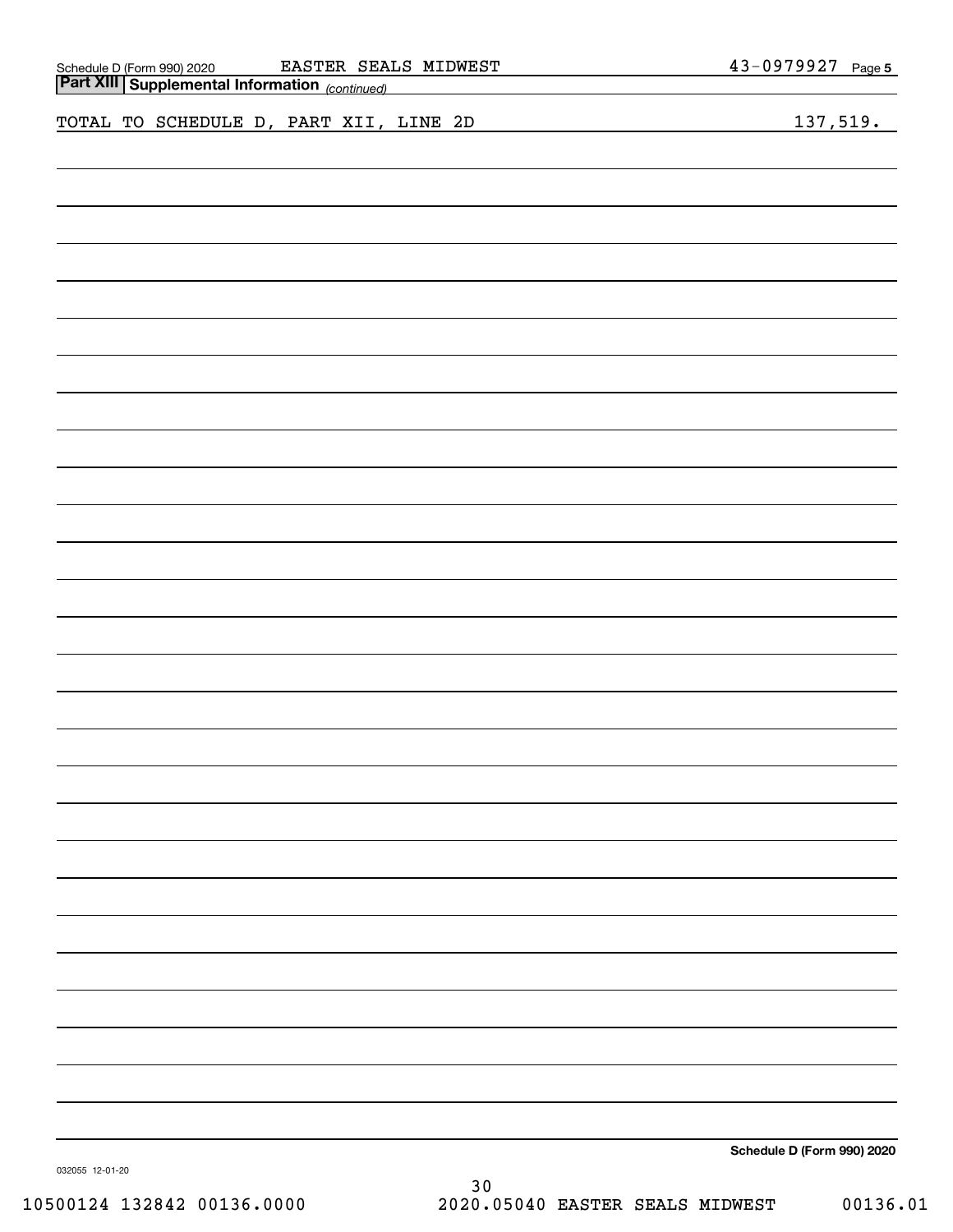## Part XIII Supplemental Information *(continued)*

| | |
|---|---|
| TOTAL TO SCHEDULE D, PART XII, LINE 2D | 137,519. |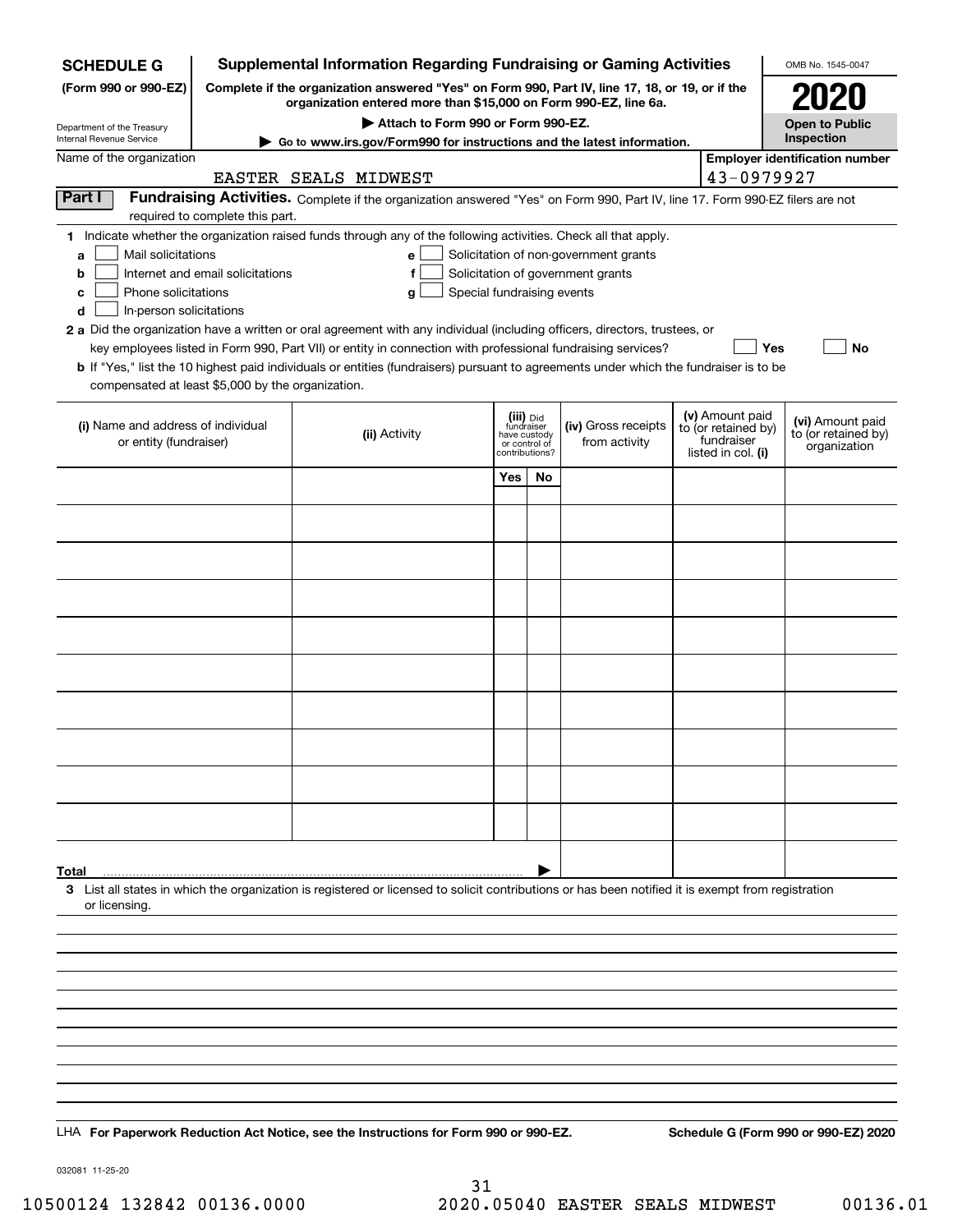**SCHEDULE G** (Form 990 or 990-EZ)

Department of the Treasury
Internal Revenue Service

# Supplemental Information Regarding Fundraising or Gaming Activities

**Complete if the organization answered "Yes" on Form 990, Part IV, line 17, 18, or 19, or if the organization entered more than $15,000 on Form 990-EZ, line 6a.**

▶ Attach to Form 990 or Form 990-EZ.

▶ Go to www.irs.gov/Form990 for instructions and the latest information.

OMB No. 1545-0047

**2020**

**Open to Public Inspection**

Name of the organization: EASTER SEALS MIDWEST

Employer identification number: 43-0979927

**Part I** **Fundraising Activities.** Complete if the organization answered "Yes" on Form 990, Part IV, line 17. Form 990-EZ filers are not required to complete this part.

**1** Indicate whether the organization raised funds through any of the following activities. Check all that apply.

- **a** ☐ Mail solicitations
- **b** ☐ Internet and email solicitations
- **c** ☐ Phone solicitations
- **d** ☐ In-person solicitations
- **e** ☐ Solicitation of non-government grants
- **f** ☐ Solicitation of government grants
- **g** ☐ Special fundraising events

**2 a** Did the organization have a written or oral agreement with any individual (including officers, directors, trustees, or key employees listed in Form 990, Part VII) or entity in connection with professional fundraising services? ☐ Yes ☐ No

**b** If "Yes," list the 10 highest paid individuals or entities (fundraisers) pursuant to agreements under which the fundraiser is to be compensated at least $5,000 by the organization.

| (i) Name and address of individual or entity (fundraiser) | (ii) Activity | (iii) Did fundraiser have custody or control of contributions? Yes | No | (iv) Gross receipts from activity | (v) Amount paid to (or retained by) fundraiser listed in col. (i) | (vi) Amount paid to (or retained by) organization |
|---|---|---|---|---|---|---|
| | | | | | | |
| | | | | | | |
| | | | | | | |
| | | | | | | |
| | | | | | | |
| | | | | | | |
| | | | | | | |
| | | | | | | |
| | | | | | | |
| | | | | | | |
| **Total** ▶ | | | | | | |

**3** List all states in which the organization is registered or licensed to solicit contributions or has been notified it is exempt from registration or licensing.

LHA **For Paperwork Reduction Act Notice, see the Instructions for Form 990 or 990-EZ.** **Schedule G (Form 990 or 990-EZ) 2020**

032081 11-25-20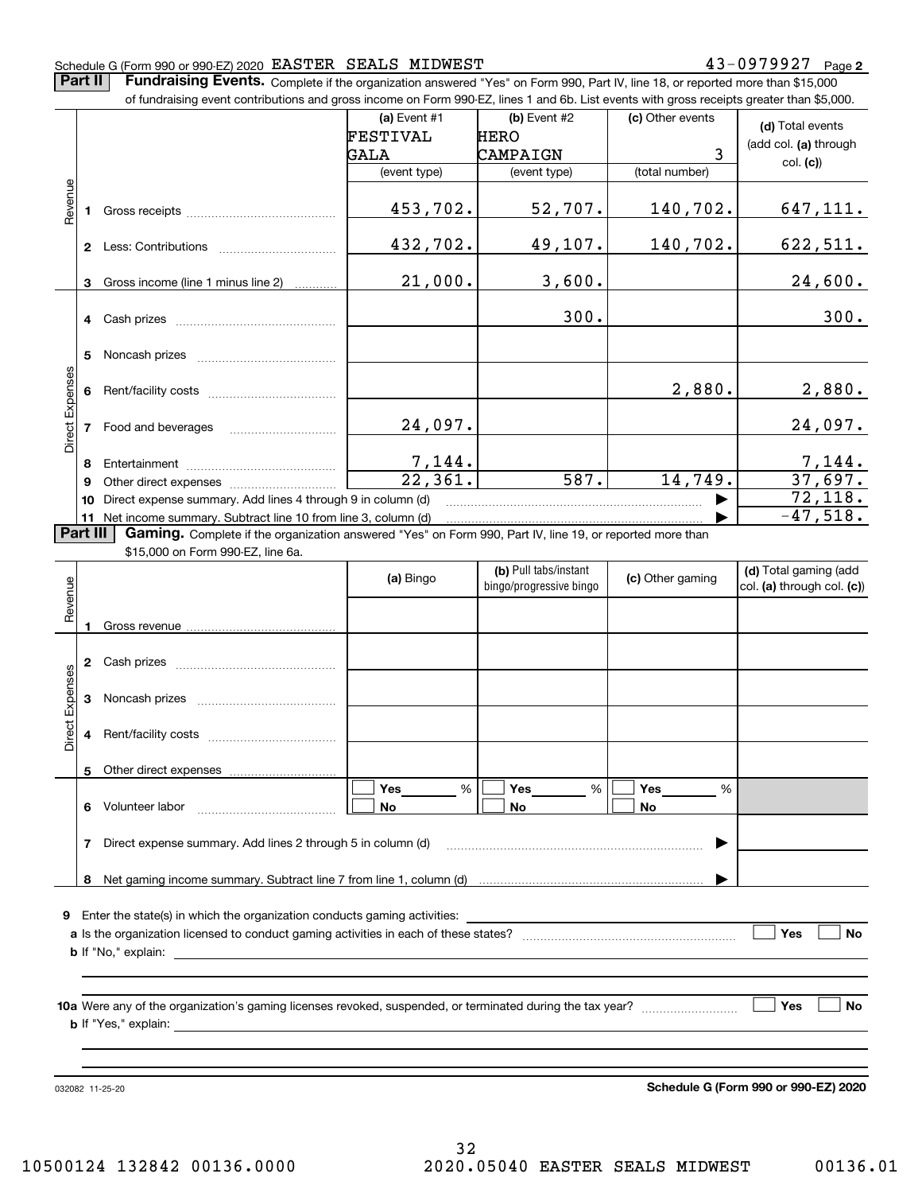Schedule G (Form 990 or 990-EZ) 2020 EASTER SEALS MIDWEST 43-0979927 Page 2

**Part II Fundraising Events.** Complete if the organization answered "Yes" on Form 990, Part IV, line 18, or reported more than $15,000 of fundraising event contributions and gross income on Form 990-EZ, lines 1 and 6b. List events with gross receipts greater than $5,000.

| | | (a) Event #1 FESTIVAL GALA (event type) | (b) Event #2 HERO CAMPAIGN (event type) | (c) Other events 3 (total number) | (d) Total events (add col. (a) through col. (c)) |
|---|---|---|---|---|---|
| Revenue | 1 Gross receipts | 453,702. | 52,707. | 140,702. | 647,111. |
| | 2 Less: Contributions | 432,702. | 49,107. | 140,702. | 622,511. |
| | 3 Gross income (line 1 minus line 2) | 21,000. | 3,600. | | 24,600. |
| Direct Expenses | 4 Cash prizes | | 300. | | 300. |
| | 5 Noncash prizes | | | | |
| | 6 Rent/facility costs | | | 2,880. | 2,880. |
| | 7 Food and beverages | 24,097. | | | 24,097. |
| | 8 Entertainment | 7,144. | | | 7,144. |
| | 9 Other direct expenses | 22,361. | 587. | 14,749. | 37,697. |
| | 10 Direct expense summary. Add lines 4 through 9 in column (d) | | | | 72,118. |
| | 11 Net income summary. Subtract line 10 from line 3, column (d) | | | | -47,518. |

**Part III Gaming.** Complete if the organization answered "Yes" on Form 990, Part IV, line 19, or reported more than $15,000 on Form 990-EZ, line 6a.

| | | (a) Bingo | (b) Pull tabs/instant bingo/progressive bingo | (c) Other gaming | (d) Total gaming (add col. (a) through col. (c)) |
|---|---|---|---|---|---|
| Revenue | 1 Gross revenue | | | | |
| Direct Expenses | 2 Cash prizes | | | | |
| | 3 Noncash prizes | | | | |
| | 4 Rent/facility costs | | | | |
| | 5 Other direct expenses | | | | |
| | 6 Volunteer labor | ☐ Yes ____ % ☐ No | ☐ Yes ____ % ☐ No | ☐ Yes ____ % ☐ No | |
| | 7 Direct expense summary. Add lines 2 through 5 in column (d) | | | | |
| | 8 Net gaming income summary. Subtract line 7 from line 1, column (d) | | | | |

9 Enter the state(s) in which the organization conducts gaming activities:

a Is the organization licensed to conduct gaming activities in each of these states? ☐ Yes ☐ No

b If "No," explain:

10a Were any of the organization's gaming licenses revoked, suspended, or terminated during the tax year? ☐ Yes ☐ No

b If "Yes," explain:

032082 11-25-20

Schedule G (Form 990 or 990-EZ) 2020

10500124 132842 00136.0000 2020.05040 EASTER SEALS MIDWEST 00136.01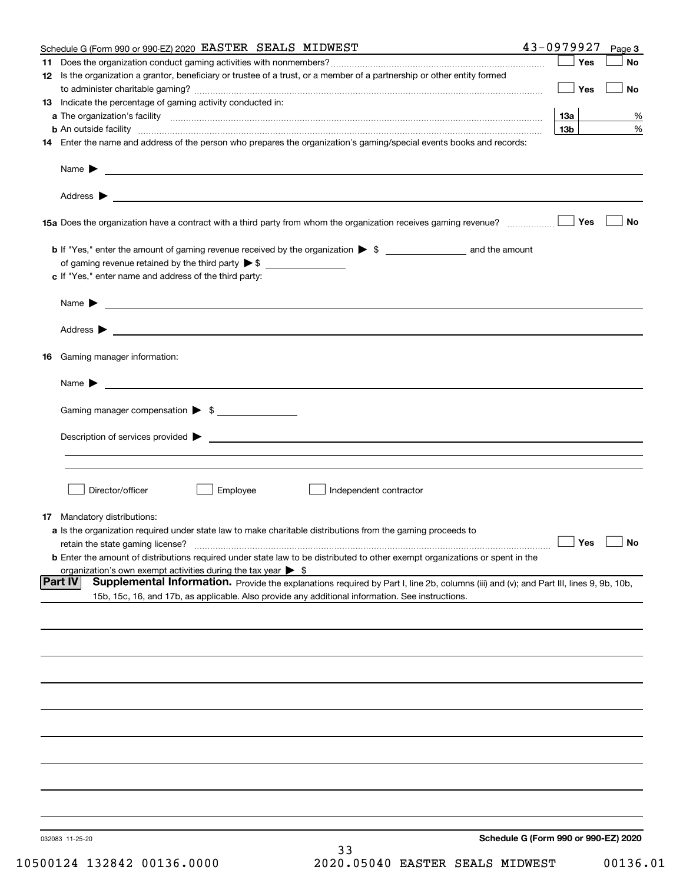Schedule G (Form 990 or 990-EZ) 2020 EASTER SEALS MIDWEST 43-0979927 Page 3

**11** Does the organization conduct gaming activities with nonmembers? ☐ Yes ☐ No

**12** Is the organization a grantor, beneficiary or trustee of a trust, or a member of a partnership or other entity formed to administer charitable gaming? ☐ Yes ☐ No

**13** Indicate the percentage of gaming activity conducted in:

**a** The organization's facility **13a** %

**b** An outside facility **13b** %

**14** Enter the name and address of the person who prepares the organization's gaming/special events books and records:

Name ▶

Address ▶

**15a** Does the organization have a contract with a third party from whom the organization receives gaming revenue? ☐ Yes ☐ No

**b** If "Yes," enter the amount of gaming revenue received by the organization ▶ $ ______ and the amount of gaming revenue retained by the third party ▶ $ ______

**c** If "Yes," enter name and address of the third party:

Name ▶

Address ▶

**16** Gaming manager information:

Name ▶

Gaming manager compensation ▶ $

Description of services provided ▶

☐ Director/officer ☐ Employee ☐ Independent contractor

**17** Mandatory distributions:

**a** Is the organization required under state law to make charitable distributions from the gaming proceeds to retain the state gaming license? ☐ Yes ☐ No

**b** Enter the amount of distributions required under state law to be distributed to other exempt organizations or spent in the organization's own exempt activities during the tax year ▶ $

**Part IV** **Supplemental Information.** Provide the explanations required by Part I, line 2b, columns (iii) and (v); and Part III, lines 9, 9b, 10b, 15b, 15c, 16, and 17b, as applicable. Also provide any additional information. See instructions.

032083 11-25-20 **Schedule G (Form 990 or 990-EZ) 2020**

10500124 132842 00136.0000 2020.05040 EASTER SEALS MIDWEST 00136.01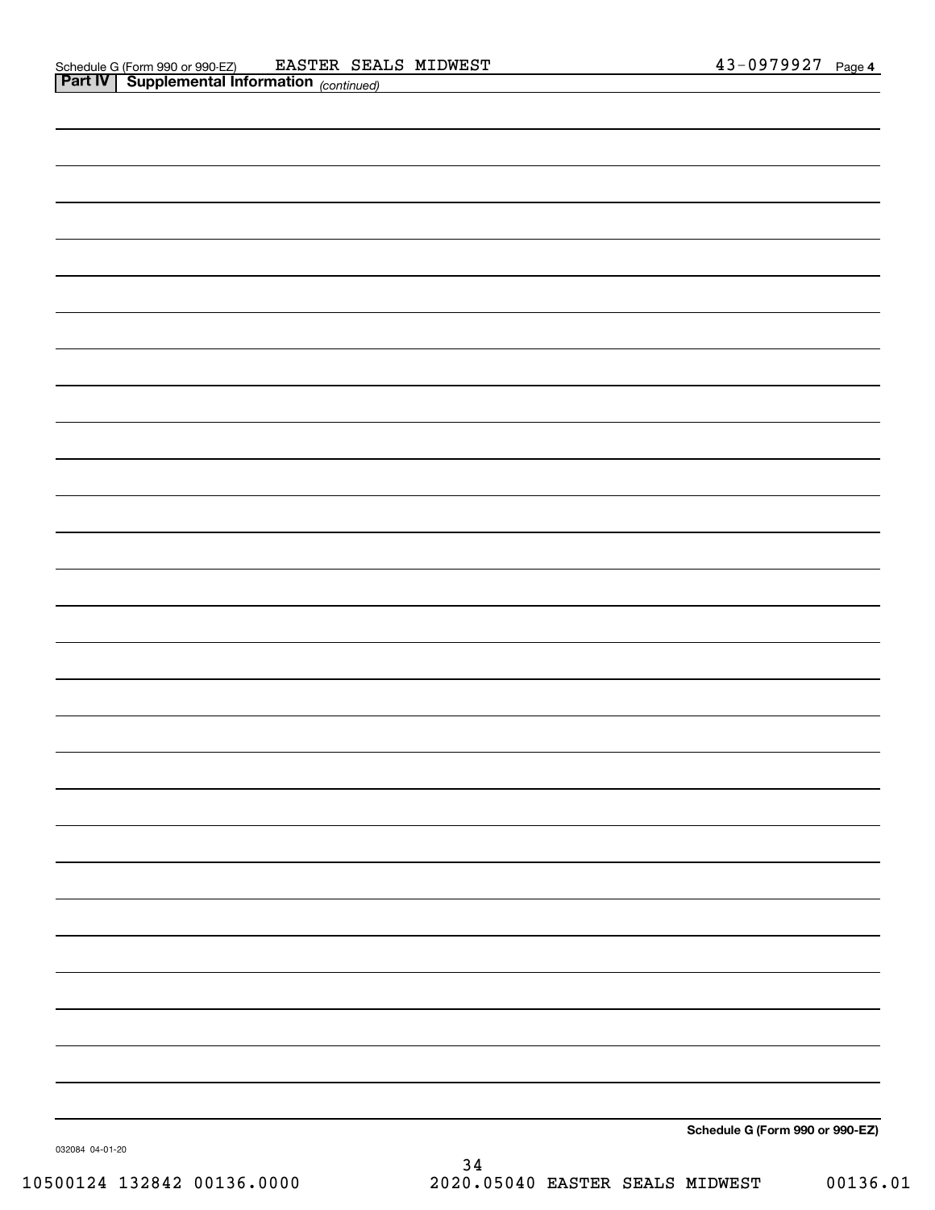Schedule G (Form 990 or 990-EZ) EASTER SEALS MIDWEST 43-0979927 Page 4

**Part IV | Supplemental Information** *(continued)*

**Schedule G (Form 990 or 990-EZ)**

032084 04-01-20

10500124 132842 00136.0000 2020.05040 EASTER SEALS MIDWEST 00136.01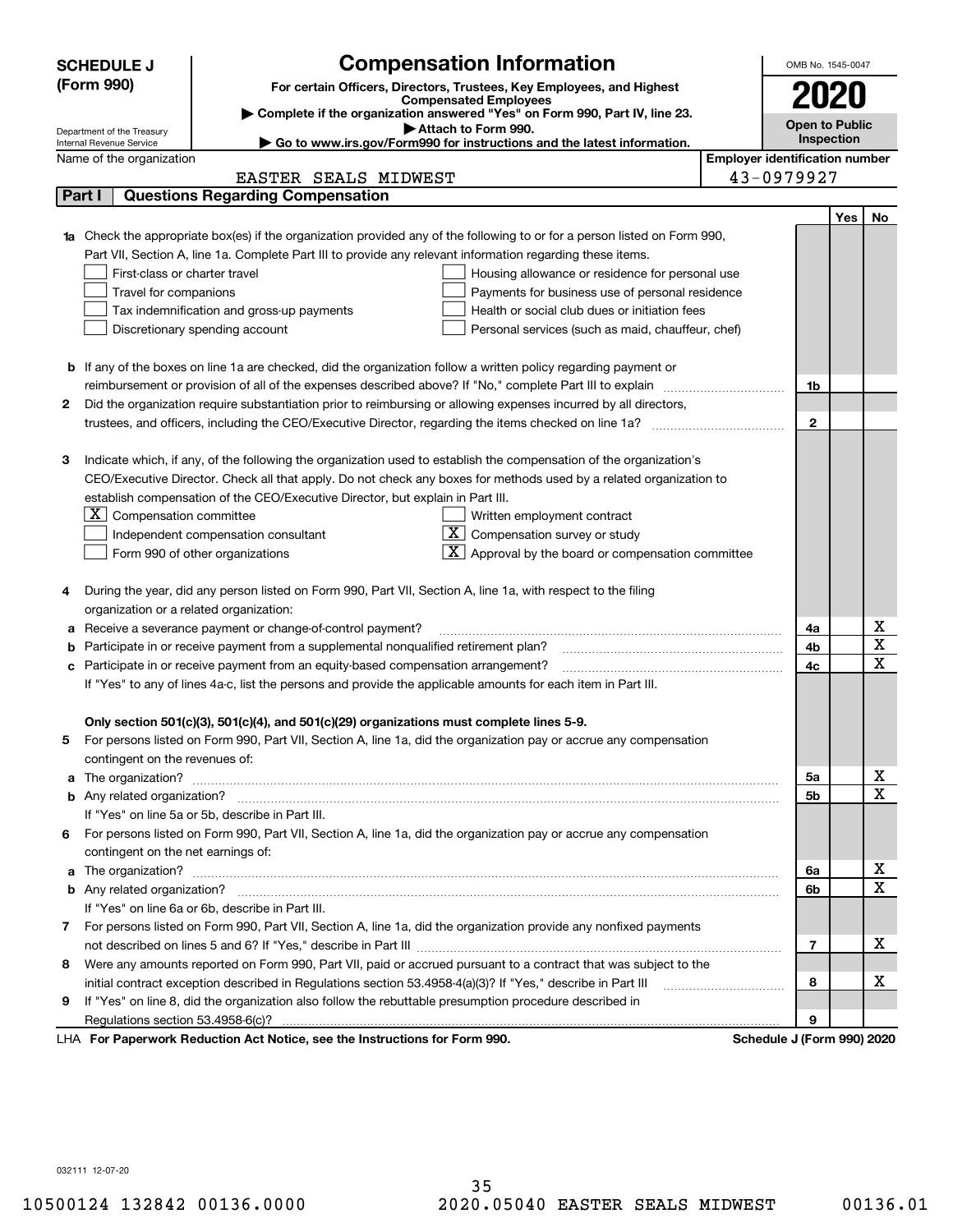**SCHEDULE J (Form 990)**

# Compensation Information

**For certain Officers, Directors, Trustees, Key Employees, and Highest Compensated Employees**

▶ Complete if the organization answered "Yes" on Form 990, Part IV, line 23.

▶ Attach to Form 990.

▶ Go to www.irs.gov/Form990 for instructions and the latest information.

Department of the Treasury
Internal Revenue Service

OMB No. 1545-0047

**2020**

**Open to Public Inspection**

Name of the organization: EASTER SEALS MIDWEST

Employer identification number: 43-0979927

## Part I — Questions Regarding Compensation

| | | | Yes | No |
|---|---|---|---|---|
| **1a** | Check the appropriate box(es) if the organization provided any of the following to or for a person listed on Form 990, Part VII, Section A, line 1a. Complete Part III to provide any relevant information regarding these items.<br>☐ First-class or charter travel ☐ Housing allowance or residence for personal use<br>☐ Travel for companions ☐ Payments for business use of personal residence<br>☐ Tax indemnification and gross-up payments ☐ Health or social club dues or initiation fees<br>☐ Discretionary spending account ☐ Personal services (such as maid, chauffeur, chef) | | | |
| **b** | If any of the boxes on line 1a are checked, did the organization follow a written policy regarding payment or reimbursement or provision of all of the expenses described above? If "No," complete Part III to explain | 1b | | |
| **2** | Did the organization require substantiation prior to reimbursing or allowing expenses incurred by all directors, trustees, and officers, including the CEO/Executive Director, regarding the items checked on line 1a? | 2 | | |
| **3** | Indicate which, if any, of the following the organization used to establish the compensation of the organization's CEO/Executive Director. Check all that apply. Do not check any boxes for methods used by a related organization to establish compensation of the CEO/Executive Director, but explain in Part III.<br>☒ Compensation committee ☐ Written employment contract<br>☐ Independent compensation consultant ☒ Compensation survey or study<br>☐ Form 990 of other organizations ☒ Approval by the board or compensation committee | | | |
| **4** | During the year, did any person listed on Form 990, Part VII, Section A, line 1a, with respect to the filing organization or a related organization: | | | |
| **a** | Receive a severance payment or change-of-control payment? | 4a | | X |
| **b** | Participate in or receive payment from a supplemental nonqualified retirement plan? | 4b | | X |
| **c** | Participate in or receive payment from an equity-based compensation arrangement? | 4c | | X |
| | If "Yes" to any of lines 4a-c, list the persons and provide the applicable amounts for each item in Part III. | | | |
| | **Only section 501(c)(3), 501(c)(4), and 501(c)(29) organizations must complete lines 5-9.** | | | |
| **5** | For persons listed on Form 990, Part VII, Section A, line 1a, did the organization pay or accrue any compensation contingent on the revenues of: | | | |
| **a** | The organization? | 5a | | X |
| **b** | Any related organization? | 5b | | X |
| | If "Yes" on line 5a or 5b, describe in Part III. | | | |
| **6** | For persons listed on Form 990, Part VII, Section A, line 1a, did the organization pay or accrue any compensation contingent on the net earnings of: | | | |
| **a** | The organization? | 6a | | X |
| **b** | Any related organization? | 6b | | X |
| | If "Yes" on line 6a or 6b, describe in Part III. | | | |
| **7** | For persons listed on Form 990, Part VII, Section A, line 1a, did the organization provide any nonfixed payments not described on lines 5 and 6? If "Yes," describe in Part III | 7 | | X |
| **8** | Were any amounts reported on Form 990, Part VII, paid or accrued pursuant to a contract that was subject to the initial contract exception described in Regulations section 53.4958-4(a)(3)? If "Yes," describe in Part III | 8 | | X |
| **9** | If "Yes" on line 8, did the organization also follow the rebuttable presumption procedure described in Regulations section 53.4958-6(c)? | 9 | | |

LHA **For Paperwork Reduction Act Notice, see the Instructions for Form 990.** **Schedule J (Form 990) 2020**

032111 12-07-20

10500124 132842 00136.0000 2020.05040 EASTER SEALS MIDWEST 00136.01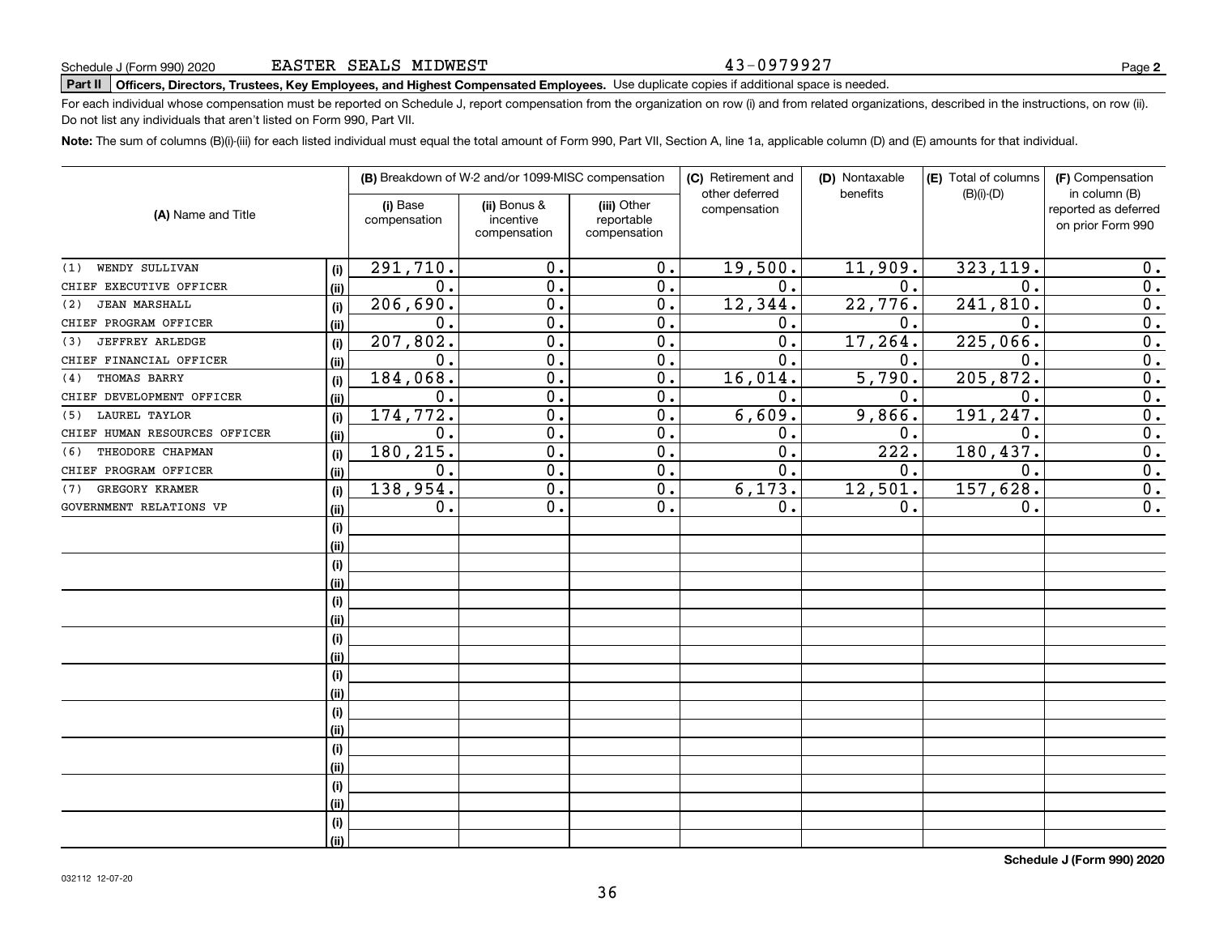Schedule J (Form 990) 2020 EASTER SEALS MIDWEST 43-0979927 Page **2**

**Part II** **Officers, Directors, Trustees, Key Employees, and Highest Compensated Employees.** Use duplicate copies if additional space is needed.

For each individual whose compensation must be reported on Schedule J, report compensation from the organization on row (i) and from related organizations, described in the instructions, on row (ii). Do not list any individuals that aren't listed on Form 990, Part VII.

**Note:** The sum of columns (B)(i)-(iii) for each listed individual must equal the total amount of Form 990, Part VII, Section A, line 1a, applicable column (D) and (E) amounts for that individual.

| (A) Name and Title | | (B) Breakdown of W-2 and/or 1099-MISC compensation | | | (C) Retirement and other deferred compensation | (D) Nontaxable benefits | (E) Total of columns (B)(i)-(D) | (F) Compensation in column (B) reported as deferred on prior Form 990 |
|---|---|---|---|---|---|---|---|---|
| | | (i) Base compensation | (ii) Bonus & incentive compensation | (iii) Other reportable compensation | | | | |
| (1) WENDY SULLIVAN | (i) | 291,710. | 0. | 0. | 19,500. | 11,909. | 323,119. | 0. |
| CHIEF EXECUTIVE OFFICER | (ii) | 0. | 0. | 0. | 0. | 0. | 0. | 0. |
| (2) JEAN MARSHALL | (i) | 206,690. | 0. | 0. | 12,344. | 22,776. | 241,810. | 0. |
| CHIEF PROGRAM OFFICER | (ii) | 0. | 0. | 0. | 0. | 0. | 0. | 0. |
| (3) JEFFREY ARLEDGE | (i) | 207,802. | 0. | 0. | 0. | 17,264. | 225,066. | 0. |
| CHIEF FINANCIAL OFFICER | (ii) | 0. | 0. | 0. | 0. | 0. | 0. | 0. |
| (4) THOMAS BARRY | (i) | 184,068. | 0. | 0. | 16,014. | 5,790. | 205,872. | 0. |
| CHIEF DEVELOPMENT OFFICER | (ii) | 0. | 0. | 0. | 0. | 0. | 0. | 0. |
| (5) LAUREL TAYLOR | (i) | 174,772. | 0. | 0. | 6,609. | 9,866. | 191,247. | 0. |
| CHIEF HUMAN RESOURCES OFFICER | (ii) | 0. | 0. | 0. | 0. | 0. | 0. | 0. |
| (6) THEODORE CHAPMAN | (i) | 180,215. | 0. | 0. | 0. | 222. | 180,437. | 0. |
| CHIEF PROGRAM OFFICER | (ii) | 0. | 0. | 0. | 0. | 0. | 0. | 0. |
| (7) GREGORY KRAMER | (i) | 138,954. | 0. | 0. | 6,173. | 12,501. | 157,628. | 0. |
| GOVERNMENT RELATIONS VP | (ii) | 0. | 0. | 0. | 0. | 0. | 0. | 0. |
| | (i) | | | | | | | |
| | (ii) | | | | | | | |
| | (i) | | | | | | | |
| | (ii) | | | | | | | |
| | (i) | | | | | | | |
| | (ii) | | | | | | | |
| | (i) | | | | | | | |
| | (ii) | | | | | | | |
| | (i) | | | | | | | |
| | (ii) | | | | | | | |
| | (i) | | | | | | | |
| | (ii) | | | | | | | |
| | (i) | | | | | | | |
| | (ii) | | | | | | | |
| | (i) | | | | | | | |
| | (ii) | | | | | | | |
| | (i) | | | | | | | |
| | (ii) | | | | | | | |

**Schedule J (Form 990) 2020**

032112 12-07-20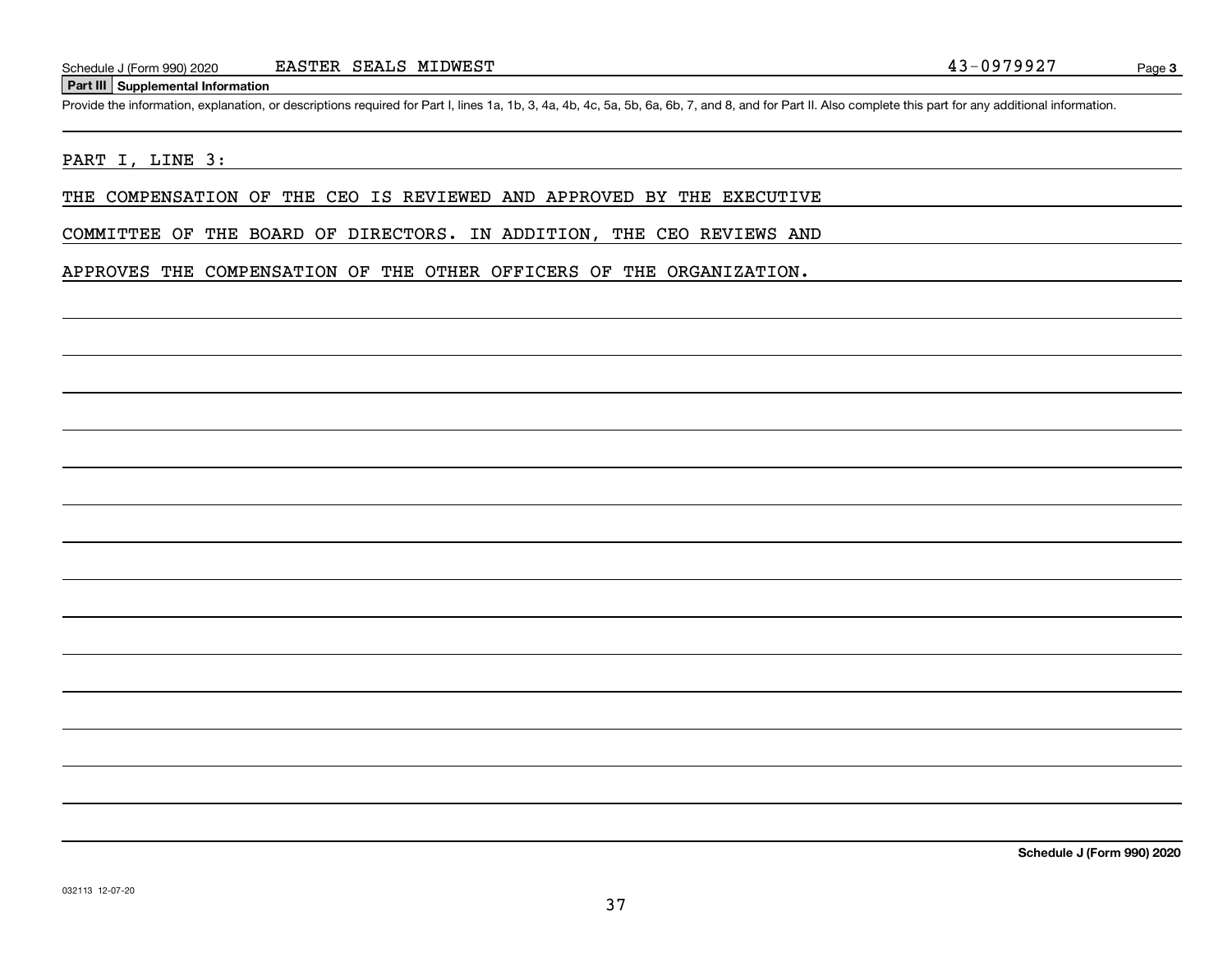Schedule J (Form 990) 2020 EASTER SEALS MIDWEST 43-0979927

## Part III Supplemental Information

Provide the information, explanation, or descriptions required for Part I, lines 1a, 1b, 3, 4a, 4b, 4c, 5a, 5b, 6a, 6b, 7, and 8, and for Part II. Also complete this part for any additional information.

PART I, LINE 3:

THE COMPENSATION OF THE CEO IS REVIEWED AND APPROVED BY THE EXECUTIVE COMMITTEE OF THE BOARD OF DIRECTORS. IN ADDITION, THE CEO REVIEWS AND APPROVES THE COMPENSATION OF THE OTHER OFFICERS OF THE ORGANIZATION.

032113 12-07-20

**Schedule J (Form 990) 2020**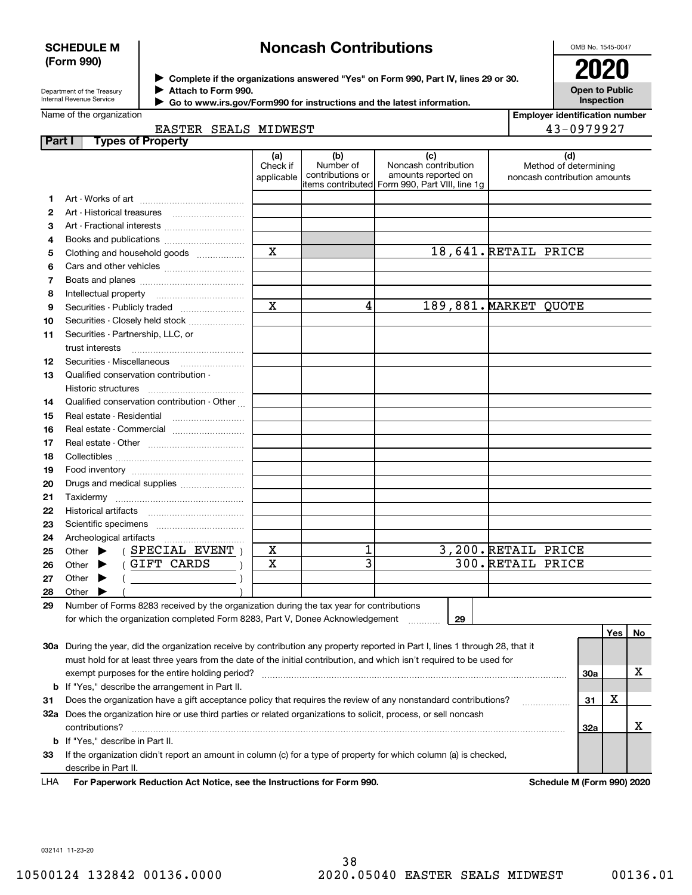# SCHEDULE M (Form 990)

## Noncash Contributions

OMB No. 1545-0047

**2020**

**Open to Public Inspection**

Department of the Treasury
Internal Revenue Service

▶ **Complete if the organizations answered "Yes" on Form 990, Part IV, lines 29 or 30.**
▶ **Attach to Form 990.**
▶ **Go to www.irs.gov/Form990 for instructions and the latest information.**

Name of the organization: EASTER SEALS MIDWEST

**Employer identification number**: 43-0979927

**Part I Types of Property**

| | | (a) Check if applicable | (b) Number of contributions or items contributed | (c) Noncash contribution amounts reported on Form 990, Part VIII, line 1g | (d) Method of determining noncash contribution amounts |
|---|---|---|---|---|---|
| 1 | Art - Works of art | | | | |
| 2 | Art - Historical treasures | | | | |
| 3 | Art - Fractional interests | | | | |
| 4 | Books and publications | | | | |
| 5 | Clothing and household goods | X | | 18,641. | RETAIL PRICE |
| 6 | Cars and other vehicles | | | | |
| 7 | Boats and planes | | | | |
| 8 | Intellectual property | | | | |
| 9 | Securities - Publicly traded | X | 4 | 189,881. | MARKET QUOTE |
| 10 | Securities - Closely held stock | | | | |
| 11 | Securities - Partnership, LLC, or trust interests | | | | |
| 12 | Securities - Miscellaneous | | | | |
| 13 | Qualified conservation contribution - Historic structures | | | | |
| 14 | Qualified conservation contribution - Other | | | | |
| 15 | Real estate - Residential | | | | |
| 16 | Real estate - Commercial | | | | |
| 17 | Real estate - Other | | | | |
| 18 | Collectibles | | | | |
| 19 | Food inventory | | | | |
| 20 | Drugs and medical supplies | | | | |
| 21 | Taxidermy | | | | |
| 22 | Historical artifacts | | | | |
| 23 | Scientific specimens | | | | |
| 24 | Archeological artifacts | | | | |
| 25 | Other ▶ ( SPECIAL EVENT ) | X | 1 | 3,200. | RETAIL PRICE |
| 26 | Other ▶ ( GIFT CARDS ) | X | 3 | 300. | RETAIL PRICE |
| 27 | Other ▶ ( ) | | | | |
| 28 | Other ▶ ( ) | | | | |

**29** Number of Forms 8283 received by the organization during the tax year for contributions for which the organization completed Form 8283, Part V, Donee Acknowledgement ..... **29**

| | | | Yes | No |
|---|---|---|---|---|
| **30a** | During the year, did the organization receive by contribution any property reported in Part I, lines 1 through 28, that it must hold for at least three years from the date of the initial contribution, and which isn't required to be used for exempt purposes for the entire holding period? | 30a | | X |
| **b** | If "Yes," describe the arrangement in Part II. | | | |
| **31** | Does the organization have a gift acceptance policy that requires the review of any nonstandard contributions? | 31 | X | |
| **32a** | Does the organization hire or use third parties or related organizations to solicit, process, or sell noncash contributions? | 32a | | X |
| **b** | If "Yes," describe in Part II. | | | |
| **33** | If the organization didn't report an amount in column (c) for a type of property for which column (a) is checked, describe in Part II. | | | |

LHA **For Paperwork Reduction Act Notice, see the Instructions for Form 990.** **Schedule M (Form 990) 2020**

032141 11-23-20

10500124 132842 00136.0000 2020.05040 EASTER SEALS MIDWEST 00136.01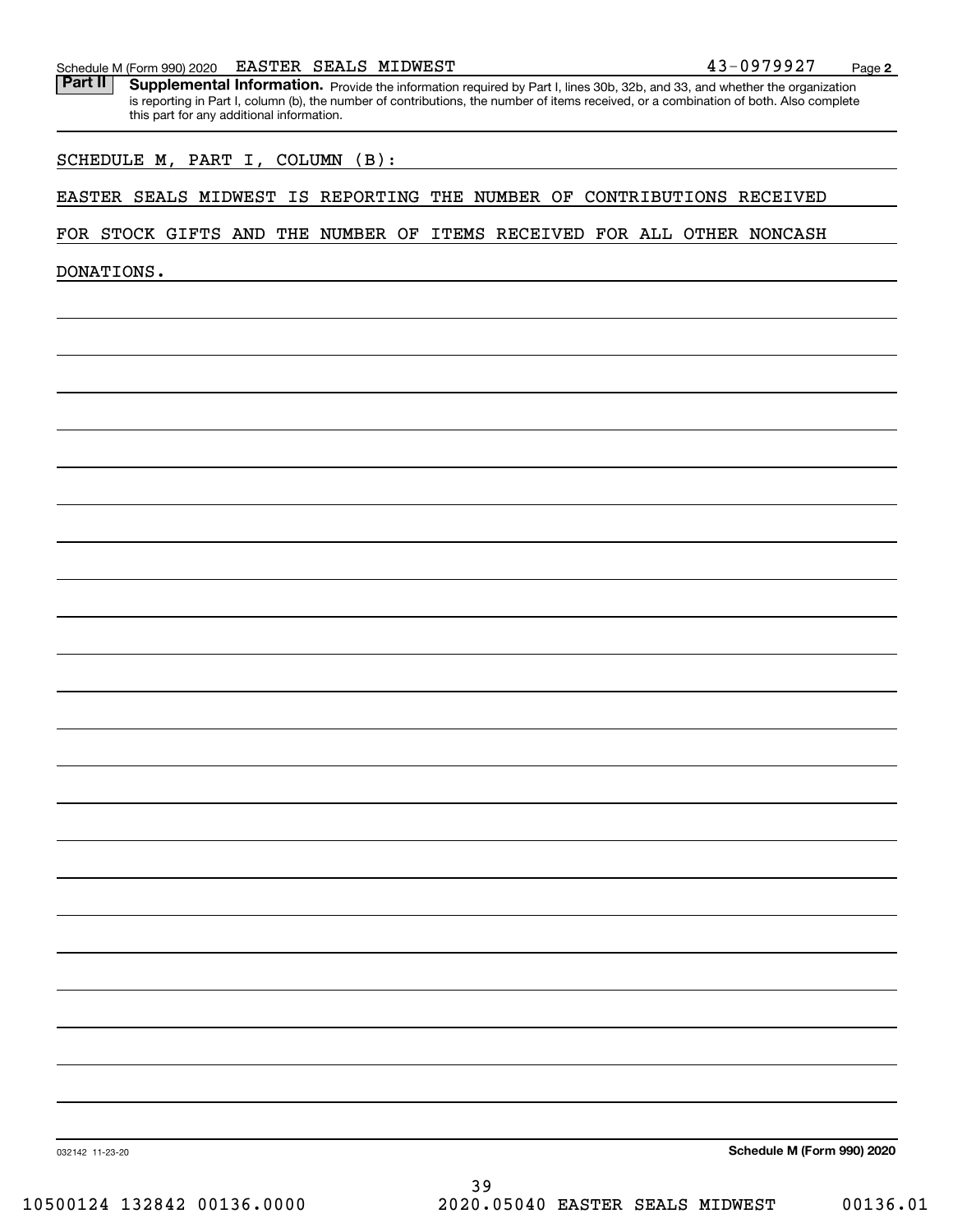Schedule M (Form 990) 2020 EASTER SEALS MIDWEST 43-0979927 Page 2

**Part II** **Supplemental Information.** Provide the information required by Part I, lines 30b, 32b, and 33, and whether the organization is reporting in Part I, column (b), the number of contributions, the number of items received, or a combination of both. Also complete this part for any additional information.

SCHEDULE M, PART I, COLUMN (B):

EASTER SEALS MIDWEST IS REPORTING THE NUMBER OF CONTRIBUTIONS RECEIVED FOR STOCK GIFTS AND THE NUMBER OF ITEMS RECEIVED FOR ALL OTHER NONCASH DONATIONS.

032142 11-23-20 **Schedule M (Form 990) 2020**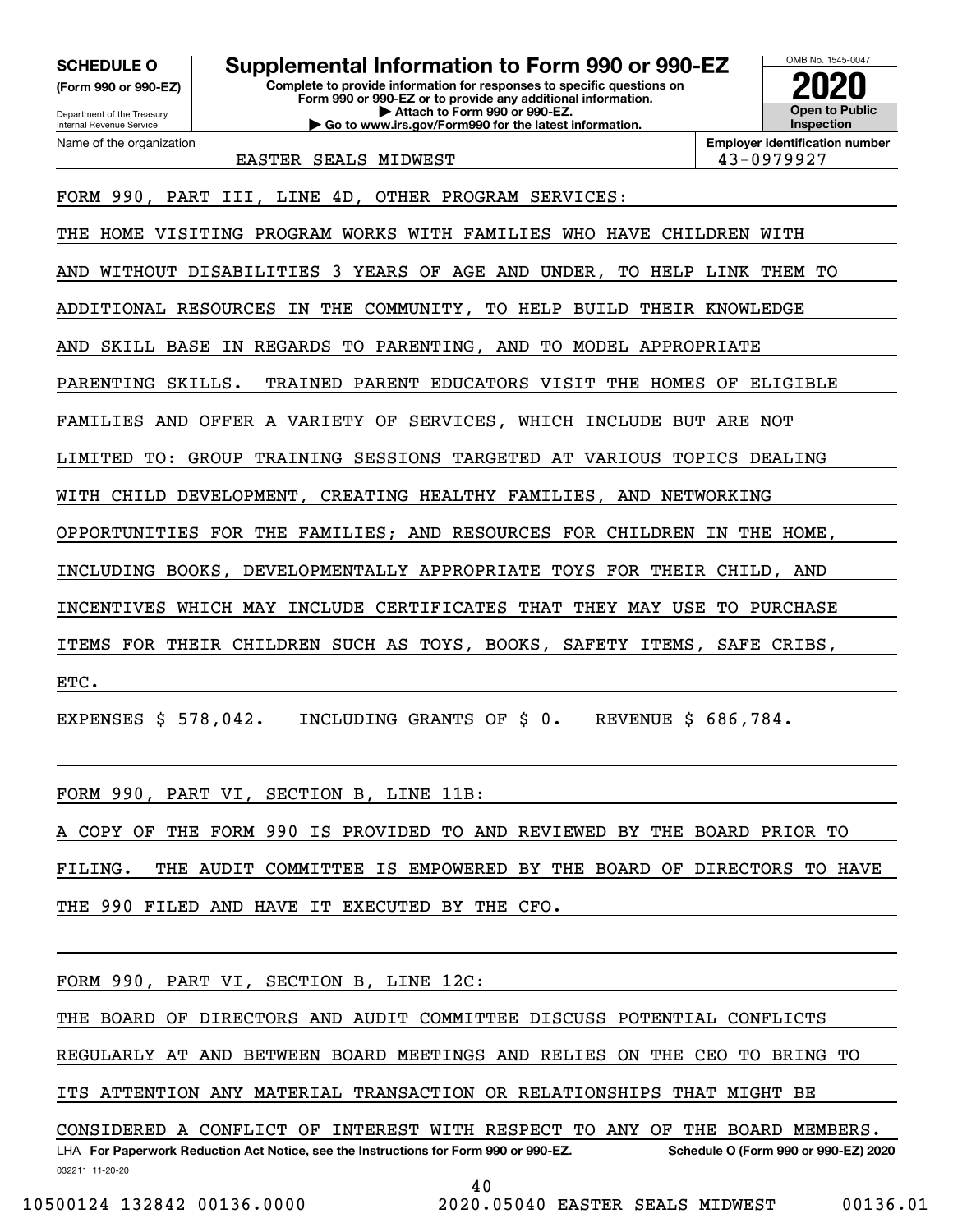**SCHEDULE O**
**(Form 990 or 990-EZ)**

Department of the Treasury
Internal Revenue Service

# Supplemental Information to Form 990 or 990-EZ

**Complete to provide information for responses to specific questions on Form 990 or 990-EZ or to provide any additional information.**
**▶ Attach to Form 990 or 990-EZ.**
**▶ Go to www.irs.gov/Form990 for the latest information.**

OMB No. 1545-0047

**2020**

**Open to Public Inspection**

Name of the organization: EASTER SEALS MIDWEST

**Employer identification number:** 43-0979927

FORM 990, PART III, LINE 4D, OTHER PROGRAM SERVICES:

THE HOME VISITING PROGRAM WORKS WITH FAMILIES WHO HAVE CHILDREN WITH AND WITHOUT DISABILITIES 3 YEARS OF AGE AND UNDER, TO HELP LINK THEM TO ADDITIONAL RESOURCES IN THE COMMUNITY, TO HELP BUILD THEIR KNOWLEDGE AND SKILL BASE IN REGARDS TO PARENTING, AND TO MODEL APPROPRIATE PARENTING SKILLS. TRAINED PARENT EDUCATORS VISIT THE HOMES OF ELIGIBLE FAMILIES AND OFFER A VARIETY OF SERVICES, WHICH INCLUDE BUT ARE NOT LIMITED TO: GROUP TRAINING SESSIONS TARGETED AT VARIOUS TOPICS DEALING WITH CHILD DEVELOPMENT, CREATING HEALTHY FAMILIES, AND NETWORKING OPPORTUNITIES FOR THE FAMILIES; AND RESOURCES FOR CHILDREN IN THE HOME, INCLUDING BOOKS, DEVELOPMENTALLY APPROPRIATE TOYS FOR THEIR CHILD, AND INCENTIVES WHICH MAY INCLUDE CERTIFICATES THAT THEY MAY USE TO PURCHASE ITEMS FOR THEIR CHILDREN SUCH AS TOYS, BOOKS, SAFETY ITEMS, SAFE CRIBS, ETC.

EXPENSES $ 578,042. INCLUDING GRANTS OF $ 0. REVENUE $ 686,784.

FORM 990, PART VI, SECTION B, LINE 11B:

A COPY OF THE FORM 990 IS PROVIDED TO AND REVIEWED BY THE BOARD PRIOR TO FILING. THE AUDIT COMMITTEE IS EMPOWERED BY THE BOARD OF DIRECTORS TO HAVE THE 990 FILED AND HAVE IT EXECUTED BY THE CFO.

FORM 990, PART VI, SECTION B, LINE 12C:

THE BOARD OF DIRECTORS AND AUDIT COMMITTEE DISCUSS POTENTIAL CONFLICTS REGULARLY AT AND BETWEEN BOARD MEETINGS AND RELIES ON THE CEO TO BRING TO ITS ATTENTION ANY MATERIAL TRANSACTION OR RELATIONSHIPS THAT MIGHT BE CONSIDERED A CONFLICT OF INTEREST WITH RESPECT TO ANY OF THE BOARD MEMBERS.

LHA **For Paperwork Reduction Act Notice, see the Instructions for Form 990 or 990-EZ.** **Schedule O (Form 990 or 990-EZ) 2020**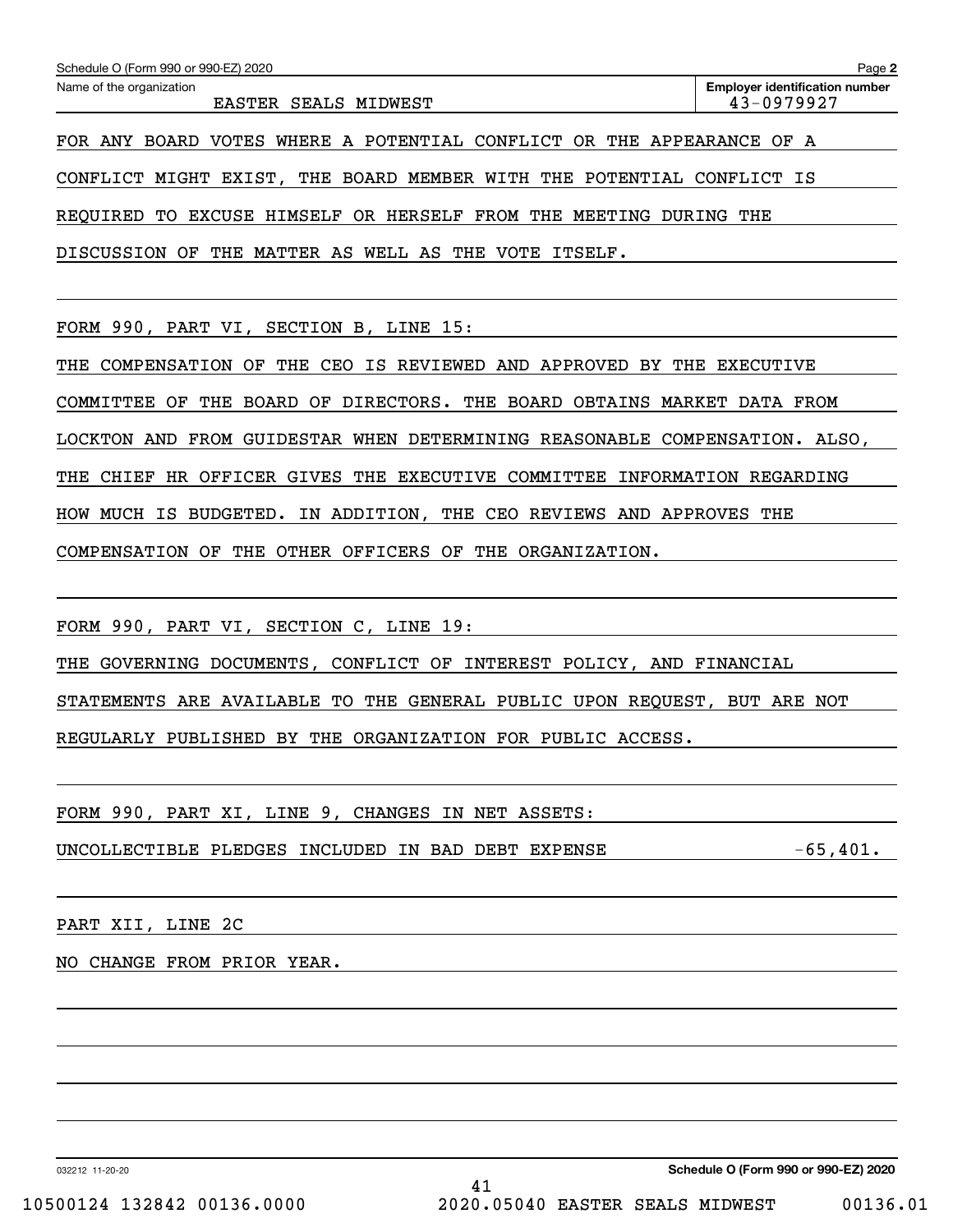Schedule O (Form 990 or 990-EZ) 2020 Page **2**

Name of the organization: EASTER SEALS MIDWEST

**Employer identification number**: 43-0979927

FOR ANY BOARD VOTES WHERE A POTENTIAL CONFLICT OR THE APPEARANCE OF A CONFLICT MIGHT EXIST, THE BOARD MEMBER WITH THE POTENTIAL CONFLICT IS REQUIRED TO EXCUSE HIMSELF OR HERSELF FROM THE MEETING DURING THE DISCUSSION OF THE MATTER AS WELL AS THE VOTE ITSELF.

FORM 990, PART VI, SECTION B, LINE 15:

THE COMPENSATION OF THE CEO IS REVIEWED AND APPROVED BY THE EXECUTIVE COMMITTEE OF THE BOARD OF DIRECTORS. THE BOARD OBTAINS MARKET DATA FROM LOCKTON AND FROM GUIDESTAR WHEN DETERMINING REASONABLE COMPENSATION. ALSO, THE CHIEF HR OFFICER GIVES THE EXECUTIVE COMMITTEE INFORMATION REGARDING HOW MUCH IS BUDGETED. IN ADDITION, THE CEO REVIEWS AND APPROVES THE COMPENSATION OF THE OTHER OFFICERS OF THE ORGANIZATION.

FORM 990, PART VI, SECTION C, LINE 19:

THE GOVERNING DOCUMENTS, CONFLICT OF INTEREST POLICY, AND FINANCIAL STATEMENTS ARE AVAILABLE TO THE GENERAL PUBLIC UPON REQUEST, BUT ARE NOT REGULARLY PUBLISHED BY THE ORGANIZATION FOR PUBLIC ACCESS.

FORM 990, PART XI, LINE 9, CHANGES IN NET ASSETS:

UNCOLLECTIBLE PLEDGES INCLUDED IN BAD DEBT EXPENSE -65,401.

PART XII, LINE 2C

NO CHANGE FROM PRIOR YEAR.

032212 11-20-20 **Schedule O (Form 990 or 990-EZ) 2020**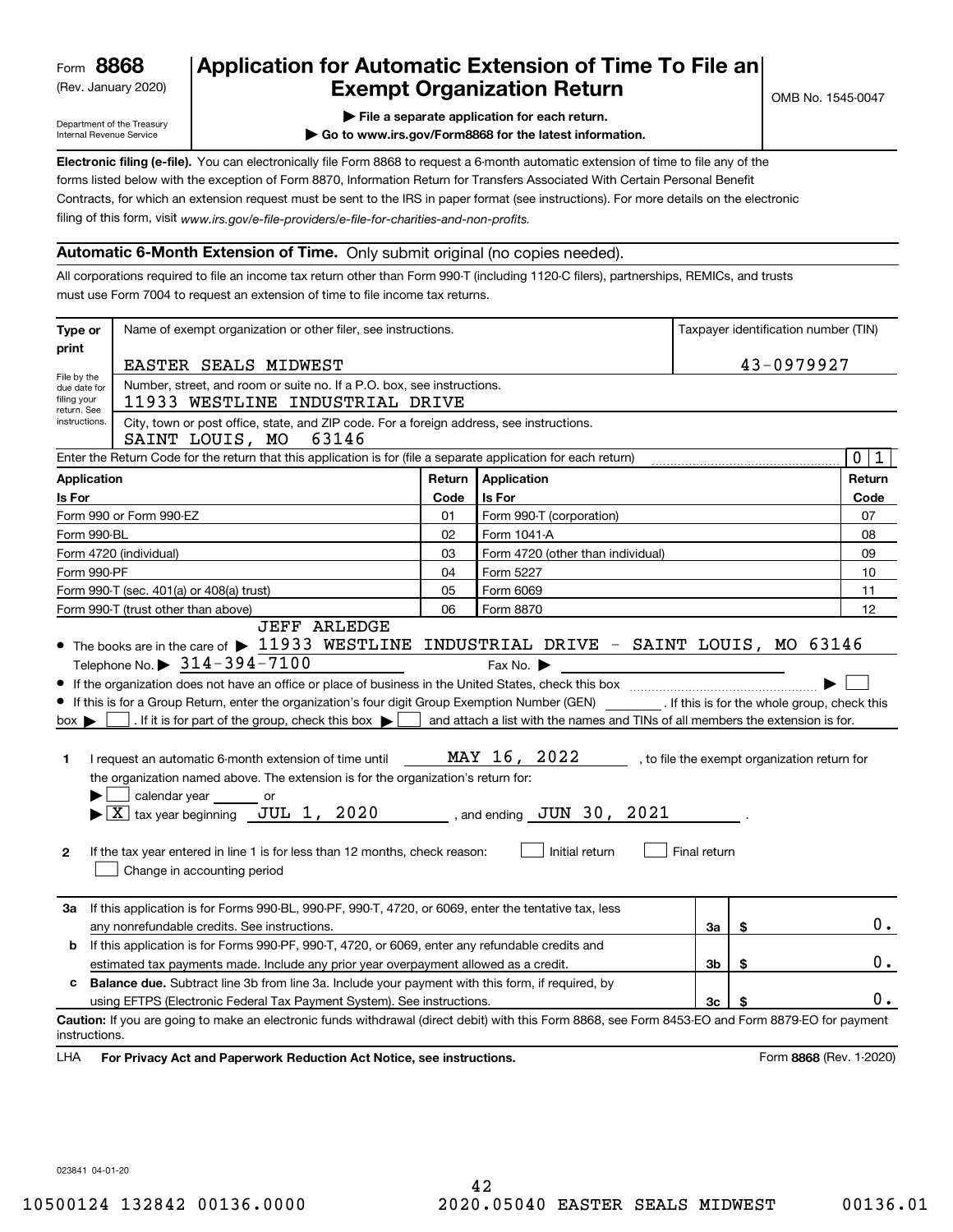Form **8868**
(Rev. January 2020)
Department of the Treasury
Internal Revenue Service

# Application for Automatic Extension of Time To File an Exempt Organization Return

OMB No. 1545-0047

▶ File a separate application for each return.
▶ Go to www.irs.gov/Form8868 for the latest information.

**Electronic filing (e-file).** You can electronically file Form 8868 to request a 6-month automatic extension of time to file any of the forms listed below with the exception of Form 8870, Information Return for Transfers Associated With Certain Personal Benefit Contracts, for which an extension request must be sent to the IRS in paper format (see instructions). For more details on the electronic filing of this form, visit *www.irs.gov/e-file-providers/e-file-for-charities-and-non-profits.*

## Automatic 6-Month Extension of Time. Only submit original (no copies needed).

All corporations required to file an income tax return other than Form 990-T (including 1120-C filers), partnerships, REMICs, and trusts must use Form 7004 to request an extension of time to file income tax returns.

| Type or print | Name of exempt organization or other filer, see instructions. | Taxpayer identification number (TIN) |
|---|---|---|
| File by the due date for filing your return. See instructions. | EASTER SEALS MIDWEST | 43-0979927 |
| | Number, street, and room or suite no. If a P.O. box, see instructions. 11933 WESTLINE INDUSTRIAL DRIVE | |
| | City, town or post office, state, and ZIP code. For a foreign address, see instructions. SAINT LOUIS, MO 63146 | |

Enter the Return Code for the return that this application is for (file a separate application for each return) .......... 0 1

| Application Is For | Return Code | Application Is For | Return Code |
|---|---|---|---|
| Form 990 or Form 990-EZ | 01 | Form 990-T (corporation) | 07 |
| Form 990-BL | 02 | Form 1041-A | 08 |
| Form 4720 (individual) | 03 | Form 4720 (other than individual) | 09 |
| Form 990-PF | 04 | Form 5227 | 10 |
| Form 990-T (sec. 401(a) or 408(a) trust) | 05 | Form 6069 | 11 |
| Form 990-T (trust other than above) | 06 | Form 8870 | 12 |

- The books are in the care of ▶ JEFF ARLEDGE 11933 WESTLINE INDUSTRIAL DRIVE - SAINT LOUIS, MO 63146
  Telephone No. ▶ 314-394-7100 Fax No. ▶
- If the organization does not have an office or place of business in the United States, check this box .......... ▶ ☐
- If this is for a Group Return, enter the organization's four digit Group Exemption Number (GEN) ______ . If this is for the whole group, check this box ▶ ☐ . If it is for part of the group, check this box ▶ ☐ and attach a list with the names and TINs of all members the extension is for.

**1** I request an automatic 6-month extension of time until MAY 16, 2022 , to file the exempt organization return for the organization named above. The extension is for the organization's return for:
▶ ☐ calendar year ______ or
▶ ☒ tax year beginning JUL 1, 2020 , and ending JUN 30, 2021 .

**2** If the tax year entered in line 1 is for less than 12 months, check reason: ☐ Initial return ☐ Final return
☐ Change in accounting period

| | | | |
|---|---|---|---|
| **3a** If this application is for Forms 990-BL, 990-PF, 990-T, 4720, or 6069, enter the tentative tax, less any nonrefundable credits. See instructions. | 3a | $ | 0. |
| **b** If this application is for Forms 990-PF, 990-T, 4720, or 6069, enter any refundable credits and estimated tax payments made. Include any prior year overpayment allowed as a credit. | 3b | $ | 0. |
| **c** **Balance due.** Subtract line 3b from line 3a. Include your payment with this form, if required, by using EFTPS (Electronic Federal Tax Payment System). See instructions. | 3c | $ | 0. |

**Caution:** If you are going to make an electronic funds withdrawal (direct debit) with this Form 8868, see Form 8453-EO and Form 8879-EO for payment instructions.

LHA **For Privacy Act and Paperwork Reduction Act Notice, see instructions.** Form **8868** (Rev. 1-2020)

023841 04-01-20

10500124 132842 00136.0000 2020.05040 EASTER SEALS MIDWEST 00136.01